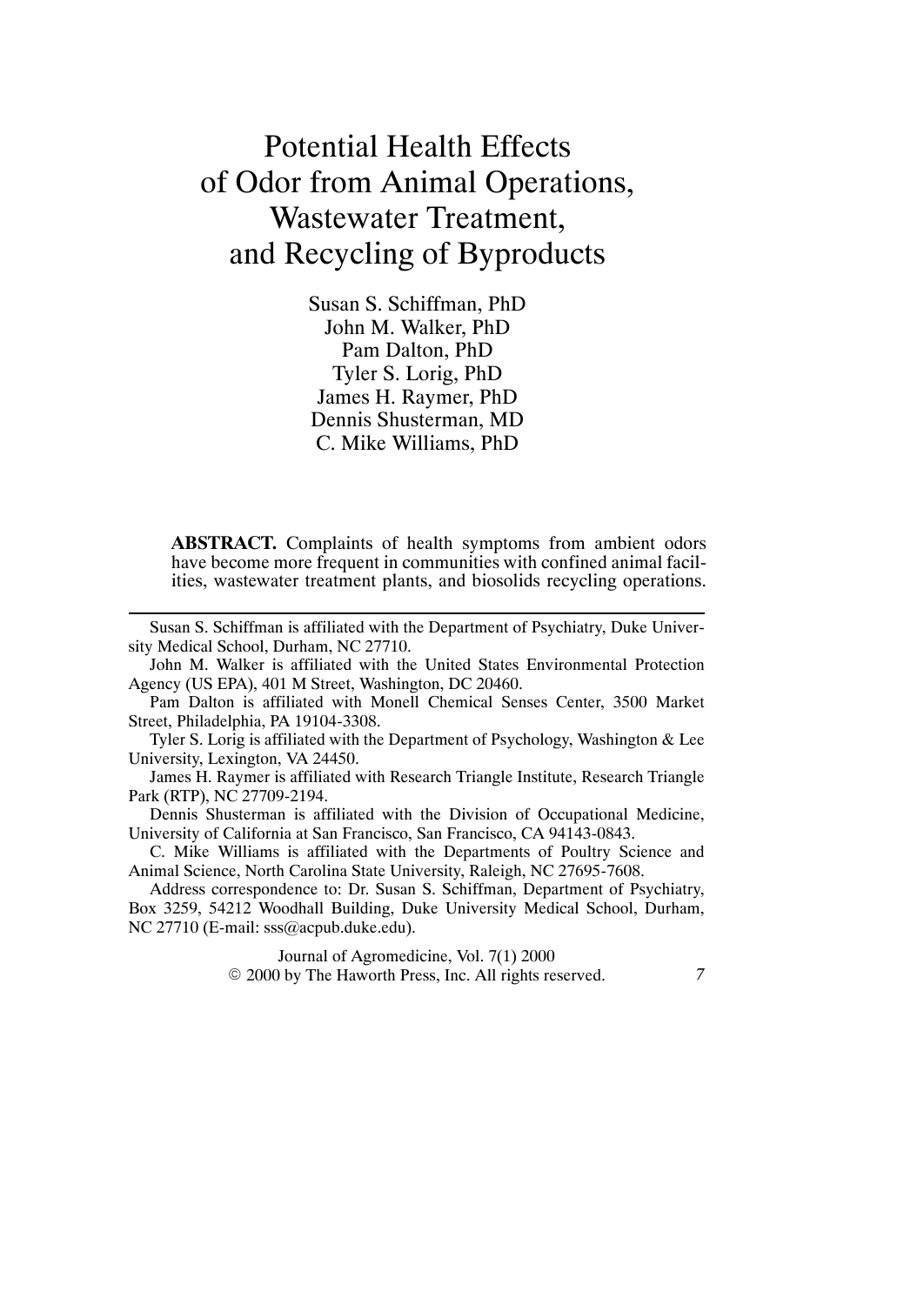# Potential Health Effects of Odor from Animal Operations, Wastewater Treatment, and Recycling of Byproducts

Susan S. Schiffman, PhD
John M. Walker, PhD
Pam Dalton, PhD
Tyler S. Lorig, PhD
James H. Raymer, PhD
Dennis Shusterman, MD
C. Mike Williams, PhD

**ABSTRACT.** Complaints of health symptoms from ambient odors have become more frequent in communities with confined animal facilities, wastewater treatment plants, and biosolids recycling operations.

---

Susan S. Schiffman is affiliated with the Department of Psychiatry, Duke University Medical School, Durham, NC 27710.

John M. Walker is affiliated with the United States Environmental Protection Agency (US EPA), 401 M Street, Washington, DC 20460.

Pam Dalton is affiliated with Monell Chemical Senses Center, 3500 Market Street, Philadelphia, PA 19104-3308.

Tyler S. Lorig is affiliated with the Department of Psychology, Washington & Lee University, Lexington, VA 24450.

James H. Raymer is affiliated with Research Triangle Institute, Research Triangle Park (RTP), NC 27709-2194.

Dennis Shusterman is affiliated with the Division of Occupational Medicine, University of California at San Francisco, San Francisco, CA 94143-0843.

C. Mike Williams is affiliated with the Departments of Poultry Science and Animal Science, North Carolina State University, Raleigh, NC 27695-7608.

Address correspondence to: Dr. Susan S. Schiffman, Department of Psychiatry, Box 3259, 54212 Woodhall Building, Duke University Medical School, Durham, NC 27710 (E-mail: sss@acpub.duke.edu).

Journal of Agromedicine, Vol. 7(1) 2000
© 2000 by The Haworth Press, Inc. All rights reserved.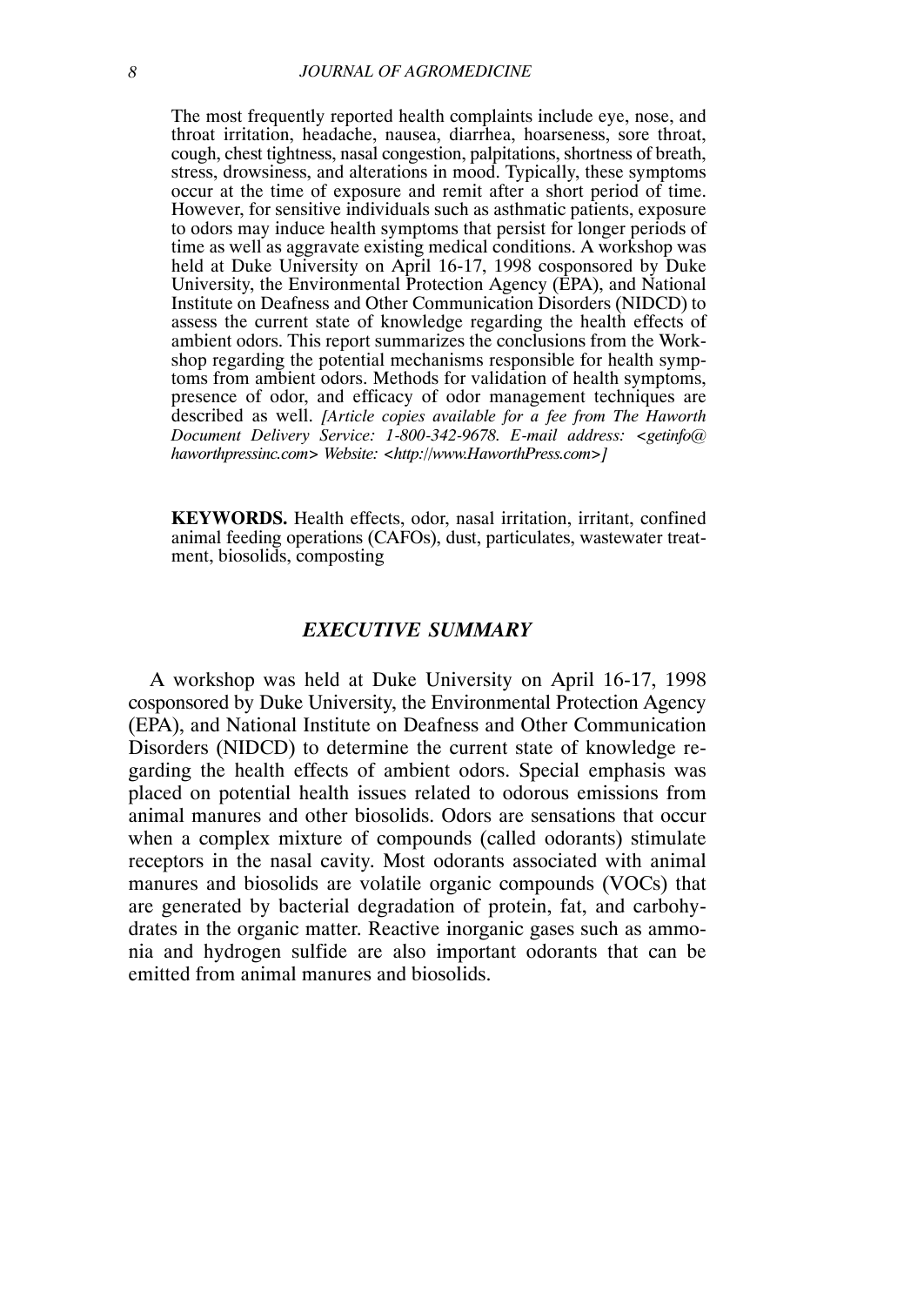The most frequently reported health complaints include eye, nose, and throat irritation, headache, nausea, diarrhea, hoarseness, sore throat, cough, chest tightness, nasal congestion, palpitations, shortness of breath, stress, drowsiness, and alterations in mood. Typically, these symptoms occur at the time of exposure and remit after a short period of time. However, for sensitive individuals such as asthmatic patients, exposure to odors may induce health symptoms that persist for longer periods of time as well as aggravate existing medical conditions. A workshop was held at Duke University on April 16-17, 1998 cosponsored by Duke University, the Environmental Protection Agency (EPA), and National Institute on Deafness and Other Communication Disorders (NIDCD) to assess the current state of knowledge regarding the health effects of ambient odors. This report summarizes the conclusions from the Workshop regarding the potential mechanisms responsible for health symptoms from ambient odors. Methods for validation of health symptoms, presence of odor, and efficacy of odor management techniques are described as well. *[Article copies available for a fee from The Haworth Document Delivery Service: 1-800-342-9678. E-mail address: <getinfo@haworthpressinc.com> Website: <http://www.HaworthPress.com>]*

**KEYWORDS.** Health effects, odor, nasal irritation, irritant, confined animal feeding operations (CAFOs), dust, particulates, wastewater treatment, biosolids, composting

## *EXECUTIVE SUMMARY*

A workshop was held at Duke University on April 16-17, 1998 cosponsored by Duke University, the Environmental Protection Agency (EPA), and National Institute on Deafness and Other Communication Disorders (NIDCD) to determine the current state of knowledge regarding the health effects of ambient odors. Special emphasis was placed on potential health issues related to odorous emissions from animal manures and other biosolids. Odors are sensations that occur when a complex mixture of compounds (called odorants) stimulate receptors in the nasal cavity. Most odorants associated with animal manures and biosolids are volatile organic compounds (VOCs) that are generated by bacterial degradation of protein, fat, and carbohydrates in the organic matter. Reactive inorganic gases such as ammonia and hydrogen sulfide are also important odorants that can be emitted from animal manures and biosolids.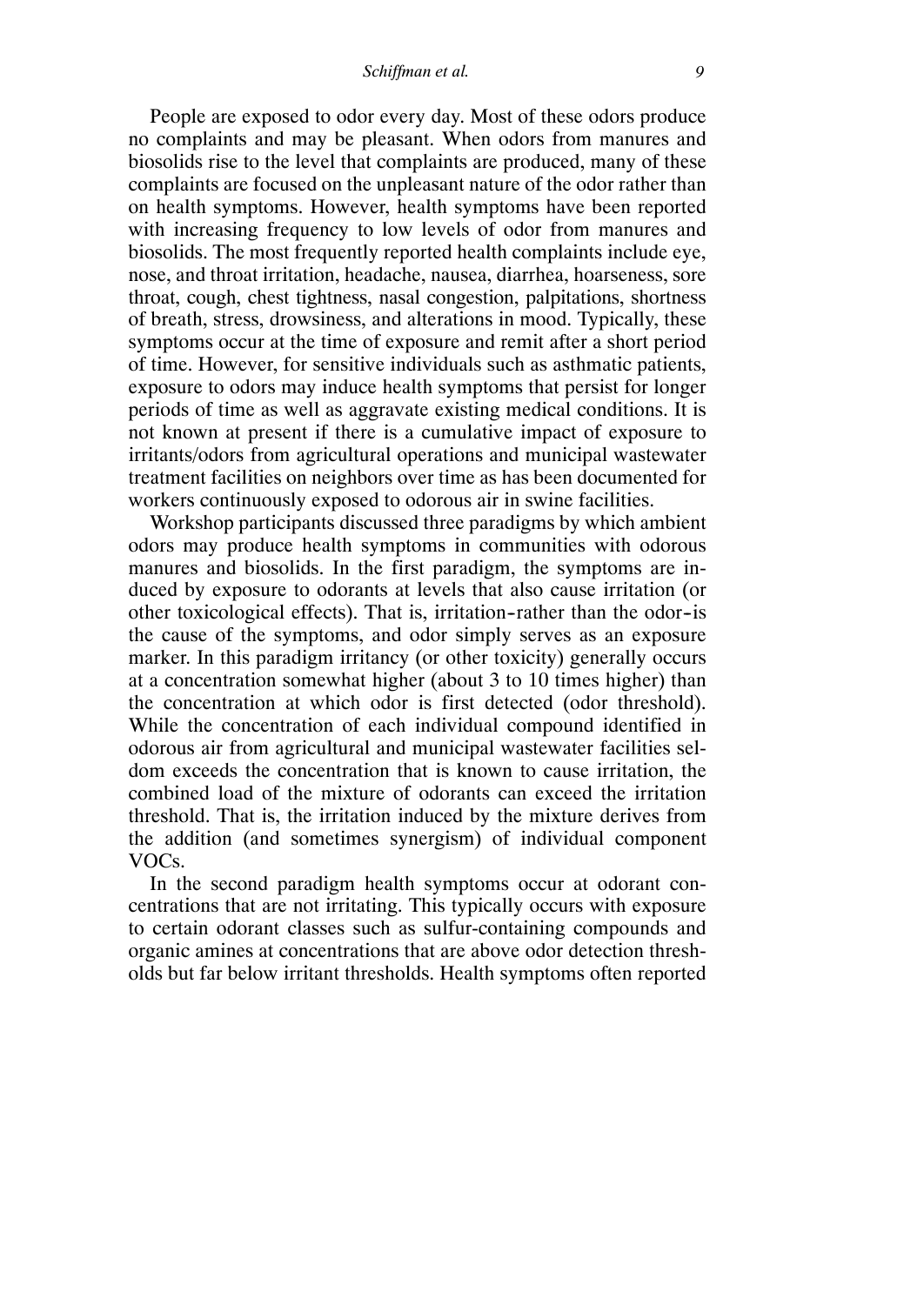People are exposed to odor every day. Most of these odors produce no complaints and may be pleasant. When odors from manures and biosolids rise to the level that complaints are produced, many of these complaints are focused on the unpleasant nature of the odor rather than on health symptoms. However, health symptoms have been reported with increasing frequency to low levels of odor from manures and biosolids. The most frequently reported health complaints include eye, nose, and throat irritation, headache, nausea, diarrhea, hoarseness, sore throat, cough, chest tightness, nasal congestion, palpitations, shortness of breath, stress, drowsiness, and alterations in mood. Typically, these symptoms occur at the time of exposure and remit after a short period of time. However, for sensitive individuals such as asthmatic patients, exposure to odors may induce health symptoms that persist for longer periods of time as well as aggravate existing medical conditions. It is not known at present if there is a cumulative impact of exposure to irritants/odors from agricultural operations and municipal wastewater treatment facilities on neighbors over time as has been documented for workers continuously exposed to odorous air in swine facilities.

Workshop participants discussed three paradigms by which ambient odors may produce health symptoms in communities with odorous manures and biosolids. In the first paradigm, the symptoms are induced by exposure to odorants at levels that also cause irritation (or other toxicological effects). That is, irritation–rather than the odor–is the cause of the symptoms, and odor simply serves as an exposure marker. In this paradigm irritancy (or other toxicity) generally occurs at a concentration somewhat higher (about 3 to 10 times higher) than the concentration at which odor is first detected (odor threshold). While the concentration of each individual compound identified in odorous air from agricultural and municipal wastewater facilities seldom exceeds the concentration that is known to cause irritation, the combined load of the mixture of odorants can exceed the irritation threshold. That is, the irritation induced by the mixture derives from the addition (and sometimes synergism) of individual component VOCs.

In the second paradigm health symptoms occur at odorant concentrations that are not irritating. This typically occurs with exposure to certain odorant classes such as sulfur-containing compounds and organic amines at concentrations that are above odor detection thresholds but far below irritant thresholds. Health symptoms often reported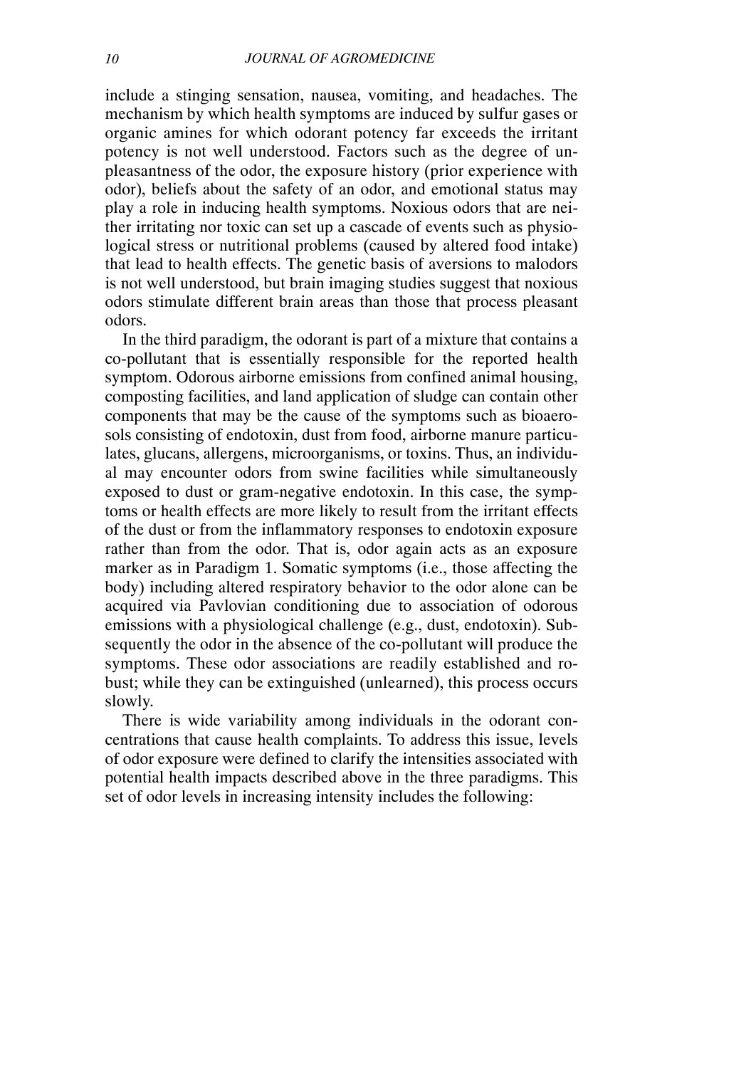include a stinging sensation, nausea, vomiting, and headaches. The mechanism by which health symptoms are induced by sulfur gases or organic amines for which odorant potency far exceeds the irritant potency is not well understood. Factors such as the degree of unpleasantness of the odor, the exposure history (prior experience with odor), beliefs about the safety of an odor, and emotional status may play a role in inducing health symptoms. Noxious odors that are neither irritating nor toxic can set up a cascade of events such as physiological stress or nutritional problems (caused by altered food intake) that lead to health effects. The genetic basis of aversions to malodors is not well understood, but brain imaging studies suggest that noxious odors stimulate different brain areas than those that process pleasant odors.

In the third paradigm, the odorant is part of a mixture that contains a co-pollutant that is essentially responsible for the reported health symptom. Odorous airborne emissions from confined animal housing, composting facilities, and land application of sludge can contain other components that may be the cause of the symptoms such as bioaerosols consisting of endotoxin, dust from food, airborne manure particulates, glucans, allergens, microorganisms, or toxins. Thus, an individual may encounter odors from swine facilities while simultaneously exposed to dust or gram-negative endotoxin. In this case, the symptoms or health effects are more likely to result from the irritant effects of the dust or from the inflammatory responses to endotoxin exposure rather than from the odor. That is, odor again acts as an exposure marker as in Paradigm 1. Somatic symptoms (i.e., those affecting the body) including altered respiratory behavior to the odor alone can be acquired via Pavlovian conditioning due to association of odorous emissions with a physiological challenge (e.g., dust, endotoxin). Subsequently the odor in the absence of the co-pollutant will produce the symptoms. These odor associations are readily established and robust; while they can be extinguished (unlearned), this process occurs slowly.

There is wide variability among individuals in the odorant concentrations that cause health complaints. To address this issue, levels of odor exposure were defined to clarify the intensities associated with potential health impacts described above in the three paradigms. This set of odor levels in increasing intensity includes the following: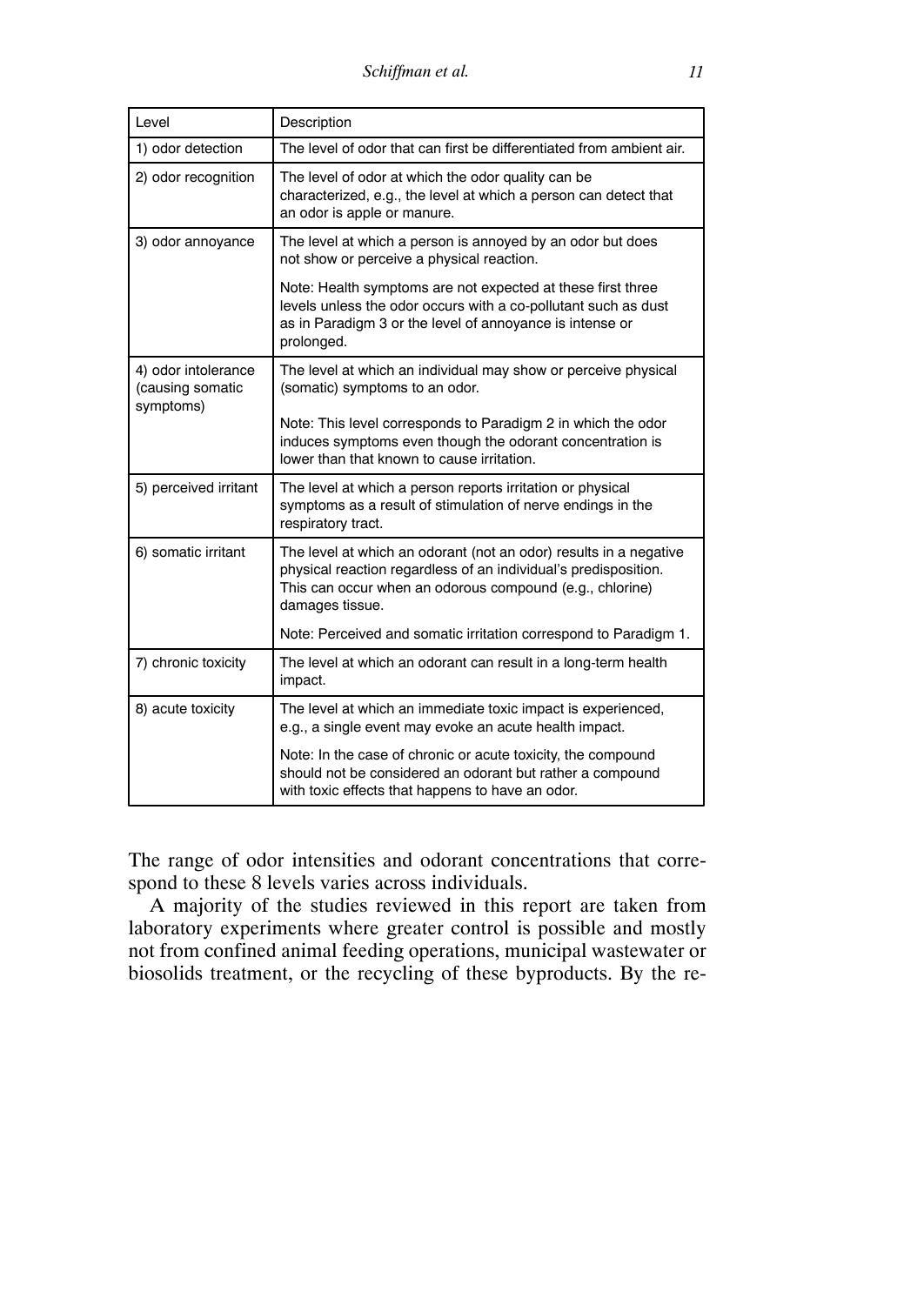| Level | Description |
| --- | --- |
| 1) odor detection | The level of odor that can first be differentiated from ambient air. |
| 2) odor recognition | The level of odor at which the odor quality can be characterized, e.g., the level at which a person can detect that an odor is apple or manure. |
| 3) odor annoyance | The level at which a person is annoyed by an odor but does not show or perceive a physical reaction.<br><br>Note: Health symptoms are not expected at these first three levels unless the odor occurs with a co-pollutant such as dust as in Paradigm 3 or the level of annoyance is intense or prolonged. |
| 4) odor intolerance (causing somatic symptoms) | The level at which an individual may show or perceive physical (somatic) symptoms to an odor.<br><br>Note: This level corresponds to Paradigm 2 in which the odor induces symptoms even though the odorant concentration is lower than that known to cause irritation. |
| 5) perceived irritant | The level at which a person reports irritation or physical symptoms as a result of stimulation of nerve endings in the respiratory tract. |
| 6) somatic irritant | The level at which an odorant (not an odor) results in a negative physical reaction regardless of an individual's predisposition. This can occur when an odorous compound (e.g., chlorine) damages tissue.<br><br>Note: Perceived and somatic irritation correspond to Paradigm 1. |
| 7) chronic toxicity | The level at which an odorant can result in a long-term health impact. |
| 8) acute toxicity | The level at which an immediate toxic impact is experienced, e.g., a single event may evoke an acute health impact.<br><br>Note: In the case of chronic or acute toxicity, the compound should not be considered an odorant but rather a compound with toxic effects that happens to have an odor. |

The range of odor intensities and odorant concentrations that correspond to these 8 levels varies across individuals.

A majority of the studies reviewed in this report are taken from laboratory experiments where greater control is possible and mostly not from confined animal feeding operations, municipal wastewater or biosolids treatment, or the recycling of these byproducts. By the re-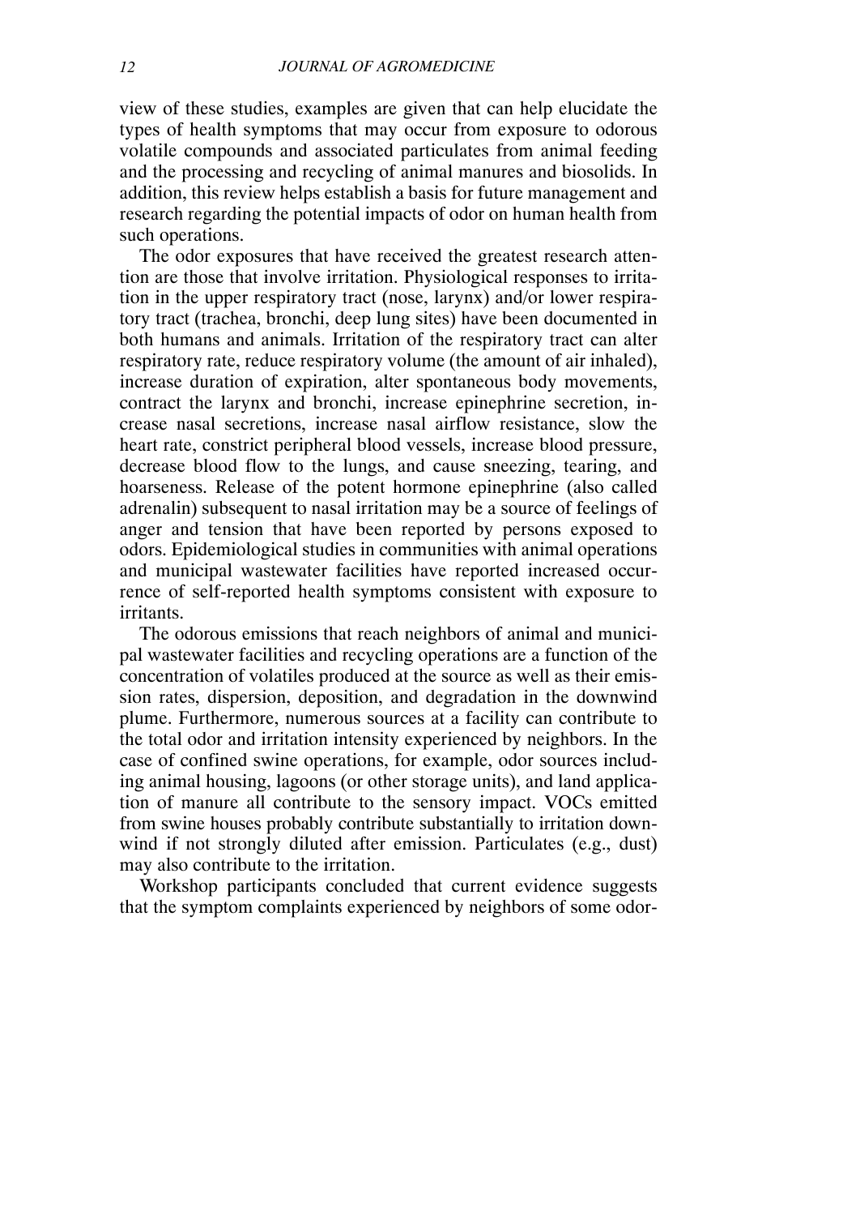view of these studies, examples are given that can help elucidate the types of health symptoms that may occur from exposure to odorous volatile compounds and associated particulates from animal feeding and the processing and recycling of animal manures and biosolids. In addition, this review helps establish a basis for future management and research regarding the potential impacts of odor on human health from such operations.

The odor exposures that have received the greatest research attention are those that involve irritation. Physiological responses to irritation in the upper respiratory tract (nose, larynx) and/or lower respiratory tract (trachea, bronchi, deep lung sites) have been documented in both humans and animals. Irritation of the respiratory tract can alter respiratory rate, reduce respiratory volume (the amount of air inhaled), increase duration of expiration, alter spontaneous body movements, contract the larynx and bronchi, increase epinephrine secretion, increase nasal secretions, increase nasal airflow resistance, slow the heart rate, constrict peripheral blood vessels, increase blood pressure, decrease blood flow to the lungs, and cause sneezing, tearing, and hoarseness. Release of the potent hormone epinephrine (also called adrenalin) subsequent to nasal irritation may be a source of feelings of anger and tension that have been reported by persons exposed to odors. Epidemiological studies in communities with animal operations and municipal wastewater facilities have reported increased occurrence of self-reported health symptoms consistent with exposure to irritants.

The odorous emissions that reach neighbors of animal and municipal wastewater facilities and recycling operations are a function of the concentration of volatiles produced at the source as well as their emission rates, dispersion, deposition, and degradation in the downwind plume. Furthermore, numerous sources at a facility can contribute to the total odor and irritation intensity experienced by neighbors. In the case of confined swine operations, for example, odor sources including animal housing, lagoons (or other storage units), and land application of manure all contribute to the sensory impact. VOCs emitted from swine houses probably contribute substantially to irritation downwind if not strongly diluted after emission. Particulates (e.g., dust) may also contribute to the irritation.

Workshop participants concluded that current evidence suggests that the symptom complaints experienced by neighbors of some odor-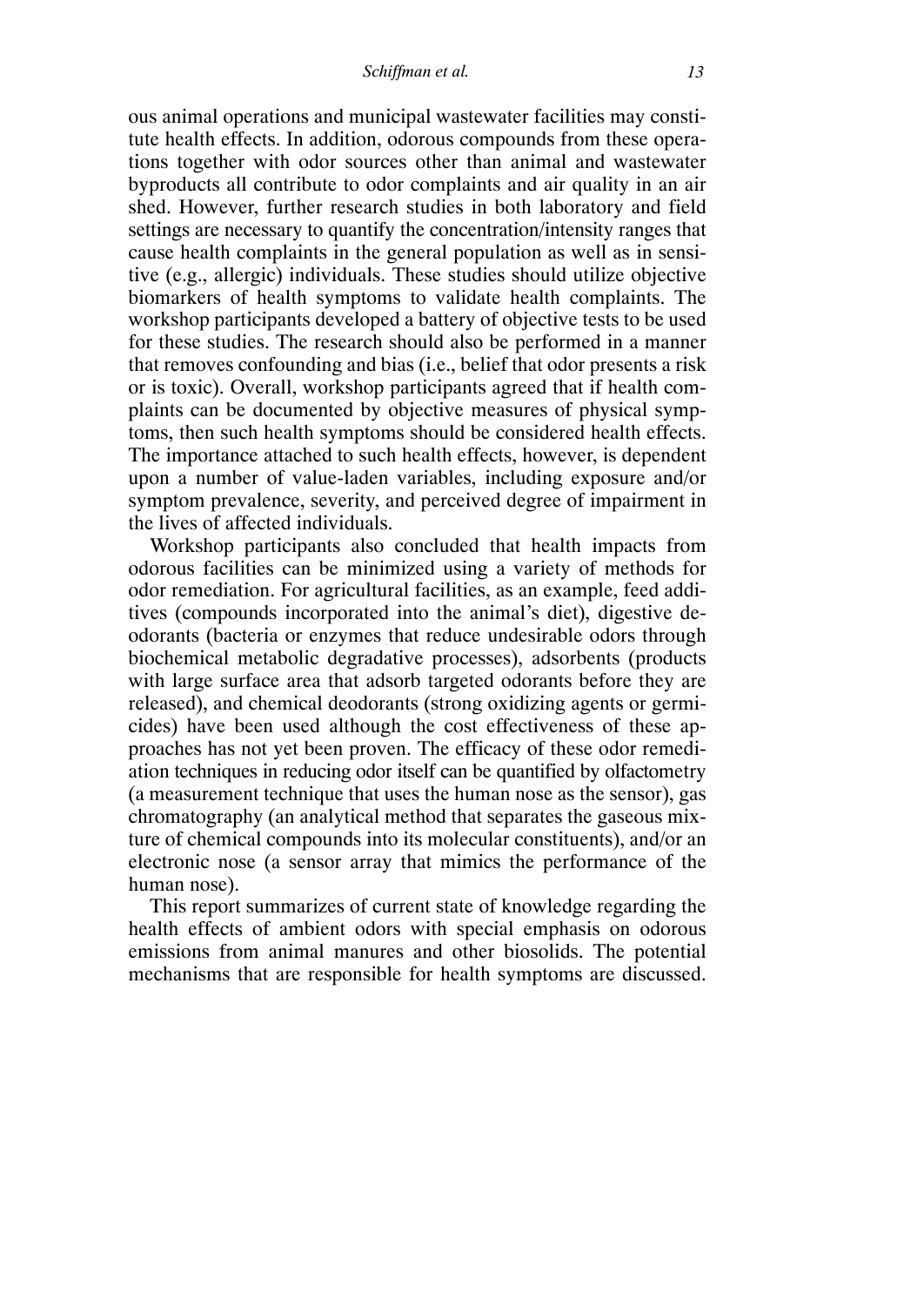ous animal operations and municipal wastewater facilities may constitute health effects. In addition, odorous compounds from these operations together with odor sources other than animal and wastewater byproducts all contribute to odor complaints and air quality in an air shed. However, further research studies in both laboratory and field settings are necessary to quantify the concentration/intensity ranges that cause health complaints in the general population as well as in sensitive (e.g., allergic) individuals. These studies should utilize objective biomarkers of health symptoms to validate health complaints. The workshop participants developed a battery of objective tests to be used for these studies. The research should also be performed in a manner that removes confounding and bias (i.e., belief that odor presents a risk or is toxic). Overall, workshop participants agreed that if health complaints can be documented by objective measures of physical symptoms, then such health symptoms should be considered health effects. The importance attached to such health effects, however, is dependent upon a number of value-laden variables, including exposure and/or symptom prevalence, severity, and perceived degree of impairment in the lives of affected individuals.

Workshop participants also concluded that health impacts from odorous facilities can be minimized using a variety of methods for odor remediation. For agricultural facilities, as an example, feed additives (compounds incorporated into the animal's diet), digestive deodorants (bacteria or enzymes that reduce undesirable odors through biochemical metabolic degradative processes), adsorbents (products with large surface area that adsorb targeted odorants before they are released), and chemical deodorants (strong oxidizing agents or germicides) have been used although the cost effectiveness of these approaches has not yet been proven. The efficacy of these odor remediation techniques in reducing odor itself can be quantified by olfactometry (a measurement technique that uses the human nose as the sensor), gas chromatography (an analytical method that separates the gaseous mixture of chemical compounds into its molecular constituents), and/or an electronic nose (a sensor array that mimics the performance of the human nose).

This report summarizes of current state of knowledge regarding the health effects of ambient odors with special emphasis on odorous emissions from animal manures and other biosolids. The potential mechanisms that are responsible for health symptoms are discussed.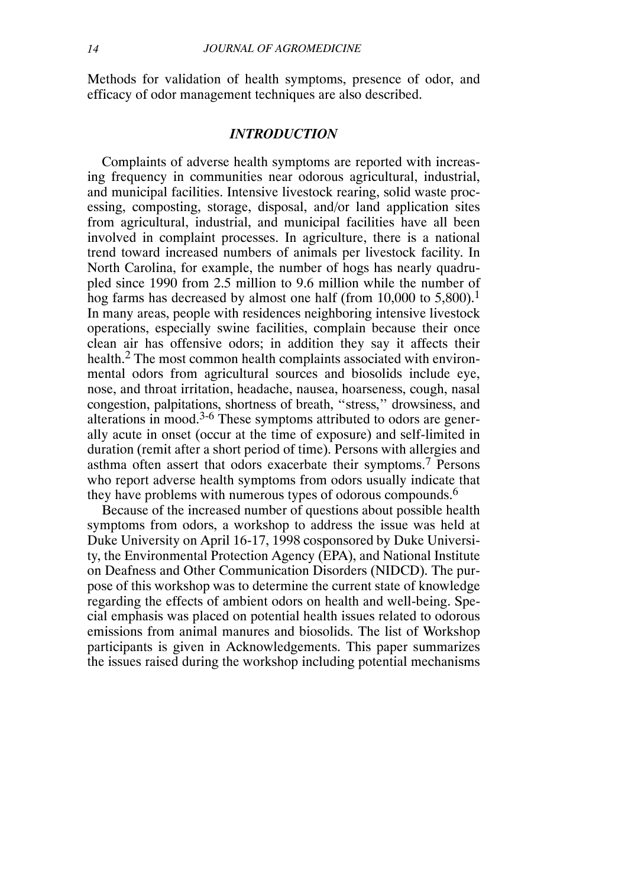Methods for validation of health symptoms, presence of odor, and efficacy of odor management techniques are also described.

## *INTRODUCTION*

Complaints of adverse health symptoms are reported with increasing frequency in communities near odorous agricultural, industrial, and municipal facilities. Intensive livestock rearing, solid waste processing, composting, storage, disposal, and/or land application sites from agricultural, industrial, and municipal facilities have all been involved in complaint processes. In agriculture, there is a national trend toward increased numbers of animals per livestock facility. In North Carolina, for example, the number of hogs has nearly quadrupled since 1990 from 2.5 million to 9.6 million while the number of hog farms has decreased by almost one half (from 10,000 to 5,800).[1] In many areas, people with residences neighboring intensive livestock operations, especially swine facilities, complain because their once clean air has offensive odors; in addition they say it affects their health.[2] The most common health complaints associated with environmental odors from agricultural sources and biosolids include eye, nose, and throat irritation, headache, nausea, hoarseness, cough, nasal congestion, palpitations, shortness of breath, "stress," drowsiness, and alterations in mood.[3-6] These symptoms attributed to odors are generally acute in onset (occur at the time of exposure) and self-limited in duration (remit after a short period of time). Persons with allergies and asthma often assert that odors exacerbate their symptoms.[7] Persons who report adverse health symptoms from odors usually indicate that they have problems with numerous types of odorous compounds.[6]

Because of the increased number of questions about possible health symptoms from odors, a workshop to address the issue was held at Duke University on April 16-17, 1998 cosponsored by Duke University, the Environmental Protection Agency (EPA), and National Institute on Deafness and Other Communication Disorders (NIDCD). The purpose of this workshop was to determine the current state of knowledge regarding the effects of ambient odors on health and well-being. Special emphasis was placed on potential health issues related to odorous emissions from animal manures and biosolids. The list of Workshop participants is given in Acknowledgements. This paper summarizes the issues raised during the workshop including potential mechanisms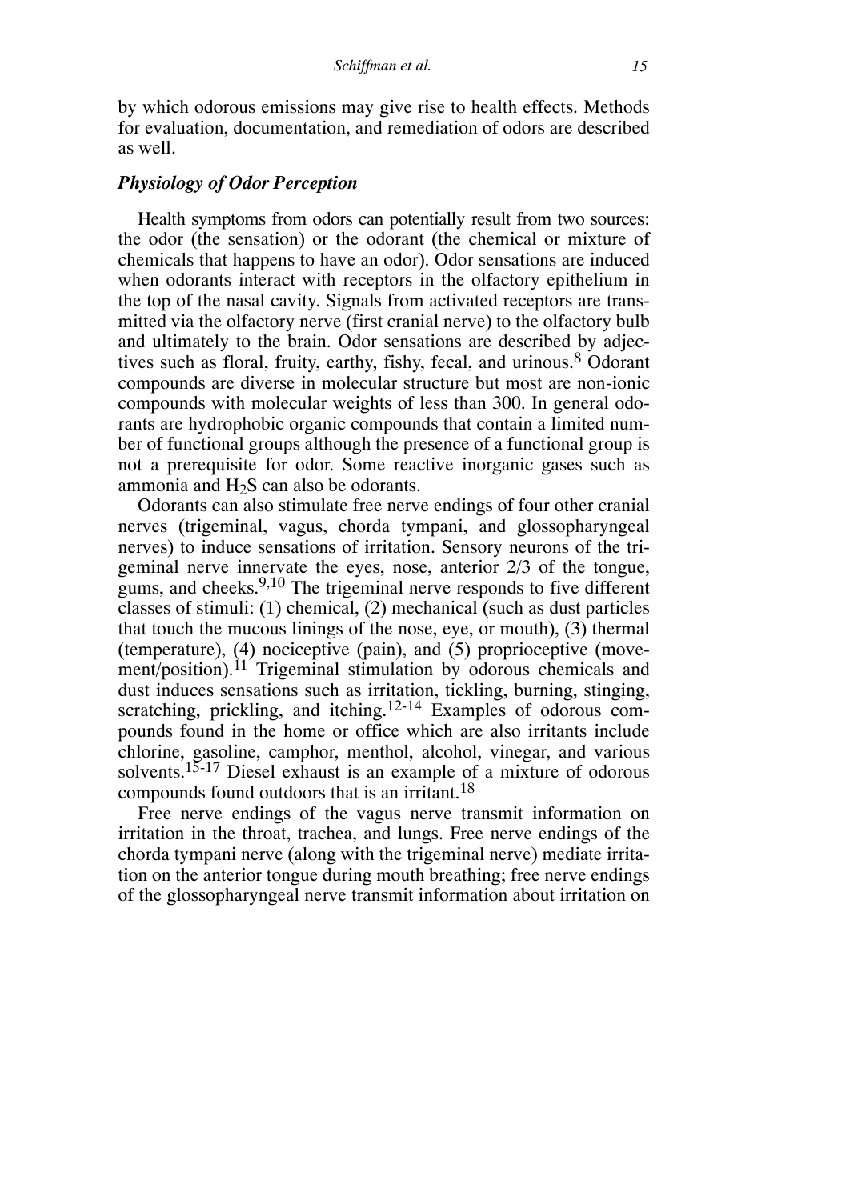by which odorous emissions may give rise to health effects. Methods for evaluation, documentation, and remediation of odors are described as well.

### *Physiology of Odor Perception*

Health symptoms from odors can potentially result from two sources: the odor (the sensation) or the odorant (the chemical or mixture of chemicals that happens to have an odor). Odor sensations are induced when odorants interact with receptors in the olfactory epithelium in the top of the nasal cavity. Signals from activated receptors are transmitted via the olfactory nerve (first cranial nerve) to the olfactory bulb and ultimately to the brain. Odor sensations are described by adjectives such as floral, fruity, earthy, fishy, fecal, and urinous.[8] Odorant compounds are diverse in molecular structure but most are non-ionic compounds with molecular weights of less than 300. In general odorants are hydrophobic organic compounds that contain a limited number of functional groups although the presence of a functional group is not a prerequisite for odor. Some reactive inorganic gases such as ammonia and $H_2S$ can also be odorants.

Odorants can also stimulate free nerve endings of four other cranial nerves (trigeminal, vagus, chorda tympani, and glossopharyngeal nerves) to induce sensations of irritation. Sensory neurons of the trigeminal nerve innervate the eyes, nose, anterior 2/3 of the tongue, gums, and cheeks.[9,10] The trigeminal nerve responds to five different classes of stimuli: (1) chemical, (2) mechanical (such as dust particles that touch the mucous linings of the nose, eye, or mouth), (3) thermal (temperature), (4) nociceptive (pain), and (5) proprioceptive (movement/position).[11] Trigeminal stimulation by odorous chemicals and dust induces sensations such as irritation, tickling, burning, stinging, scratching, prickling, and itching.[12-14] Examples of odorous compounds found in the home or office which are also irritants include chlorine, gasoline, camphor, menthol, alcohol, vinegar, and various solvents.[15-17] Diesel exhaust is an example of a mixture of odorous compounds found outdoors that is an irritant.[18]

Free nerve endings of the vagus nerve transmit information on irritation in the throat, trachea, and lungs. Free nerve endings of the chorda tympani nerve (along with the trigeminal nerve) mediate irritation on the anterior tongue during mouth breathing; free nerve endings of the glossopharyngeal nerve transmit information about irritation on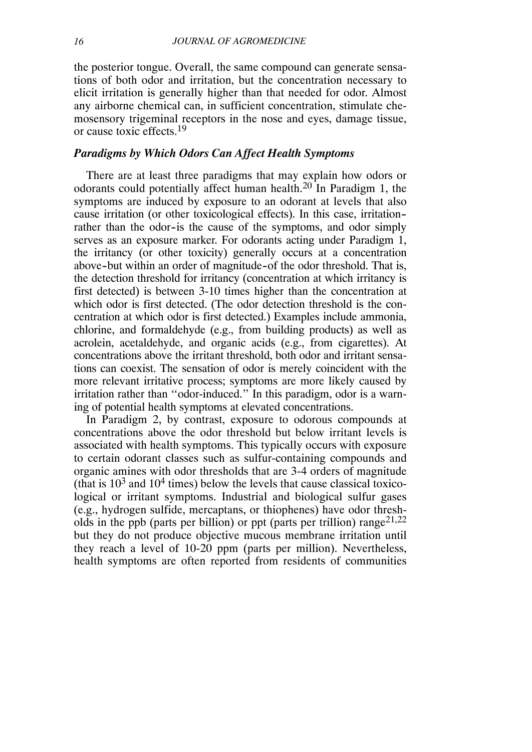the posterior tongue. Overall, the same compound can generate sensations of both odor and irritation, but the concentration necessary to elicit irritation is generally higher than that needed for odor. Almost any airborne chemical can, in sufficient concentration, stimulate chemosensory trigeminal receptors in the nose and eyes, damage tissue, or cause toxic effects.[19]

### *Paradigms by Which Odors Can Affect Health Symptoms*

There are at least three paradigms that may explain how odors or odorants could potentially affect human health.[20] In Paradigm 1, the symptoms are induced by exposure to an odorant at levels that also cause irritation (or other toxicological effects). In this case, irritation-rather than the odor-is the cause of the symptoms, and odor simply serves as an exposure marker. For odorants acting under Paradigm 1, the irritancy (or other toxicity) generally occurs at a concentration above-but within an order of magnitude-of the odor threshold. That is, the detection threshold for irritancy (concentration at which irritancy is first detected) is between 3-10 times higher than the concentration at which odor is first detected. (The odor detection threshold is the concentration at which odor is first detected.) Examples include ammonia, chlorine, and formaldehyde (e.g., from building products) as well as acrolein, acetaldehyde, and organic acids (e.g., from cigarettes). At concentrations above the irritant threshold, both odor and irritant sensations can coexist. The sensation of odor is merely coincident with the more relevant irritative process; symptoms are more likely caused by irritation rather than "odor-induced." In this paradigm, odor is a warning of potential health symptoms at elevated concentrations.

In Paradigm 2, by contrast, exposure to odorous compounds at concentrations above the odor threshold but below irritant levels is associated with health symptoms. This typically occurs with exposure to certain odorant classes such as sulfur-containing compounds and organic amines with odor thresholds that are 3-4 orders of magnitude (that is $10^3$ and $10^4$ times) below the levels that cause classical toxicological or irritant symptoms. Industrial and biological sulfur gases (e.g., hydrogen sulfide, mercaptans, or thiophenes) have odor thresholds in the ppb (parts per billion) or ppt (parts per trillion) range[21,22] but they do not produce objective mucous membrane irritation until they reach a level of 10-20 ppm (parts per million). Nevertheless, health symptoms are often reported from residents of communities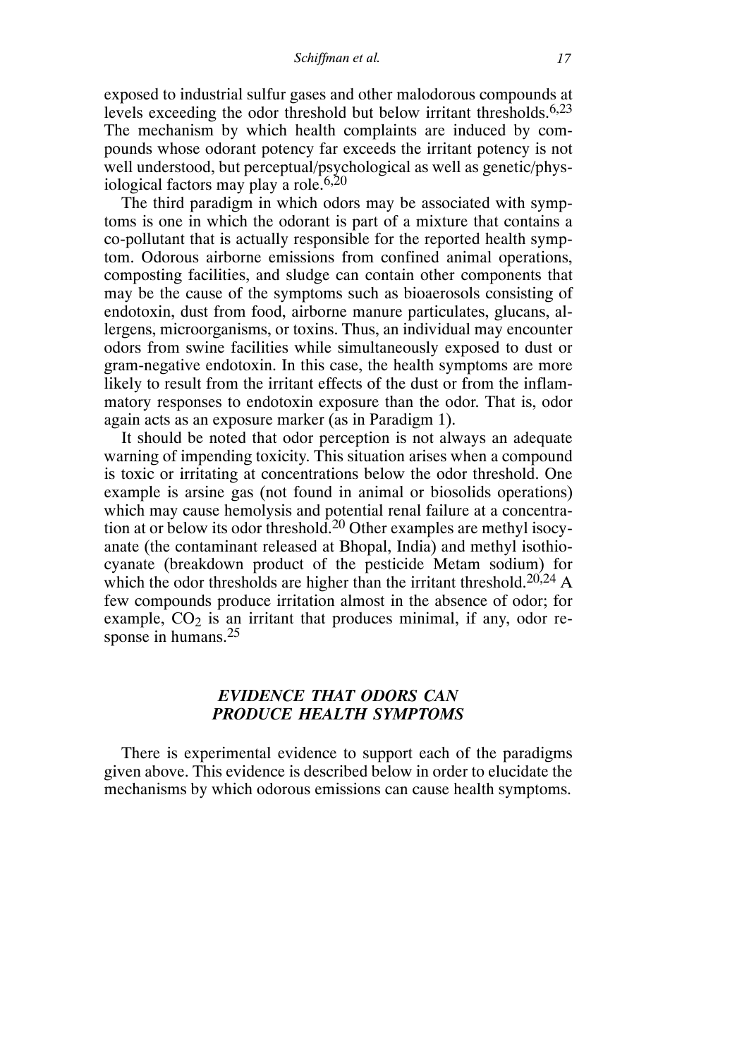exposed to industrial sulfur gases and other malodorous compounds at levels exceeding the odor threshold but below irritant thresholds.[6,23] The mechanism by which health complaints are induced by compounds whose odorant potency far exceeds the irritant potency is not well understood, but perceptual/psychological as well as genetic/physiological factors may play a role.[6,20]

The third paradigm in which odors may be associated with symptoms is one in which the odorant is part of a mixture that contains a co-pollutant that is actually responsible for the reported health symptom. Odorous airborne emissions from confined animal operations, composting facilities, and sludge can contain other components that may be the cause of the symptoms such as bioaerosols consisting of endotoxin, dust from food, airborne manure particulates, glucans, allergens, microorganisms, or toxins. Thus, an individual may encounter odors from swine facilities while simultaneously exposed to dust or gram-negative endotoxin. In this case, the health symptoms are more likely to result from the irritant effects of the dust or from the inflammatory responses to endotoxin exposure than the odor. That is, odor again acts as an exposure marker (as in Paradigm 1).

It should be noted that odor perception is not always an adequate warning of impending toxicity. This situation arises when a compound is toxic or irritating at concentrations below the odor threshold. One example is arsine gas (not found in animal or biosolids operations) which may cause hemolysis and potential renal failure at a concentration at or below its odor threshold.[20] Other examples are methyl isocyanate (the contaminant released at Bhopal, India) and methyl isothiocyanate (breakdown product of the pesticide Metam sodium) for which the odor thresholds are higher than the irritant threshold.[20,24] A few compounds produce irritation almost in the absence of odor; for example, $CO_2$ is an irritant that produces minimal, if any, odor response in humans.[25]

## *EVIDENCE THAT ODORS CAN PRODUCE HEALTH SYMPTOMS*

There is experimental evidence to support each of the paradigms given above. This evidence is described below in order to elucidate the mechanisms by which odorous emissions can cause health symptoms.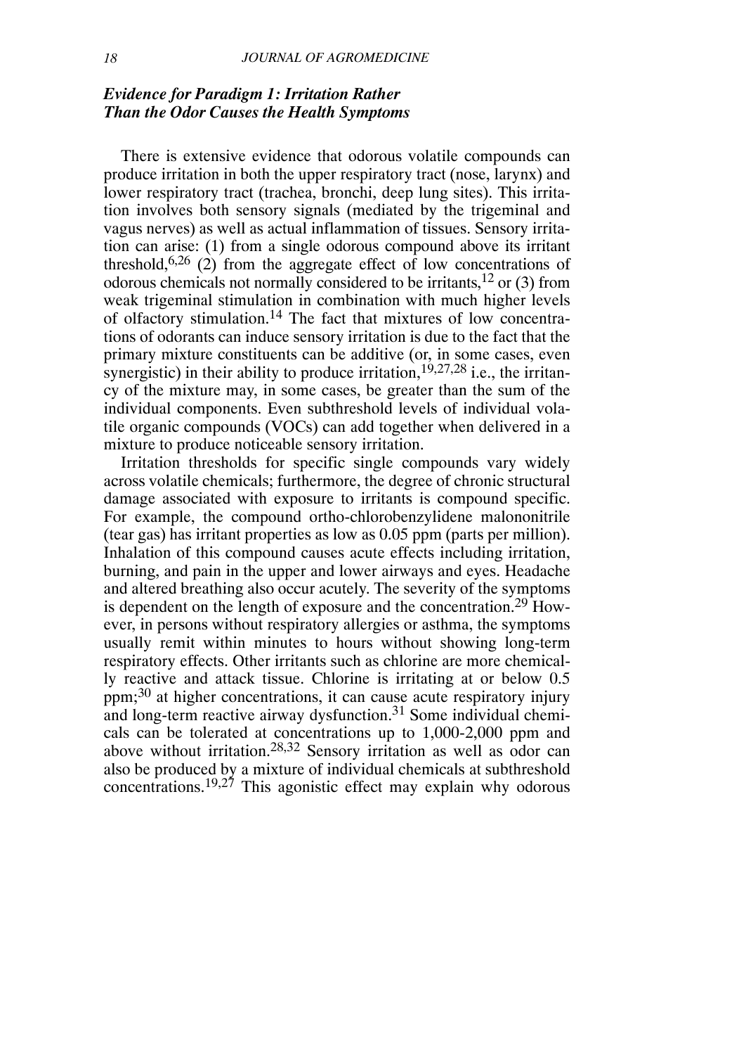### *Evidence for Paradigm 1: Irritation Rather Than the Odor Causes the Health Symptoms*

There is extensive evidence that odorous volatile compounds can produce irritation in both the upper respiratory tract (nose, larynx) and lower respiratory tract (trachea, bronchi, deep lung sites). This irritation involves both sensory signals (mediated by the trigeminal and vagus nerves) as well as actual inflammation of tissues. Sensory irritation can arise: (1) from a single odorous compound above its irritant threshold,[6,26] (2) from the aggregate effect of low concentrations of odorous chemicals not normally considered to be irritants,[12] or (3) from weak trigeminal stimulation in combination with much higher levels of olfactory stimulation.[14] The fact that mixtures of low concentrations of odorants can induce sensory irritation is due to the fact that the primary mixture constituents can be additive (or, in some cases, even synergistic) in their ability to produce irritation,[19,27,28] i.e., the irritancy of the mixture may, in some cases, be greater than the sum of the individual components. Even subthreshold levels of individual volatile organic compounds (VOCs) can add together when delivered in a mixture to produce noticeable sensory irritation.

Irritation thresholds for specific single compounds vary widely across volatile chemicals; furthermore, the degree of chronic structural damage associated with exposure to irritants is compound specific. For example, the compound ortho-chlorobenzylidene malononitrile (tear gas) has irritant properties as low as 0.05 ppm (parts per million). Inhalation of this compound causes acute effects including irritation, burning, and pain in the upper and lower airways and eyes. Headache and altered breathing also occur acutely. The severity of the symptoms is dependent on the length of exposure and the concentration.[29] However, in persons without respiratory allergies or asthma, the symptoms usually remit within minutes to hours without showing long-term respiratory effects. Other irritants such as chlorine are more chemically reactive and attack tissue. Chlorine is irritating at or below 0.5 ppm;[30] at higher concentrations, it can cause acute respiratory injury and long-term reactive airway dysfunction.[31] Some individual chemicals can be tolerated at concentrations up to 1,000-2,000 ppm and above without irritation.[28,32] Sensory irritation as well as odor can also be produced by a mixture of individual chemicals at subthreshold concentrations.[19,27] This agonistic effect may explain why odorous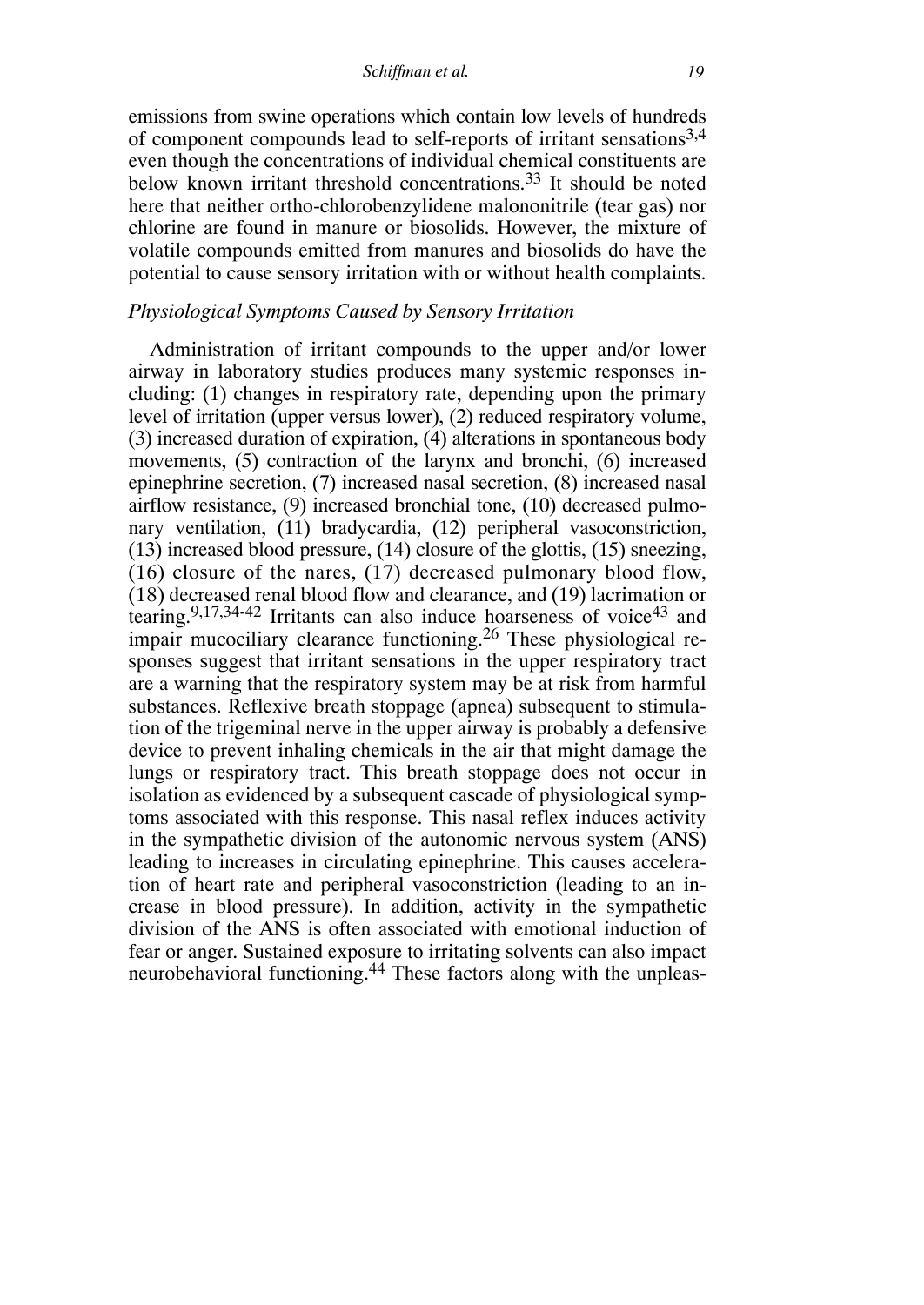emissions from swine operations which contain low levels of hundreds of component compounds lead to self-reports of irritant sensations[3,4] even though the concentrations of individual chemical constituents are below known irritant threshold concentrations.[33] It should be noted here that neither ortho-chlorobenzylidene malononitrile (tear gas) nor chlorine are found in manure or biosolids. However, the mixture of volatile compounds emitted from manures and biosolids do have the potential to cause sensory irritation with or without health complaints.

### *Physiological Symptoms Caused by Sensory Irritation*

Administration of irritant compounds to the upper and/or lower airway in laboratory studies produces many systemic responses including: (1) changes in respiratory rate, depending upon the primary level of irritation (upper versus lower), (2) reduced respiratory volume, (3) increased duration of expiration, (4) alterations in spontaneous body movements, (5) contraction of the larynx and bronchi, (6) increased epinephrine secretion, (7) increased nasal secretion, (8) increased nasal airflow resistance, (9) increased bronchial tone, (10) decreased pulmonary ventilation, (11) bradycardia, (12) peripheral vasoconstriction, (13) increased blood pressure, (14) closure of the glottis, (15) sneezing, (16) closure of the nares, (17) decreased pulmonary blood flow, (18) decreased renal blood flow and clearance, and (19) lacrimation or tearing.[9,17,34-42] Irritants can also induce hoarseness of voice[43] and impair mucociliary clearance functioning.[26] These physiological responses suggest that irritant sensations in the upper respiratory tract are a warning that the respiratory system may be at risk from harmful substances. Reflexive breath stoppage (apnea) subsequent to stimulation of the trigeminal nerve in the upper airway is probably a defensive device to prevent inhaling chemicals in the air that might damage the lungs or respiratory tract. This breath stoppage does not occur in isolation as evidenced by a subsequent cascade of physiological symptoms associated with this response. This nasal reflex induces activity in the sympathetic division of the autonomic nervous system (ANS) leading to increases in circulating epinephrine. This causes acceleration of heart rate and peripheral vasoconstriction (leading to an increase in blood pressure). In addition, activity in the sympathetic division of the ANS is often associated with emotional induction of fear or anger. Sustained exposure to irritating solvents can also impact neurobehavioral functioning.[44] These factors along with the unpleas-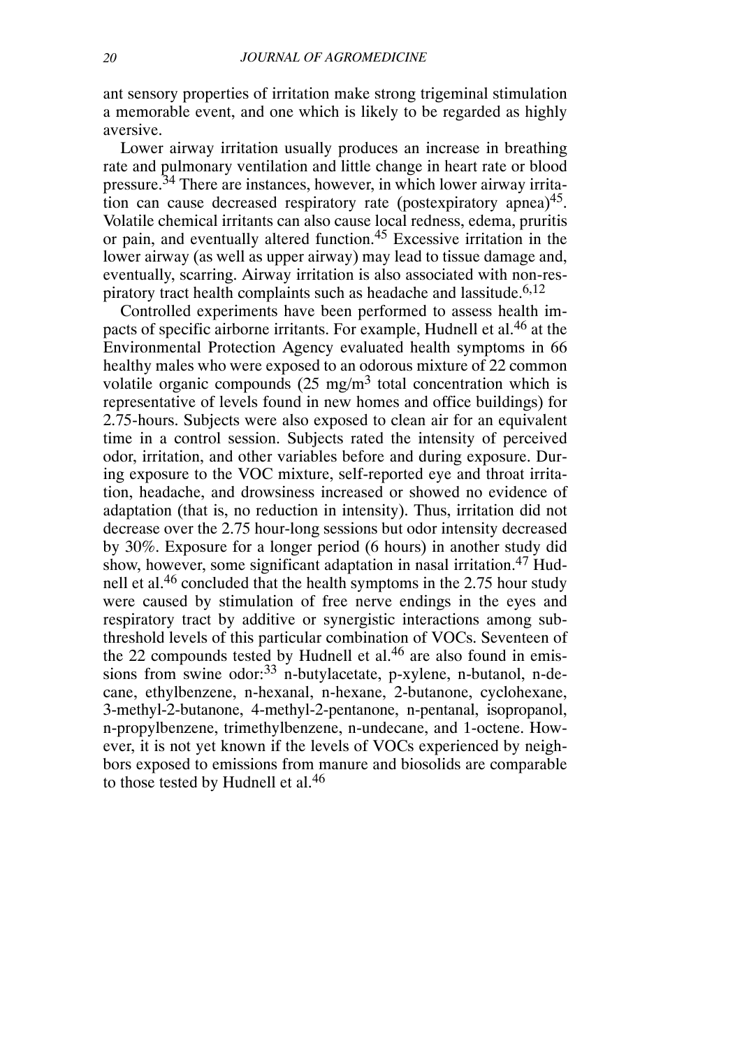ant sensory properties of irritation make strong trigeminal stimulation a memorable event, and one which is likely to be regarded as highly aversive.

Lower airway irritation usually produces an increase in breathing rate and pulmonary ventilation and little change in heart rate or blood pressure.[34] There are instances, however, in which lower airway irritation can cause decreased respiratory rate (postexpiratory apnea)[45]. Volatile chemical irritants can also cause local redness, edema, pruritis or pain, and eventually altered function.[45] Excessive irritation in the lower airway (as well as upper airway) may lead to tissue damage and, eventually, scarring. Airway irritation is also associated with non-respiratory tract health complaints such as headache and lassitude.[6,12]

Controlled experiments have been performed to assess health impacts of specific airborne irritants. For example, Hudnell et al.[46] at the Environmental Protection Agency evaluated health symptoms in 66 healthy males who were exposed to an odorous mixture of 22 common volatile organic compounds (25 $mg/m^3$ total concentration which is representative of levels found in new homes and office buildings) for 2.75-hours. Subjects were also exposed to clean air for an equivalent time in a control session. Subjects rated the intensity of perceived odor, irritation, and other variables before and during exposure. During exposure to the VOC mixture, self-reported eye and throat irritation, headache, and drowsiness increased or showed no evidence of adaptation (that is, no reduction in intensity). Thus, irritation did not decrease over the 2.75 hour-long sessions but odor intensity decreased by 30%. Exposure for a longer period (6 hours) in another study did show, however, some significant adaptation in nasal irritation.[47] Hudnell et al.[46] concluded that the health symptoms in the 2.75 hour study were caused by stimulation of free nerve endings in the eyes and respiratory tract by additive or synergistic interactions among subthreshold levels of this particular combination of VOCs. Seventeen of the 22 compounds tested by Hudnell et al.[46] are also found in emissions from swine odor:[33] n-butylacetate, p-xylene, n-butanol, n-decane, ethylbenzene, n-hexanal, n-hexane, 2-butanone, cyclohexane, 3-methyl-2-butanone, 4-methyl-2-pentanone, n-pentanal, isopropanol, n-propylbenzene, trimethylbenzene, n-undecane, and 1-octene. However, it is not yet known if the levels of VOCs experienced by neighbors exposed to emissions from manure and biosolids are comparable to those tested by Hudnell et al.[46]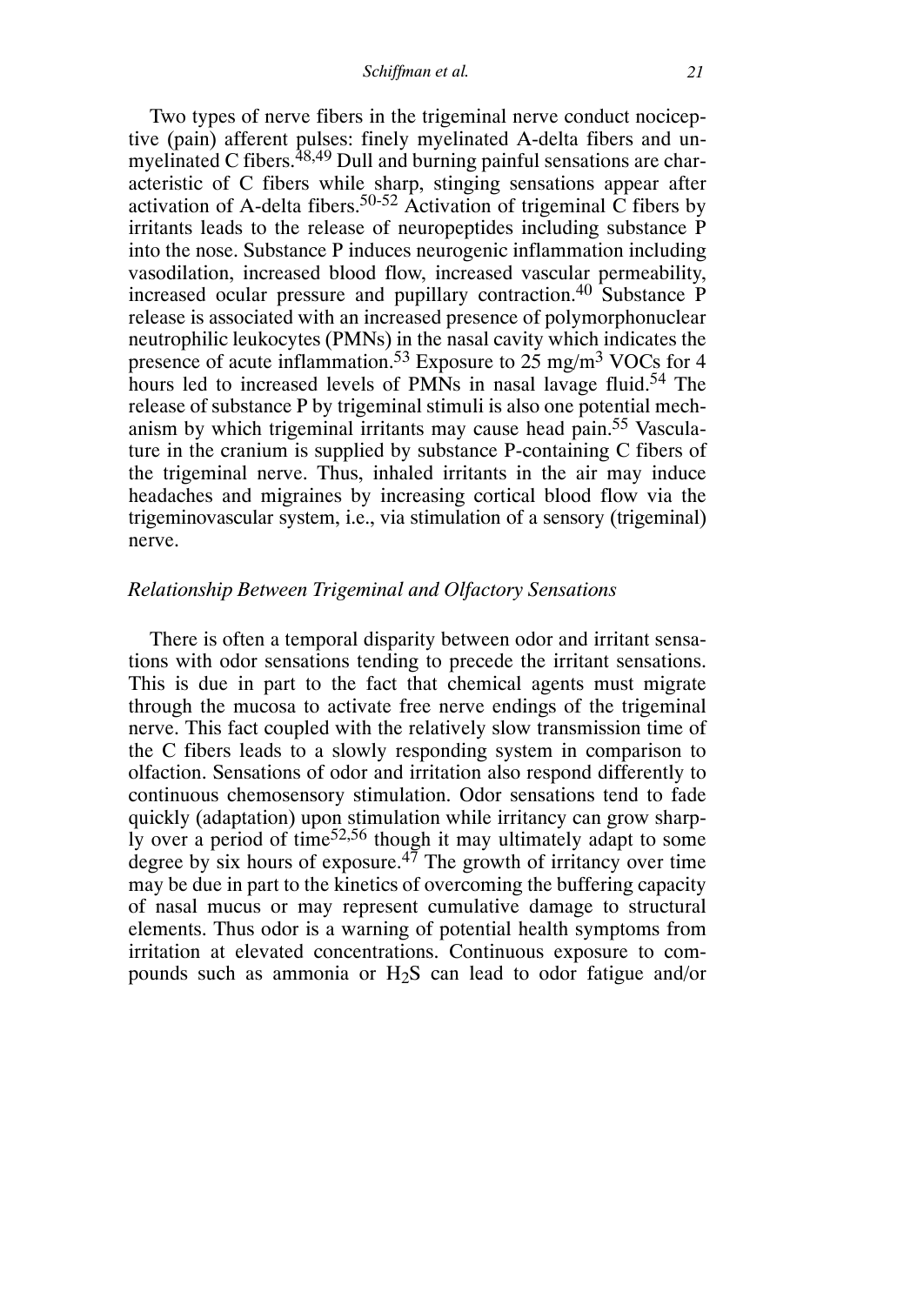Two types of nerve fibers in the trigeminal nerve conduct nociceptive (pain) afferent pulses: finely myelinated A-delta fibers and unmyelinated C fibers.[48,49] Dull and burning painful sensations are characteristic of C fibers while sharp, stinging sensations appear after activation of A-delta fibers.[50-52] Activation of trigeminal C fibers by irritants leads to the release of neuropeptides including substance P into the nose. Substance P induces neurogenic inflammation including vasodilation, increased blood flow, increased vascular permeability, increased ocular pressure and pupillary contraction.[40] Substance P release is associated with an increased presence of polymorphonuclear neutrophilic leukocytes (PMNs) in the nasal cavity which indicates the presence of acute inflammation.[53] Exposure to 25 $mg/m^3$ VOCs for 4 hours led to increased levels of PMNs in nasal lavage fluid.[54] The release of substance P by trigeminal stimuli is also one potential mechanism by which trigeminal irritants may cause head pain.[55] Vasculature in the cranium is supplied by substance P-containing C fibers of the trigeminal nerve. Thus, inhaled irritants in the air may induce headaches and migraines by increasing cortical blood flow via the trigeminovascular system, i.e., via stimulation of a sensory (trigeminal) nerve.

### *Relationship Between Trigeminal and Olfactory Sensations*

There is often a temporal disparity between odor and irritant sensations with odor sensations tending to precede the irritant sensations. This is due in part to the fact that chemical agents must migrate through the mucosa to activate free nerve endings of the trigeminal nerve. This fact coupled with the relatively slow transmission time of the C fibers leads to a slowly responding system in comparison to olfaction. Sensations of odor and irritation also respond differently to continuous chemosensory stimulation. Odor sensations tend to fade quickly (adaptation) upon stimulation while irritancy can grow sharply over a period of time[52,56] though it may ultimately adapt to some degree by six hours of exposure.[47] The growth of irritancy over time may be due in part to the kinetics of overcoming the buffering capacity of nasal mucus or may represent cumulative damage to structural elements. Thus odor is a warning of potential health symptoms from irritation at elevated concentrations. Continuous exposure to compounds such as ammonia or $H_2S$ can lead to odor fatigue and/or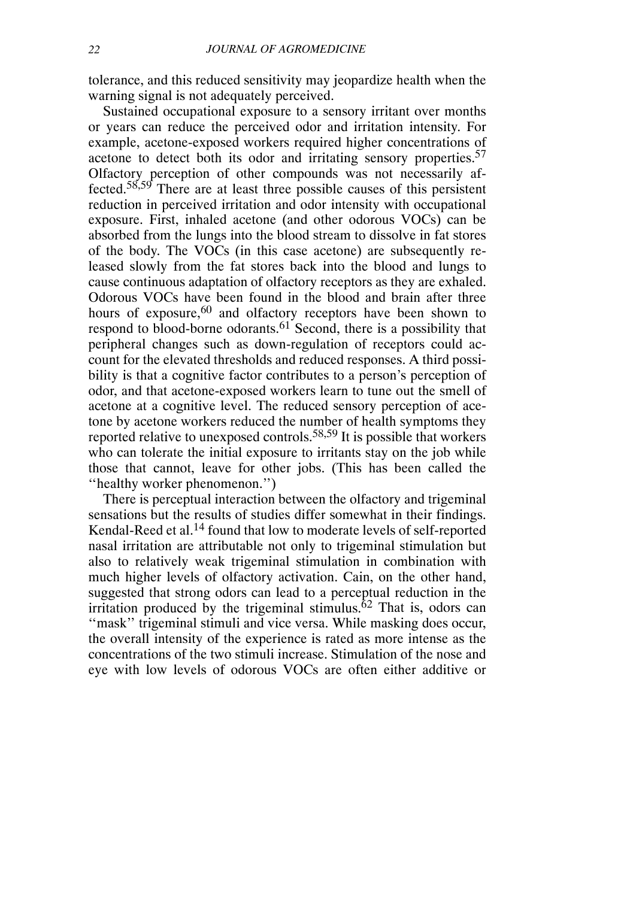tolerance, and this reduced sensitivity may jeopardize health when the warning signal is not adequately perceived.

Sustained occupational exposure to a sensory irritant over months or years can reduce the perceived odor and irritation intensity. For example, acetone-exposed workers required higher concentrations of acetone to detect both its odor and irritating sensory properties.[57] Olfactory perception of other compounds was not necessarily affected.[58,59] There are at least three possible causes of this persistent reduction in perceived irritation and odor intensity with occupational exposure. First, inhaled acetone (and other odorous VOCs) can be absorbed from the lungs into the blood stream to dissolve in fat stores of the body. The VOCs (in this case acetone) are subsequently released slowly from the fat stores back into the blood and lungs to cause continuous adaptation of olfactory receptors as they are exhaled. Odorous VOCs have been found in the blood and brain after three hours of exposure,[60] and olfactory receptors have been shown to respond to blood-borne odorants.[61] Second, there is a possibility that peripheral changes such as down-regulation of receptors could account for the elevated thresholds and reduced responses. A third possibility is that a cognitive factor contributes to a person's perception of odor, and that acetone-exposed workers learn to tune out the smell of acetone at a cognitive level. The reduced sensory perception of acetone by acetone workers reduced the number of health symptoms they reported relative to unexposed controls.[58,59] It is possible that workers who can tolerate the initial exposure to irritants stay on the job while those that cannot, leave for other jobs. (This has been called the "healthy worker phenomenon.")

There is perceptual interaction between the olfactory and trigeminal sensations but the results of studies differ somewhat in their findings. Kendal-Reed et al.[14] found that low to moderate levels of self-reported nasal irritation are attributable not only to trigeminal stimulation but also to relatively weak trigeminal stimulation in combination with much higher levels of olfactory activation. Cain, on the other hand, suggested that strong odors can lead to a perceptual reduction in the irritation produced by the trigeminal stimulus.[62] That is, odors can "mask" trigeminal stimuli and vice versa. While masking does occur, the overall intensity of the experience is rated as more intense as the concentrations of the two stimuli increase. Stimulation of the nose and eye with low levels of odorous VOCs are often either additive or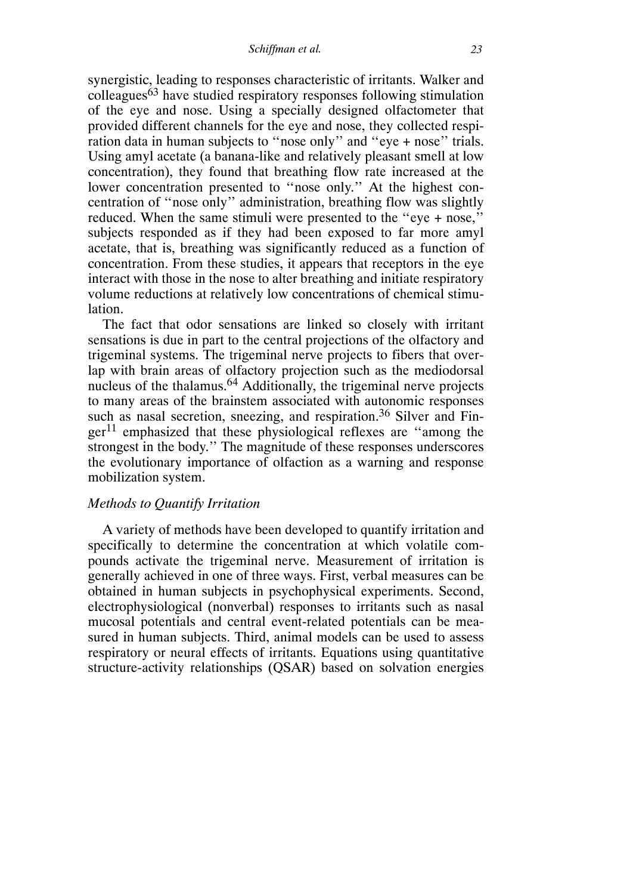synergistic, leading to responses characteristic of irritants. Walker and colleagues[63] have studied respiratory responses following stimulation of the eye and nose. Using a specially designed olfactometer that provided different channels for the eye and nose, they collected respiration data in human subjects to ''nose only'' and ''eye + nose'' trials. Using amyl acetate (a banana-like and relatively pleasant smell at low concentration), they found that breathing flow rate increased at the lower concentration presented to ''nose only.'' At the highest concentration of ''nose only'' administration, breathing flow was slightly reduced. When the same stimuli were presented to the ''eye + nose,'' subjects responded as if they had been exposed to far more amyl acetate, that is, breathing was significantly reduced as a function of concentration. From these studies, it appears that receptors in the eye interact with those in the nose to alter breathing and initiate respiratory volume reductions at relatively low concentrations of chemical stimulation.

The fact that odor sensations are linked so closely with irritant sensations is due in part to the central projections of the olfactory and trigeminal systems. The trigeminal nerve projects to fibers that overlap with brain areas of olfactory projection such as the mediodorsal nucleus of the thalamus.[64] Additionally, the trigeminal nerve projects to many areas of the brainstem associated with autonomic responses such as nasal secretion, sneezing, and respiration.[36] Silver and Finger[11] emphasized that these physiological reflexes are ''among the strongest in the body.'' The magnitude of these responses underscores the evolutionary importance of olfaction as a warning and response mobilization system.

### *Methods to Quantify Irritation*

A variety of methods have been developed to quantify irritation and specifically to determine the concentration at which volatile compounds activate the trigeminal nerve. Measurement of irritation is generally achieved in one of three ways. First, verbal measures can be obtained in human subjects in psychophysical experiments. Second, electrophysiological (nonverbal) responses to irritants such as nasal mucosal potentials and central event-related potentials can be measured in human subjects. Third, animal models can be used to assess respiratory or neural effects of irritants. Equations using quantitative structure-activity relationships (QSAR) based on solvation energies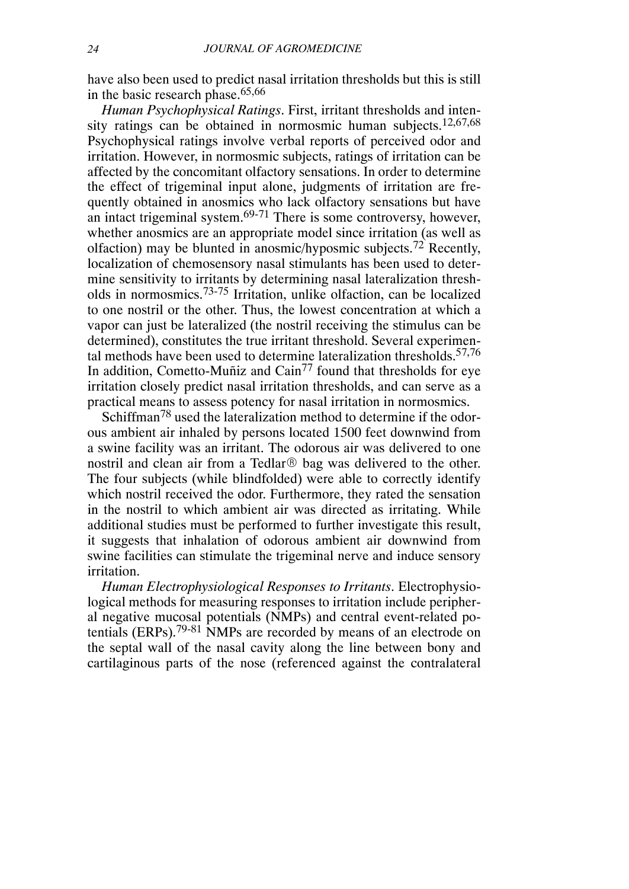have also been used to predict nasal irritation thresholds but this is still in the basic research phase.[65,66]

*Human Psychophysical Ratings*. First, irritant thresholds and intensity ratings can be obtained in normosmic human subjects.[12,67,68] Psychophysical ratings involve verbal reports of perceived odor and irritation. However, in normosmic subjects, ratings of irritation can be affected by the concomitant olfactory sensations. In order to determine the effect of trigeminal input alone, judgments of irritation are frequently obtained in anosmics who lack olfactory sensations but have an intact trigeminal system.[69-71] There is some controversy, however, whether anosmics are an appropriate model since irritation (as well as olfaction) may be blunted in anosmic/hyposmic subjects.[72] Recently, localization of chemosensory nasal stimulants has been used to determine sensitivity to irritants by determining nasal lateralization thresholds in normosmics.[73-75] Irritation, unlike olfaction, can be localized to one nostril or the other. Thus, the lowest concentration at which a vapor can just be lateralized (the nostril receiving the stimulus can be determined), constitutes the true irritant threshold. Several experimental methods have been used to determine lateralization thresholds.[57,76] In addition, Cometto-Muñiz and Cain[77] found that thresholds for eye irritation closely predict nasal irritation thresholds, and can serve as a practical means to assess potency for nasal irritation in normosmics.

Schiffman[78] used the lateralization method to determine if the odorous ambient air inhaled by persons located 1500 feet downwind from a swine facility was an irritant. The odorous air was delivered to one nostril and clean air from a Tedlar® bag was delivered to the other. The four subjects (while blindfolded) were able to correctly identify which nostril received the odor. Furthermore, they rated the sensation in the nostril to which ambient air was directed as irritating. While additional studies must be performed to further investigate this result, it suggests that inhalation of odorous ambient air downwind from swine facilities can stimulate the trigeminal nerve and induce sensory irritation.

*Human Electrophysiological Responses to Irritants*. Electrophysiological methods for measuring responses to irritation include peripheral negative mucosal potentials (NMPs) and central event-related potentials (ERPs).[79-81] NMPs are recorded by means of an electrode on the septal wall of the nasal cavity along the line between bony and cartilaginous parts of the nose (referenced against the contralateral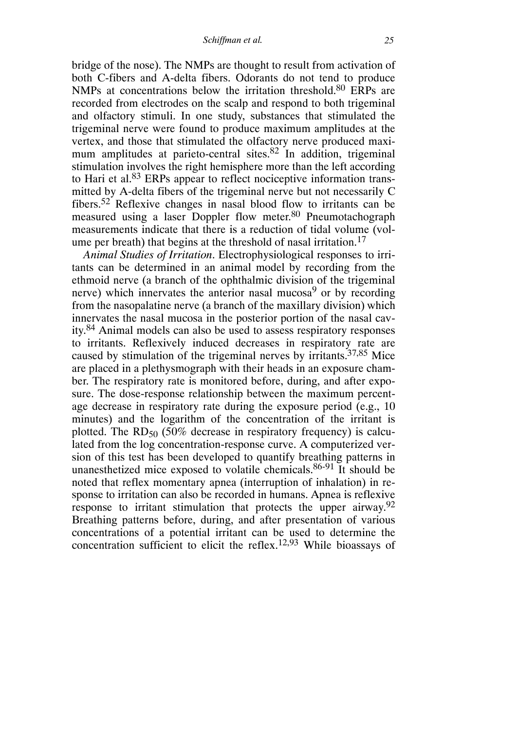bridge of the nose). The NMPs are thought to result from activation of both C-fibers and A-delta fibers. Odorants do not tend to produce NMPs at concentrations below the irritation threshold.[80] ERPs are recorded from electrodes on the scalp and respond to both trigeminal and olfactory stimuli. In one study, substances that stimulated the trigeminal nerve were found to produce maximum amplitudes at the vertex, and those that stimulated the olfactory nerve produced maximum amplitudes at parieto-central sites.[82] In addition, trigeminal stimulation involves the right hemisphere more than the left according to Hari et al.[83] ERPs appear to reflect nociceptive information transmitted by A-delta fibers of the trigeminal nerve but not necessarily C fibers.[52] Reflexive changes in nasal blood flow to irritants can be measured using a laser Doppler flow meter.[80] Pneumotachograph measurements indicate that there is a reduction of tidal volume (volume per breath) that begins at the threshold of nasal irritation.[17]

*Animal Studies of Irritation*. Electrophysiological responses to irritants can be determined in an animal model by recording from the ethmoid nerve (a branch of the ophthalmic division of the trigeminal nerve) which innervates the anterior nasal mucosa[9] or by recording from the nasopalatine nerve (a branch of the maxillary division) which innervates the nasal mucosa in the posterior portion of the nasal cavity.[84] Animal models can also be used to assess respiratory responses to irritants. Reflexively induced decreases in respiratory rate are caused by stimulation of the trigeminal nerves by irritants.[37,85] Mice are placed in a plethysmograph with their heads in an exposure chamber. The respiratory rate is monitored before, during, and after exposure. The dose-response relationship between the maximum percentage decrease in respiratory rate during the exposure period (e.g., 10 minutes) and the logarithm of the concentration of the irritant is plotted. The $RD_{50}$ (50% decrease in respiratory frequency) is calculated from the log concentration-response curve. A computerized version of this test has been developed to quantify breathing patterns in unanesthetized mice exposed to volatile chemicals.[86-91] It should be noted that reflex momentary apnea (interruption of inhalation) in response to irritation can also be recorded in humans. Apnea is reflexive response to irritant stimulation that protects the upper airway.[92] Breathing patterns before, during, and after presentation of various concentrations of a potential irritant can be used to determine the concentration sufficient to elicit the reflex.[12,93] While bioassays of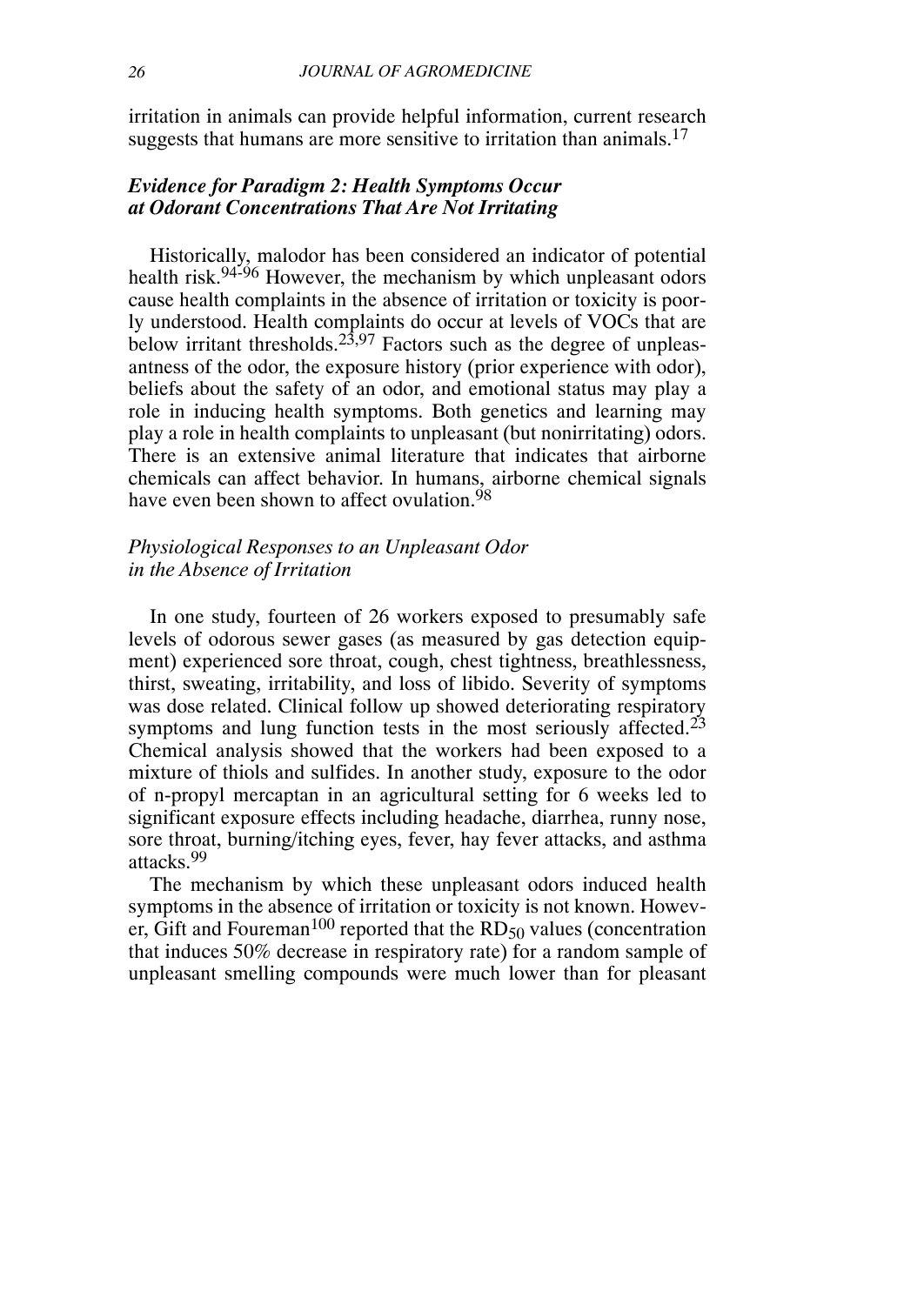irritation in animals can provide helpful information, current research suggests that humans are more sensitive to irritation than animals.[17]

### *Evidence for Paradigm 2: Health Symptoms Occur at Odorant Concentrations That Are Not Irritating*

Historically, malodor has been considered an indicator of potential health risk.[94-96] However, the mechanism by which unpleasant odors cause health complaints in the absence of irritation or toxicity is poorly understood. Health complaints do occur at levels of VOCs that are below irritant thresholds.[23,97] Factors such as the degree of unpleasantness of the odor, the exposure history (prior experience with odor), beliefs about the safety of an odor, and emotional status may play a role in inducing health symptoms. Both genetics and learning may play a role in health complaints to unpleasant (but nonirritating) odors. There is an extensive animal literature that indicates that airborne chemicals can affect behavior. In humans, airborne chemical signals have even been shown to affect ovulation.[98]

#### *Physiological Responses to an Unpleasant Odor in the Absence of Irritation*

In one study, fourteen of 26 workers exposed to presumably safe levels of odorous sewer gases (as measured by gas detection equipment) experienced sore throat, cough, chest tightness, breathlessness, thirst, sweating, irritability, and loss of libido. Severity of symptoms was dose related. Clinical follow up showed deteriorating respiratory symptoms and lung function tests in the most seriously affected.[23] Chemical analysis showed that the workers had been exposed to a mixture of thiols and sulfides. In another study, exposure to the odor of n-propyl mercaptan in an agricultural setting for 6 weeks led to significant exposure effects including headache, diarrhea, runny nose, sore throat, burning/itching eyes, fever, hay fever attacks, and asthma attacks.[99]

The mechanism by which these unpleasant odors induced health symptoms in the absence of irritation or toxicity is not known. However, Gift and Foureman[100] reported that the $RD_{50}$ values (concentration that induces 50% decrease in respiratory rate) for a random sample of unpleasant smelling compounds were much lower than for pleasant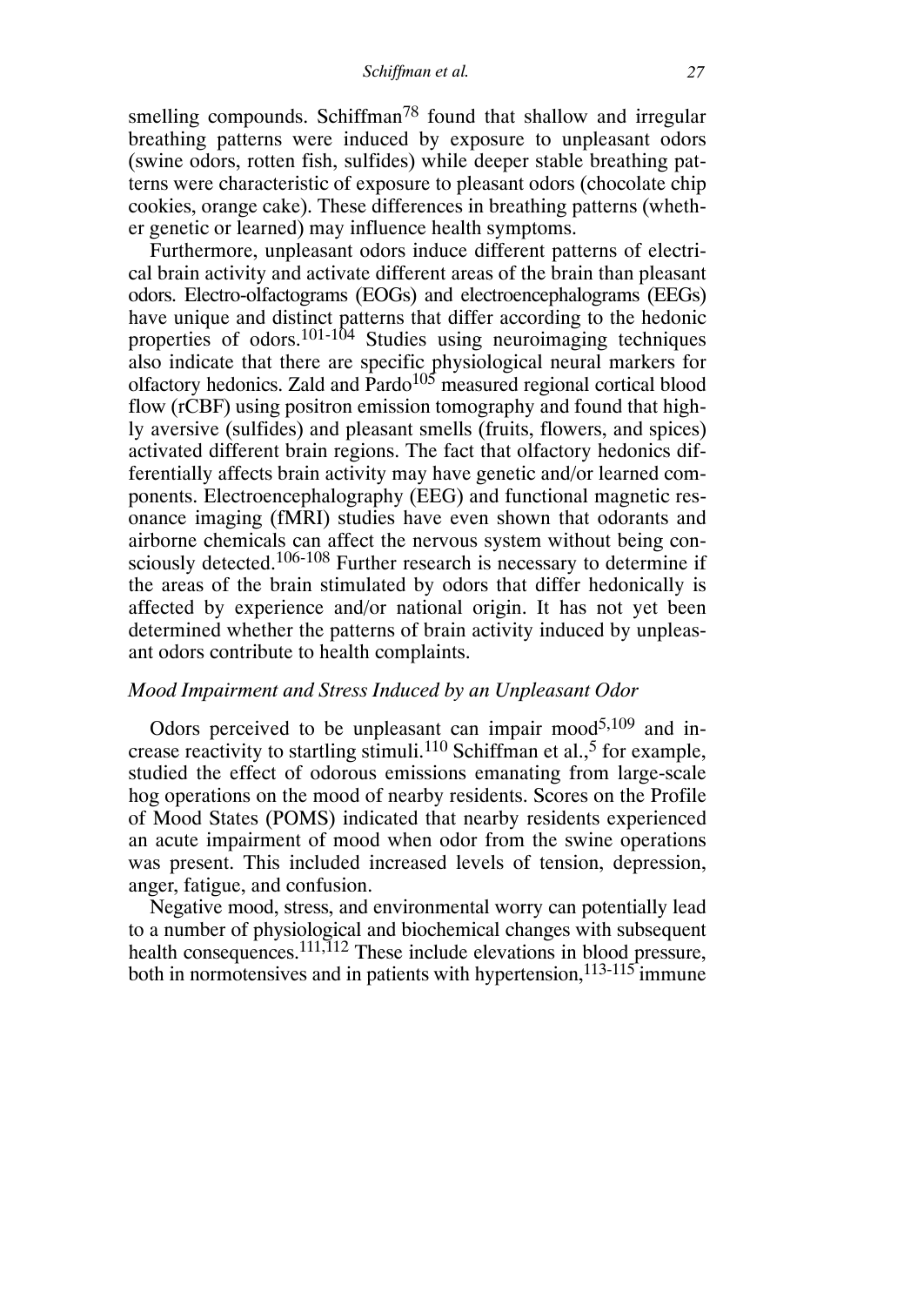smelling compounds. Schiffman[78] found that shallow and irregular breathing patterns were induced by exposure to unpleasant odors (swine odors, rotten fish, sulfides) while deeper stable breathing patterns were characteristic of exposure to pleasant odors (chocolate chip cookies, orange cake). These differences in breathing patterns (whether genetic or learned) may influence health symptoms.

Furthermore, unpleasant odors induce different patterns of electrical brain activity and activate different areas of the brain than pleasant odors. Electro-olfactograms (EOGs) and electroencephalograms (EEGs) have unique and distinct patterns that differ according to the hedonic properties of odors.[101-104] Studies using neuroimaging techniques also indicate that there are specific physiological neural markers for olfactory hedonics. Zald and Pardo[105] measured regional cortical blood flow (rCBF) using positron emission tomography and found that highly aversive (sulfides) and pleasant smells (fruits, flowers, and spices) activated different brain regions. The fact that olfactory hedonics differentially affects brain activity may have genetic and/or learned components. Electroencephalography (EEG) and functional magnetic resonance imaging (fMRI) studies have even shown that odorants and airborne chemicals can affect the nervous system without being consciously detected.[106-108] Further research is necessary to determine if the areas of the brain stimulated by odors that differ hedonically is affected by experience and/or national origin. It has not yet been determined whether the patterns of brain activity induced by unpleasant odors contribute to health complaints.

### *Mood Impairment and Stress Induced by an Unpleasant Odor*

Odors perceived to be unpleasant can impair mood[5,109] and increase reactivity to startling stimuli.[110] Schiffman et al.,[5] for example, studied the effect of odorous emissions emanating from large-scale hog operations on the mood of nearby residents. Scores on the Profile of Mood States (POMS) indicated that nearby residents experienced an acute impairment of mood when odor from the swine operations was present. This included increased levels of tension, depression, anger, fatigue, and confusion.

Negative mood, stress, and environmental worry can potentially lead to a number of physiological and biochemical changes with subsequent health consequences.[111,112] These include elevations in blood pressure, both in normotensives and in patients with hypertension,[113-115] immune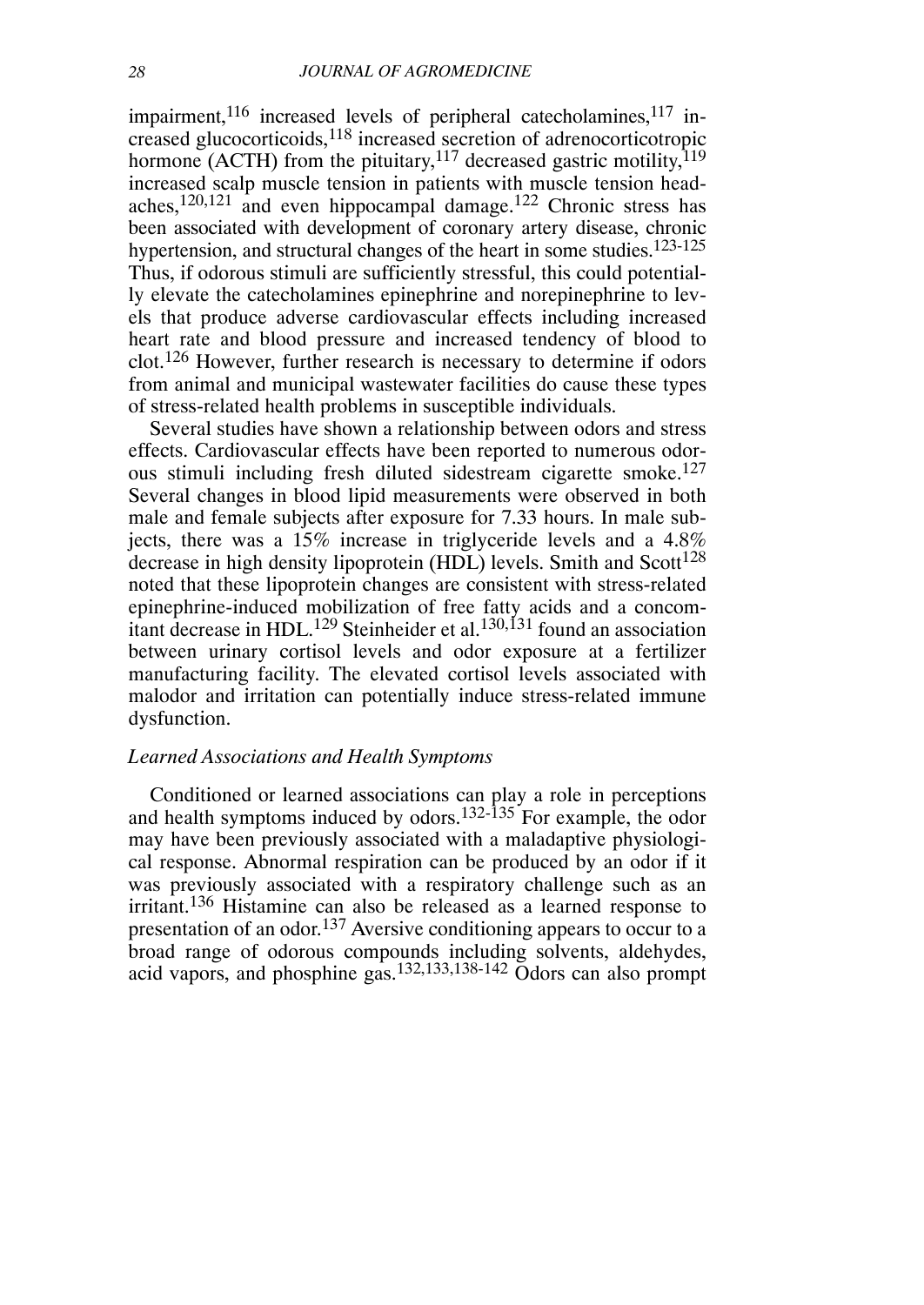impairment,[116] increased levels of peripheral catecholamines,[117] increased glucocorticoids,[118] increased secretion of adrenocorticotropic hormone (ACTH) from the pituitary,[117] decreased gastric motility,[119] increased scalp muscle tension in patients with muscle tension headaches,[120,121] and even hippocampal damage.[122] Chronic stress has been associated with development of coronary artery disease, chronic hypertension, and structural changes of the heart in some studies.[123-125] Thus, if odorous stimuli are sufficiently stressful, this could potentially elevate the catecholamines epinephrine and norepinephrine to levels that produce adverse cardiovascular effects including increased heart rate and blood pressure and increased tendency of blood to clot.[126] However, further research is necessary to determine if odors from animal and municipal wastewater facilities do cause these types of stress-related health problems in susceptible individuals.

Several studies have shown a relationship between odors and stress effects. Cardiovascular effects have been reported to numerous odorous stimuli including fresh diluted sidestream cigarette smoke.[127] Several changes in blood lipid measurements were observed in both male and female subjects after exposure for 7.33 hours. In male subjects, there was a 15% increase in triglyceride levels and a 4.8% decrease in high density lipoprotein (HDL) levels. Smith and Scott[128] noted that these lipoprotein changes are consistent with stress-related epinephrine-induced mobilization of free fatty acids and a concomitant decrease in HDL.[129] Steinheider et al.[130,131] found an association between urinary cortisol levels and odor exposure at a fertilizer manufacturing facility. The elevated cortisol levels associated with malodor and irritation can potentially induce stress-related immune dysfunction.

### *Learned Associations and Health Symptoms*

Conditioned or learned associations can play a role in perceptions and health symptoms induced by odors.[132-135] For example, the odor may have been previously associated with a maladaptive physiological response. Abnormal respiration can be produced by an odor if it was previously associated with a respiratory challenge such as an irritant.[136] Histamine can also be released as a learned response to presentation of an odor.[137] Aversive conditioning appears to occur to a broad range of odorous compounds including solvents, aldehydes, acid vapors, and phosphine gas.[132,133,138-142] Odors can also prompt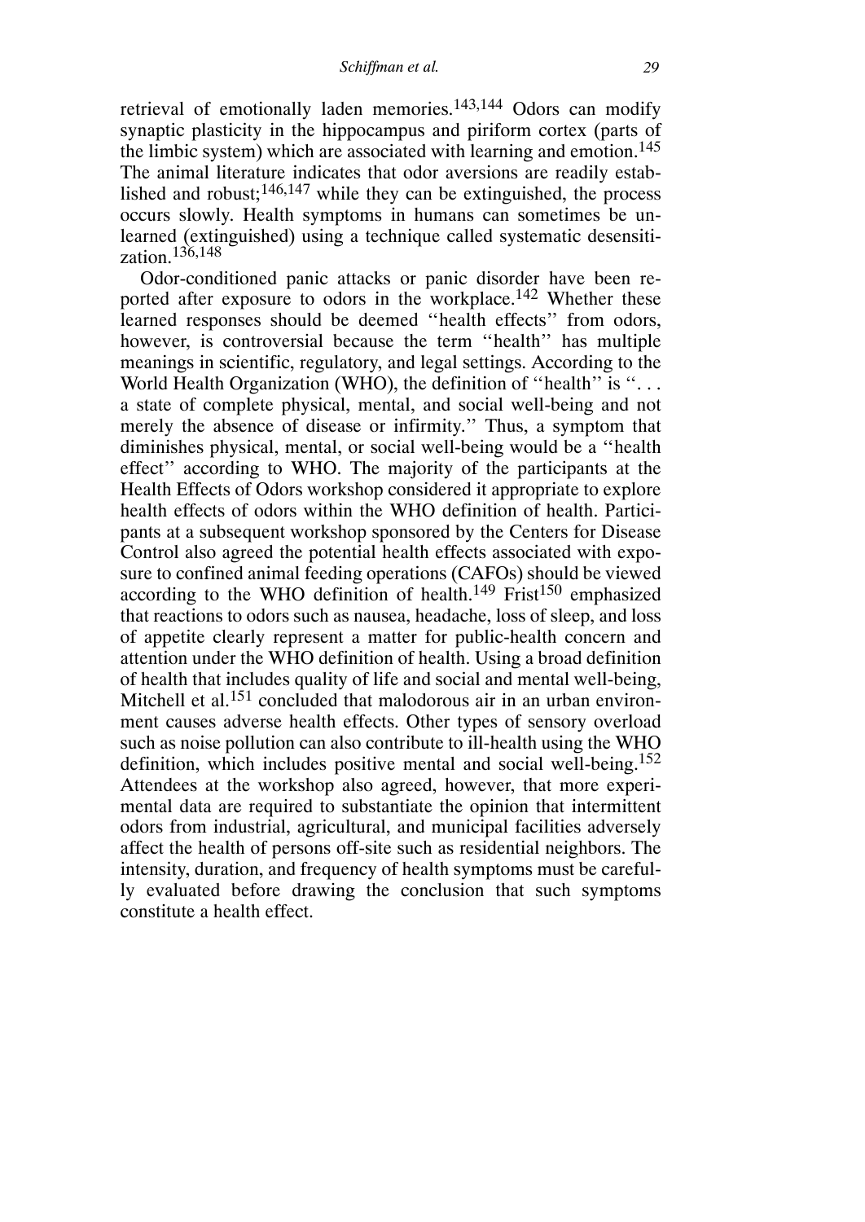retrieval of emotionally laden memories.[143,144] Odors can modify synaptic plasticity in the hippocampus and piriform cortex (parts of the limbic system) which are associated with learning and emotion.[145] The animal literature indicates that odor aversions are readily established and robust;[146,147] while they can be extinguished, the process occurs slowly. Health symptoms in humans can sometimes be unlearned (extinguished) using a technique called systematic desensitization.[136,148]

Odor-conditioned panic attacks or panic disorder have been reported after exposure to odors in the workplace.[142] Whether these learned responses should be deemed ''health effects'' from odors, however, is controversial because the term ''health'' has multiple meanings in scientific, regulatory, and legal settings. According to the World Health Organization (WHO), the definition of ''health'' is ''. . . a state of complete physical, mental, and social well-being and not merely the absence of disease or infirmity.'' Thus, a symptom that diminishes physical, mental, or social well-being would be a ''health effect'' according to WHO. The majority of the participants at the Health Effects of Odors workshop considered it appropriate to explore health effects of odors within the WHO definition of health. Participants at a subsequent workshop sponsored by the Centers for Disease Control also agreed the potential health effects associated with exposure to confined animal feeding operations (CAFOs) should be viewed according to the WHO definition of health.[149] Frist[150] emphasized that reactions to odors such as nausea, headache, loss of sleep, and loss of appetite clearly represent a matter for public-health concern and attention under the WHO definition of health. Using a broad definition of health that includes quality of life and social and mental well-being, Mitchell et al.[151] concluded that malodorous air in an urban environment causes adverse health effects. Other types of sensory overload such as noise pollution can also contribute to ill-health using the WHO definition, which includes positive mental and social well-being.[152] Attendees at the workshop also agreed, however, that more experimental data are required to substantiate the opinion that intermittent odors from industrial, agricultural, and municipal facilities adversely affect the health of persons off-site such as residential neighbors. The intensity, duration, and frequency of health symptoms must be carefully evaluated before drawing the conclusion that such symptoms constitute a health effect.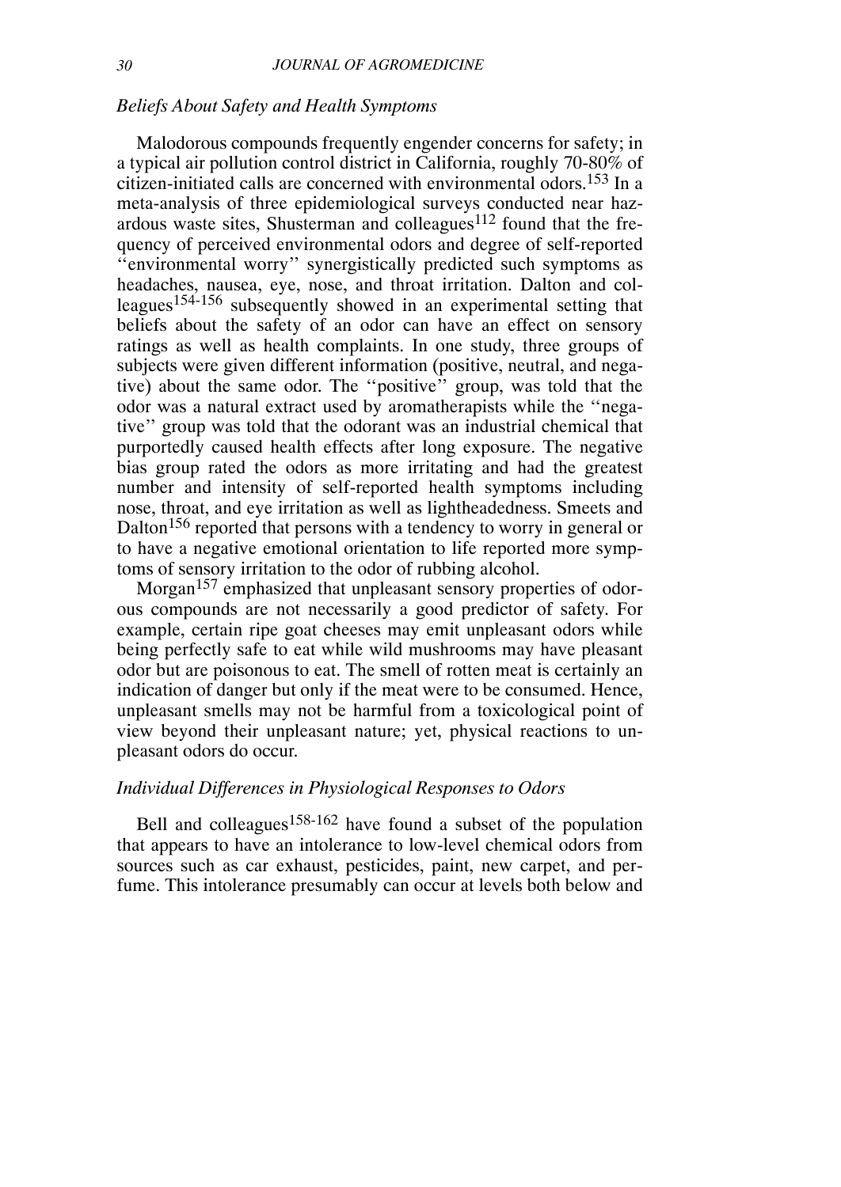### *Beliefs About Safety and Health Symptoms*

Malodorous compounds frequently engender concerns for safety; in a typical air pollution control district in California, roughly 70-80% of citizen-initiated calls are concerned with environmental odors.[153] In a meta-analysis of three epidemiological surveys conducted near hazardous waste sites, Shusterman and colleagues[112] found that the frequency of perceived environmental odors and degree of self-reported "environmental worry" synergistically predicted such symptoms as headaches, nausea, eye, nose, and throat irritation. Dalton and colleagues[154-156] subsequently showed in an experimental setting that beliefs about the safety of an odor can have an effect on sensory ratings as well as health complaints. In one study, three groups of subjects were given different information (positive, neutral, and negative) about the same odor. The "positive" group, was told that the odor was a natural extract used by aromatherapists while the "negative" group was told that the odorant was an industrial chemical that purportedly caused health effects after long exposure. The negative bias group rated the odors as more irritating and had the greatest number and intensity of self-reported health symptoms including nose, throat, and eye irritation as well as lightheadedness. Smeets and Dalton[156] reported that persons with a tendency to worry in general or to have a negative emotional orientation to life reported more symptoms of sensory irritation to the odor of rubbing alcohol.

Morgan[157] emphasized that unpleasant sensory properties of odorous compounds are not necessarily a good predictor of safety. For example, certain ripe goat cheeses may emit unpleasant odors while being perfectly safe to eat while wild mushrooms may have pleasant odor but are poisonous to eat. The smell of rotten meat is certainly an indication of danger but only if the meat were to be consumed. Hence, unpleasant smells may not be harmful from a toxicological point of view beyond their unpleasant nature; yet, physical reactions to unpleasant odors do occur.

### *Individual Differences in Physiological Responses to Odors*

Bell and colleagues[158-162] have found a subset of the population that appears to have an intolerance to low-level chemical odors from sources such as car exhaust, pesticides, paint, new carpet, and perfume. This intolerance presumably can occur at levels both below and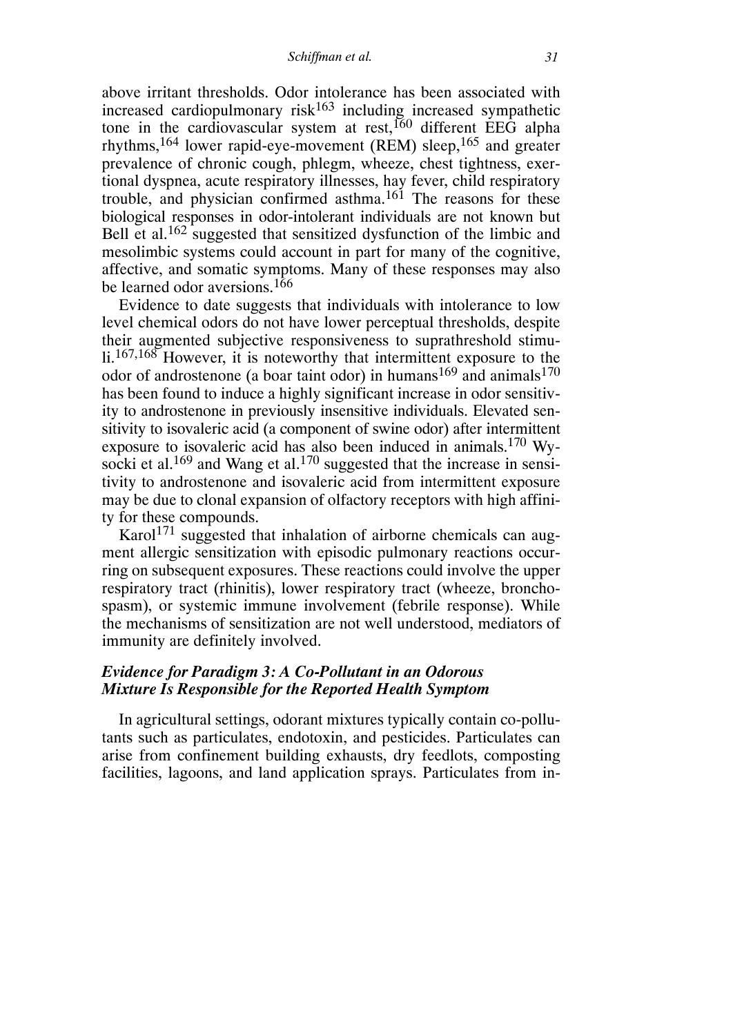above irritant thresholds. Odor intolerance has been associated with increased cardiopulmonary risk[163] including increased sympathetic tone in the cardiovascular system at rest,[160] different EEG alpha rhythms,[164] lower rapid-eye-movement (REM) sleep,[165] and greater prevalence of chronic cough, phlegm, wheeze, chest tightness, exertional dyspnea, acute respiratory illnesses, hay fever, child respiratory trouble, and physician confirmed asthma.[161] The reasons for these biological responses in odor-intolerant individuals are not known but Bell et al.[162] suggested that sensitized dysfunction of the limbic and mesolimbic systems could account in part for many of the cognitive, affective, and somatic symptoms. Many of these responses may also be learned odor aversions.[166]

Evidence to date suggests that individuals with intolerance to low level chemical odors do not have lower perceptual thresholds, despite their augmented subjective responsiveness to suprathreshold stimuli.[167,168] However, it is noteworthy that intermittent exposure to the odor of androstenone (a boar taint odor) in humans[169] and animals[170] has been found to induce a highly significant increase in odor sensitivity to androstenone in previously insensitive individuals. Elevated sensitivity to isovaleric acid (a component of swine odor) after intermittent exposure to isovaleric acid has also been induced in animals.[170] Wysocki et al.[169] and Wang et al.[170] suggested that the increase in sensitivity to androstenone and isovaleric acid from intermittent exposure may be due to clonal expansion of olfactory receptors with high affinity for these compounds.

Karol[171] suggested that inhalation of airborne chemicals can augment allergic sensitization with episodic pulmonary reactions occurring on subsequent exposures. These reactions could involve the upper respiratory tract (rhinitis), lower respiratory tract (wheeze, bronchospasm), or systemic immune involvement (febrile response). While the mechanisms of sensitization are not well understood, mediators of immunity are definitely involved.

### *Evidence for Paradigm 3: A Co-Pollutant in an Odorous Mixture Is Responsible for the Reported Health Symptom*

In agricultural settings, odorant mixtures typically contain co-pollutants such as particulates, endotoxin, and pesticides. Particulates can arise from confinement building exhausts, dry feedlots, composting facilities, lagoons, and land application sprays. Particulates from in-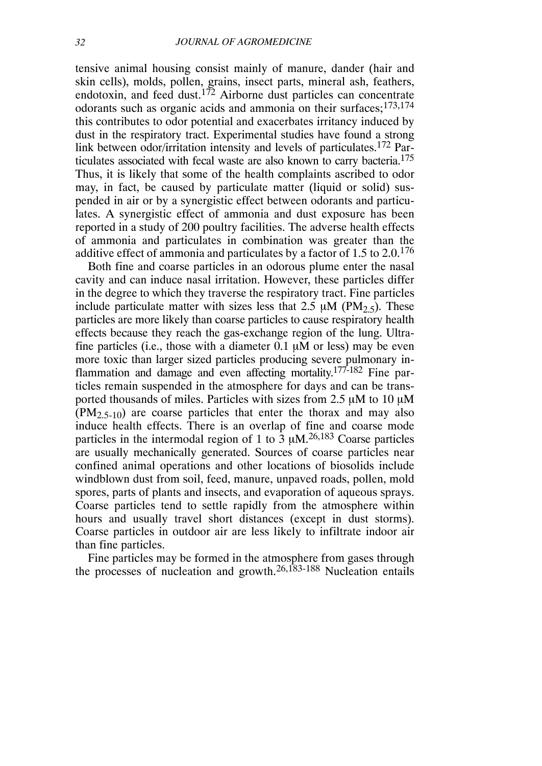tensive animal housing consist mainly of manure, dander (hair and skin cells), molds, pollen, grains, insect parts, mineral ash, feathers, endotoxin, and feed dust.[172] Airborne dust particles can concentrate odorants such as organic acids and ammonia on their surfaces;[173,174] this contributes to odor potential and exacerbates irritancy induced by dust in the respiratory tract. Experimental studies have found a strong link between odor/irritation intensity and levels of particulates.[172] Particulates associated with fecal waste are also known to carry bacteria.[175] Thus, it is likely that some of the health complaints ascribed to odor may, in fact, be caused by particulate matter (liquid or solid) suspended in air or by a synergistic effect between odorants and particulates. A synergistic effect of ammonia and dust exposure has been reported in a study of 200 poultry facilities. The adverse health effects of ammonia and particulates in combination was greater than the additive effect of ammonia and particulates by a factor of 1.5 to 2.0.[176]

Both fine and coarse particles in an odorous plume enter the nasal cavity and can induce nasal irritation. However, these particles differ in the degree to which they traverse the respiratory tract. Fine particles include particulate matter with sizes less that 2.5 μM ($PM_{2.5}$). These particles are more likely than coarse particles to cause respiratory health effects because they reach the gas-exchange region of the lung. Ultrafine particles (i.e., those with a diameter 0.1 μM or less) may be even more toxic than larger sized particles producing severe pulmonary inflammation and damage and even affecting mortality.[177-182] Fine particles remain suspended in the atmosphere for days and can be transported thousands of miles. Particles with sizes from 2.5 μM to 10 μM ($PM_{2.5\text{-}10}$) are coarse particles that enter the thorax and may also induce health effects. There is an overlap of fine and coarse mode particles in the intermodal region of 1 to 3 μM.[26,183] Coarse particles are usually mechanically generated. Sources of coarse particles near confined animal operations and other locations of biosolids include windblown dust from soil, feed, manure, unpaved roads, pollen, mold spores, parts of plants and insects, and evaporation of aqueous sprays. Coarse particles tend to settle rapidly from the atmosphere within hours and usually travel short distances (except in dust storms). Coarse particles in outdoor air are less likely to infiltrate indoor air than fine particles.

Fine particles may be formed in the atmosphere from gases through the processes of nucleation and growth.[26,183-188] Nucleation entails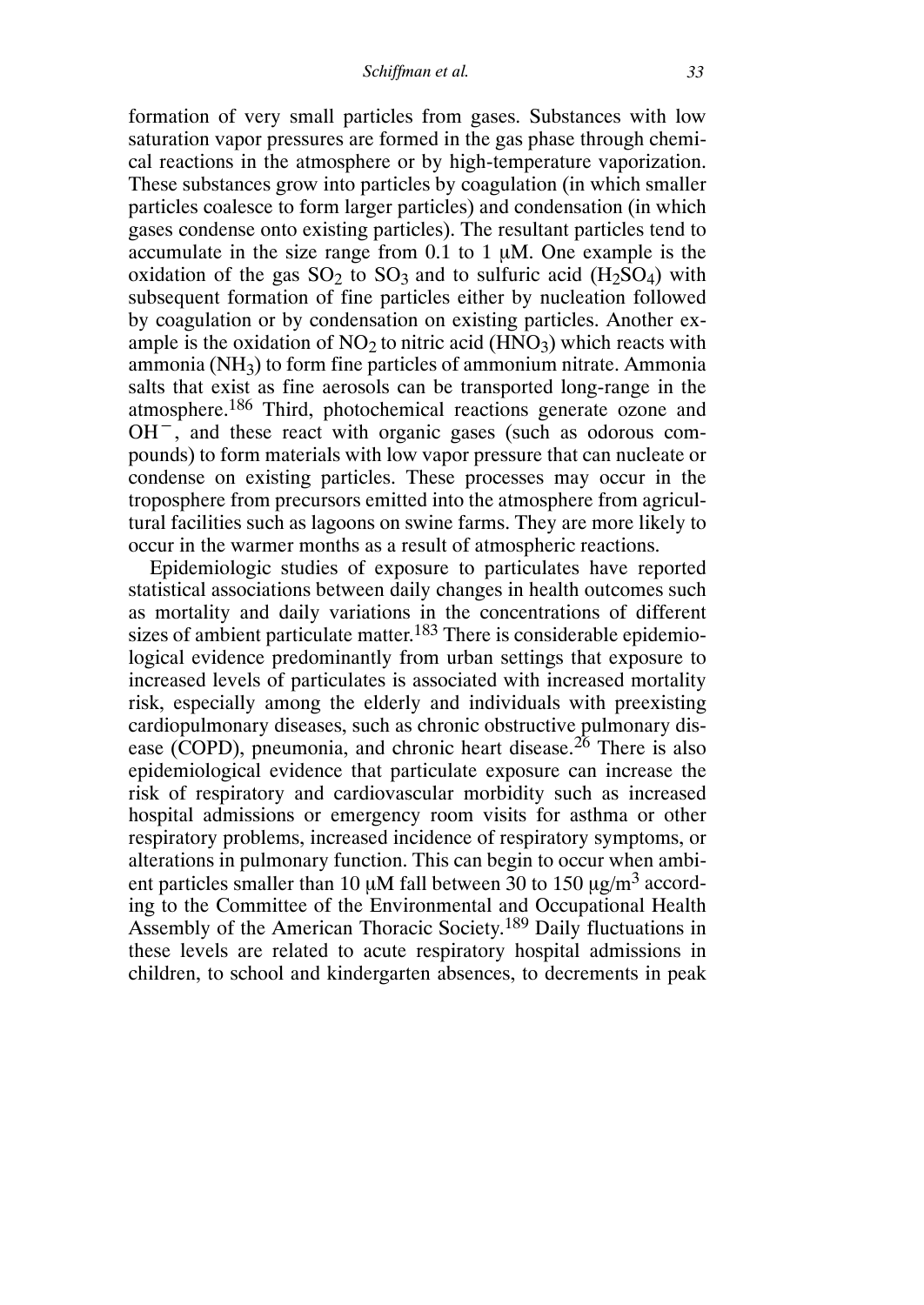formation of very small particles from gases. Substances with low saturation vapor pressures are formed in the gas phase through chemical reactions in the atmosphere or by high-temperature vaporization. These substances grow into particles by coagulation (in which smaller particles coalesce to form larger particles) and condensation (in which gases condense onto existing particles). The resultant particles tend to accumulate in the size range from 0.1 to 1 μM. One example is the oxidation of the gas $SO_2$ to $SO_3$ and to sulfuric acid ($H_2SO_4$) with subsequent formation of fine particles either by nucleation followed by coagulation or by condensation on existing particles. Another example is the oxidation of $NO_2$ to nitric acid ($HNO_3$) which reacts with ammonia ($NH_3$) to form fine particles of ammonium nitrate. Ammonia salts that exist as fine aerosols can be transported long-range in the atmosphere.[186] Third, photochemical reactions generate ozone and $OH^-$, and these react with organic gases (such as odorous compounds) to form materials with low vapor pressure that can nucleate or condense on existing particles. These processes may occur in the troposphere from precursors emitted into the atmosphere from agricultural facilities such as lagoons on swine farms. They are more likely to occur in the warmer months as a result of atmospheric reactions.

Epidemiologic studies of exposure to particulates have reported statistical associations between daily changes in health outcomes such as mortality and daily variations in the concentrations of different sizes of ambient particulate matter.[183] There is considerable epidemiological evidence predominantly from urban settings that exposure to increased levels of particulates is associated with increased mortality risk, especially among the elderly and individuals with preexisting cardiopulmonary diseases, such as chronic obstructive pulmonary disease (COPD), pneumonia, and chronic heart disease.[26] There is also epidemiological evidence that particulate exposure can increase the risk of respiratory and cardiovascular morbidity such as increased hospital admissions or emergency room visits for asthma or other respiratory problems, increased incidence of respiratory symptoms, or alterations in pulmonary function. This can begin to occur when ambient particles smaller than 10 μM fall between 30 to 150 μg/m$^3$ according to the Committee of the Environmental and Occupational Health Assembly of the American Thoracic Society.[189] Daily fluctuations in these levels are related to acute respiratory hospital admissions in children, to school and kindergarten absences, to decrements in peak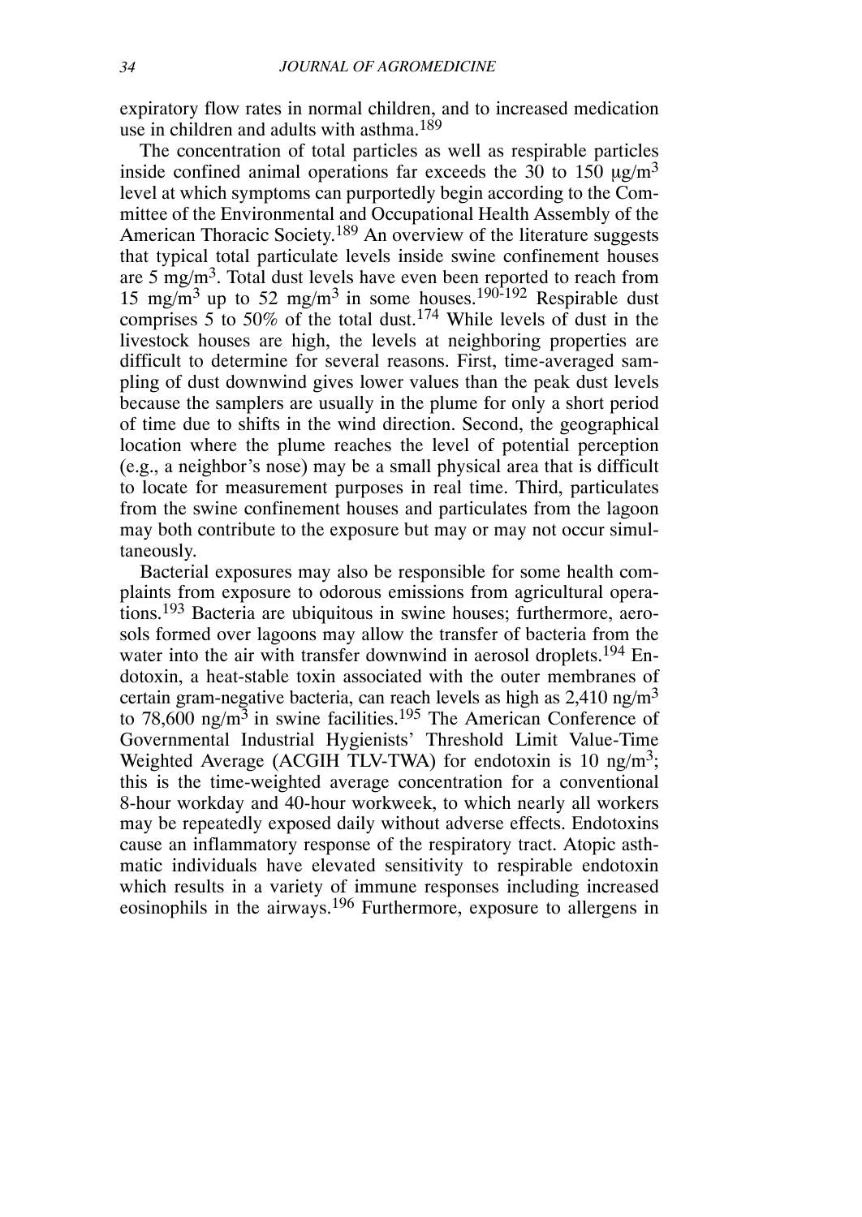expiratory flow rates in normal children, and to increased medication use in children and adults with asthma.[189]

The concentration of total particles as well as respirable particles inside confined animal operations far exceeds the 30 to 150 $\mu g/m^3$ level at which symptoms can purportedly begin according to the Committee of the Environmental and Occupational Health Assembly of the American Thoracic Society.[189] An overview of the literature suggests that typical total particulate levels inside swine confinement houses are 5 $mg/m^3$. Total dust levels have even been reported to reach from 15 $mg/m^3$ up to 52 $mg/m^3$ in some houses.[190-192] Respirable dust comprises 5 to 50% of the total dust.[174] While levels of dust in the livestock houses are high, the levels at neighboring properties are difficult to determine for several reasons. First, time-averaged sampling of dust downwind gives lower values than the peak dust levels because the samplers are usually in the plume for only a short period of time due to shifts in the wind direction. Second, the geographical location where the plume reaches the level of potential perception (e.g., a neighbor's nose) may be a small physical area that is difficult to locate for measurement purposes in real time. Third, particulates from the swine confinement houses and particulates from the lagoon may both contribute to the exposure but may or may not occur simultaneously.

Bacterial exposures may also be responsible for some health complaints from exposure to odorous emissions from agricultural operations.[193] Bacteria are ubiquitous in swine houses; furthermore, aerosols formed over lagoons may allow the transfer of bacteria from the water into the air with transfer downwind in aerosol droplets.[194] Endotoxin, a heat-stable toxin associated with the outer membranes of certain gram-negative bacteria, can reach levels as high as 2,410 $ng/m^3$ to 78,600 $ng/m^3$ in swine facilities.[195] The American Conference of Governmental Industrial Hygienists' Threshold Limit Value-Time Weighted Average (ACGIH TLV-TWA) for endotoxin is 10 $ng/m^3$; this is the time-weighted average concentration for a conventional 8-hour workday and 40-hour workweek, to which nearly all workers may be repeatedly exposed daily without adverse effects. Endotoxins cause an inflammatory response of the respiratory tract. Atopic asthmatic individuals have elevated sensitivity to respirable endotoxin which results in a variety of immune responses including increased eosinophils in the airways.[196] Furthermore, exposure to allergens in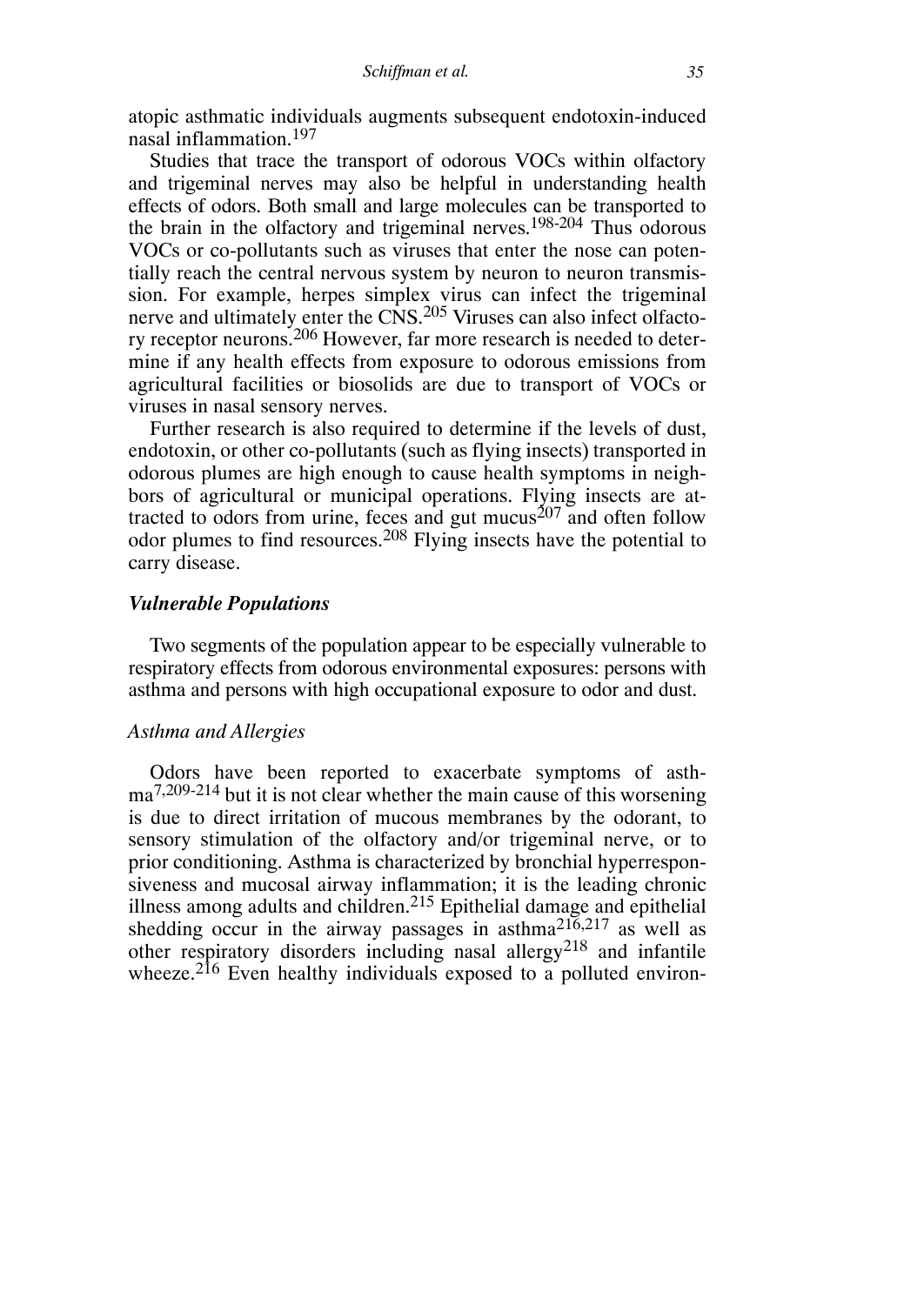atopic asthmatic individuals augments subsequent endotoxin-induced nasal inflammation.[197]

Studies that trace the transport of odorous VOCs within olfactory and trigeminal nerves may also be helpful in understanding health effects of odors. Both small and large molecules can be transported to the brain in the olfactory and trigeminal nerves.[198-204] Thus odorous VOCs or co-pollutants such as viruses that enter the nose can potentially reach the central nervous system by neuron to neuron transmission. For example, herpes simplex virus can infect the trigeminal nerve and ultimately enter the CNS.[205] Viruses can also infect olfactory receptor neurons.[206] However, far more research is needed to determine if any health effects from exposure to odorous emissions from agricultural facilities or biosolids are due to transport of VOCs or viruses in nasal sensory nerves.

Further research is also required to determine if the levels of dust, endotoxin, or other co-pollutants (such as flying insects) transported in odorous plumes are high enough to cause health symptoms in neighbors of agricultural or municipal operations. Flying insects are attracted to odors from urine, feces and gut mucus[207] and often follow odor plumes to find resources.[208] Flying insects have the potential to carry disease.

### *Vulnerable Populations*

Two segments of the population appear to be especially vulnerable to respiratory effects from odorous environmental exposures: persons with asthma and persons with high occupational exposure to odor and dust.

#### *Asthma and Allergies*

Odors have been reported to exacerbate symptoms of asthma[7,209-214] but it is not clear whether the main cause of this worsening is due to direct irritation of mucous membranes by the odorant, to sensory stimulation of the olfactory and/or trigeminal nerve, or to prior conditioning. Asthma is characterized by bronchial hyperresponsiveness and mucosal airway inflammation; it is the leading chronic illness among adults and children.[215] Epithelial damage and epithelial shedding occur in the airway passages in asthma[216,217] as well as other respiratory disorders including nasal allergy[218] and infantile wheeze.[216] Even healthy individuals exposed to a polluted environ-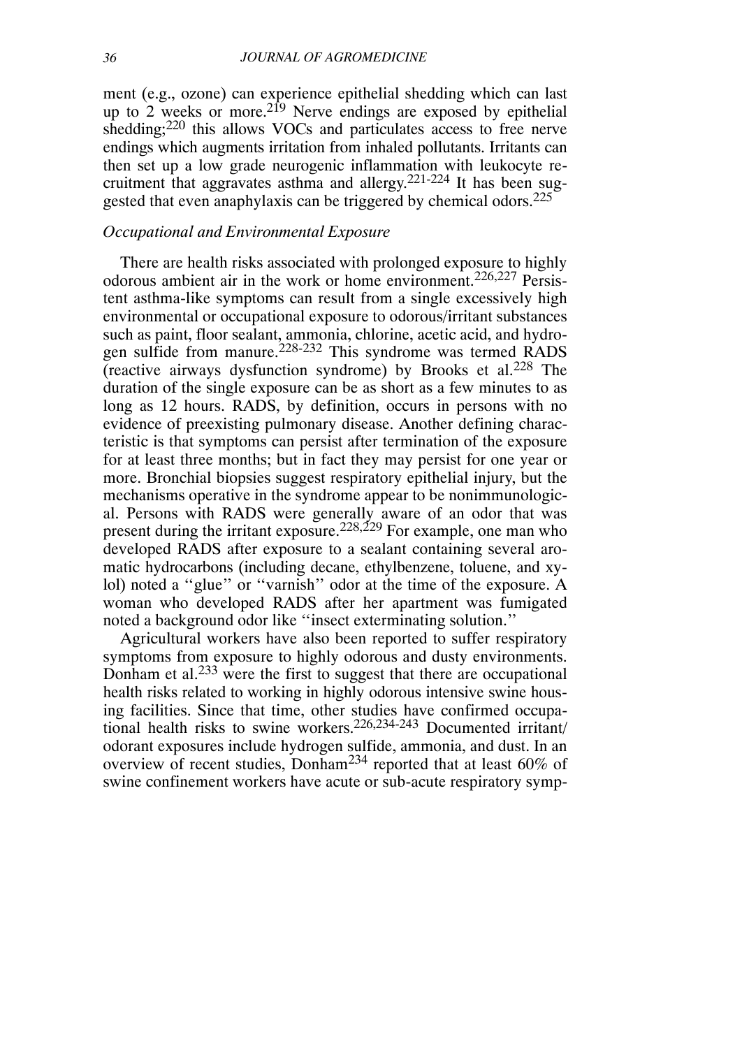ment (e.g., ozone) can experience epithelial shedding which can last up to 2 weeks or more.[219] Nerve endings are exposed by epithelial shedding;[220] this allows VOCs and particulates access to free nerve endings which augments irritation from inhaled pollutants. Irritants can then set up a low grade neurogenic inflammation with leukocyte recruitment that aggravates asthma and allergy.[221-224] It has been suggested that even anaphylaxis can be triggered by chemical odors.[225]

*Occupational and Environmental Exposure*

There are health risks associated with prolonged exposure to highly odorous ambient air in the work or home environment.[226,227] Persistent asthma-like symptoms can result from a single excessively high environmental or occupational exposure to odorous/irritant substances such as paint, floor sealant, ammonia, chlorine, acetic acid, and hydrogen sulfide from manure.[228-232] This syndrome was termed RADS (reactive airways dysfunction syndrome) by Brooks et al.[228] The duration of the single exposure can be as short as a few minutes to as long as 12 hours. RADS, by definition, occurs in persons with no evidence of preexisting pulmonary disease. Another defining characteristic is that symptoms can persist after termination of the exposure for at least three months; but in fact they may persist for one year or more. Bronchial biopsies suggest respiratory epithelial injury, but the mechanisms operative in the syndrome appear to be nonimmunological. Persons with RADS were generally aware of an odor that was present during the irritant exposure.[228,229] For example, one man who developed RADS after exposure to a sealant containing several aromatic hydrocarbons (including decane, ethylbenzene, toluene, and xylol) noted a "glue" or "varnish" odor at the time of the exposure. A woman who developed RADS after her apartment was fumigated noted a background odor like "insect exterminating solution."

Agricultural workers have also been reported to suffer respiratory symptoms from exposure to highly odorous and dusty environments. Donham et al.[233] were the first to suggest that there are occupational health risks related to working in highly odorous intensive swine housing facilities. Since that time, other studies have confirmed occupational health risks to swine workers.[226,234-243] Documented irritant/odorant exposures include hydrogen sulfide, ammonia, and dust. In an overview of recent studies, Donham[234] reported that at least 60% of swine confinement workers have acute or sub-acute respiratory symp-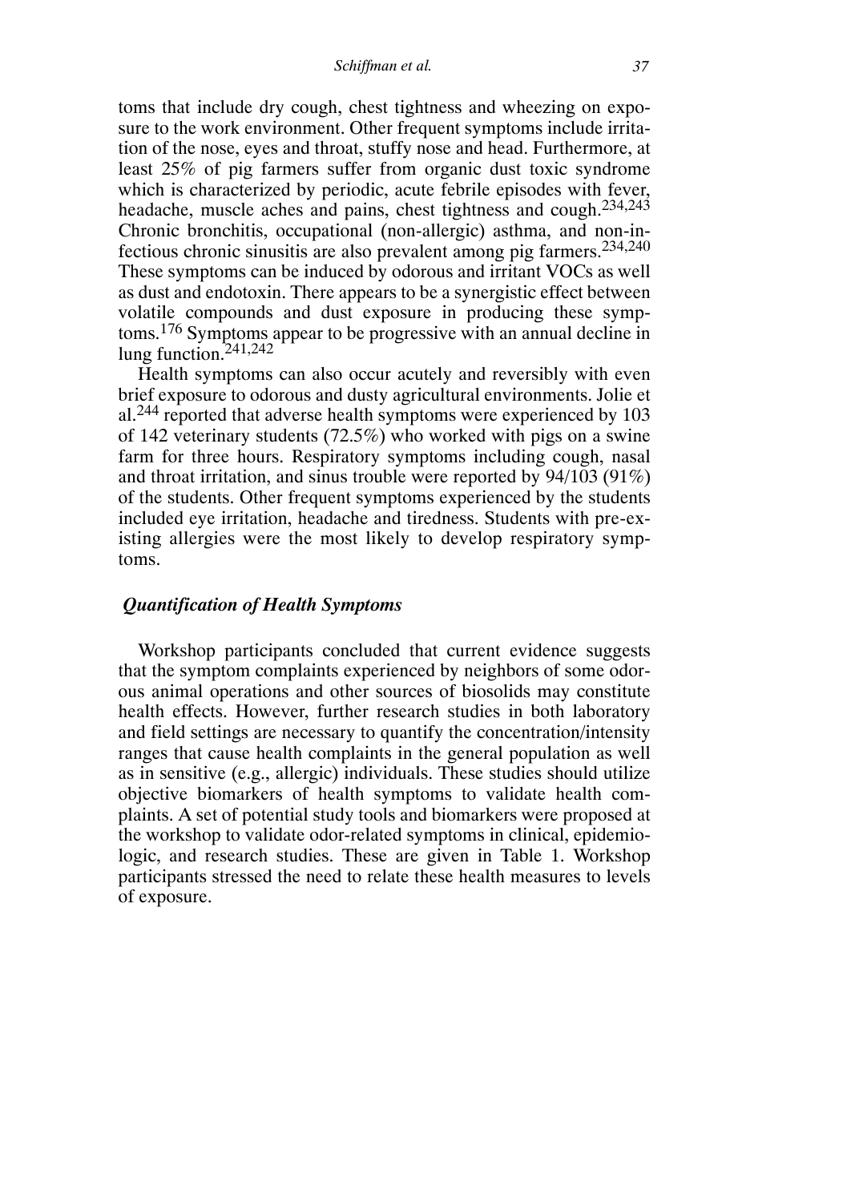toms that include dry cough, chest tightness and wheezing on exposure to the work environment. Other frequent symptoms include irritation of the nose, eyes and throat, stuffy nose and head. Furthermore, at least 25% of pig farmers suffer from organic dust toxic syndrome which is characterized by periodic, acute febrile episodes with fever, headache, muscle aches and pains, chest tightness and cough.[234,243] Chronic bronchitis, occupational (non-allergic) asthma, and non-infectious chronic sinusitis are also prevalent among pig farmers.[234,240] These symptoms can be induced by odorous and irritant VOCs as well as dust and endotoxin. There appears to be a synergistic effect between volatile compounds and dust exposure in producing these symptoms.[176] Symptoms appear to be progressive with an annual decline in lung function.[241,242]

Health symptoms can also occur acutely and reversibly with even brief exposure to odorous and dusty agricultural environments. Jolie et al.[244] reported that adverse health symptoms were experienced by 103 of 142 veterinary students (72.5%) who worked with pigs on a swine farm for three hours. Respiratory symptoms including cough, nasal and throat irritation, and sinus trouble were reported by 94/103 (91%) of the students. Other frequent symptoms experienced by the students included eye irritation, headache and tiredness. Students with pre-existing allergies were the most likely to develop respiratory symptoms.

### *Quantification of Health Symptoms*

Workshop participants concluded that current evidence suggests that the symptom complaints experienced by neighbors of some odorous animal operations and other sources of biosolids may constitute health effects. However, further research studies in both laboratory and field settings are necessary to quantify the concentration/intensity ranges that cause health complaints in the general population as well as in sensitive (e.g., allergic) individuals. These studies should utilize objective biomarkers of health symptoms to validate health complaints. A set of potential study tools and biomarkers were proposed at the workshop to validate odor-related symptoms in clinical, epidemiologic, and research studies. These are given in Table 1. Workshop participants stressed the need to relate these health measures to levels of exposure.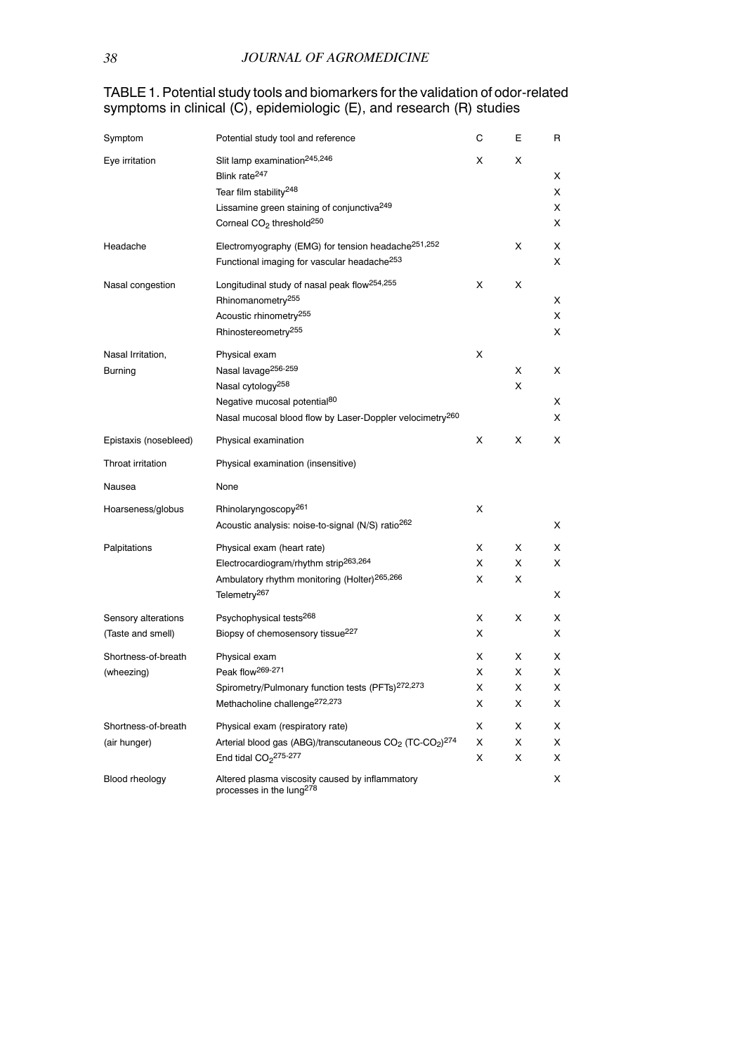TABLE 1. Potential study tools and biomarkers for the validation of odor-related symptoms in clinical (C), epidemiologic (E), and research (R) studies

| Symptom | Potential study tool and reference | C | E | R |
|---|---|---|---|---|
| Eye irritation | Slit lamp examination[245,246] | X | X | |
| | Blink rate[247] | | | X |
| | Tear film stability[248] | | | X |
| | Lissamine green staining of conjunctiva[249] | | | X |
| | Corneal $CO_2$ threshold[250] | | | X |
| Headache | Electromyography (EMG) for tension headache[251,252] | | X | X |
| | Functional imaging for vascular headache[253] | | | X |
| Nasal congestion | Longitudinal study of nasal peak flow[254,255] | X | X | |
| | Rhinomanometry[255] | | | X |
| | Acoustic rhinometry[255] | | | X |
| | Rhinostereometry[255] | | | X |
| Nasal Irritation, | Physical exam | X | | |
| Burning | Nasal lavage[256-259] | | X | X |
| | Nasal cytology[258] | | X | |
| | Negative mucosal potential[80] | | | X |
| | Nasal mucosal blood flow by Laser-Doppler velocimetry[260] | | | X |
| Epistaxis (nosebleed) | Physical examination | X | X | X |
| Throat irritation | Physical examination (insensitive) | | | |
| Nausea | None | | | |
| Hoarseness/globus | Rhinolaryngoscopy[261] | X | | |
| | Acoustic analysis: noise-to-signal (N/S) ratio[262] | | | X |
| Palpitations | Physical exam (heart rate) | X | X | X |
| | Electrocardiogram/rhythm strip[263,264] | X | X | X |
| | Ambulatory rhythm monitoring (Holter)[265,266] | X | X | |
| | Telemetry[267] | | | X |
| Sensory alterations | Psychophysical tests[268] | X | X | X |
| (Taste and smell) | Biopsy of chemosensory tissue[227] | X | | X |
| Shortness-of-breath | Physical exam | X | X | X |
| (wheezing) | Peak flow[269-271] | X | X | X |
| | Spirometry/Pulmonary function tests (PFTs)[272,273] | X | X | X |
| | Methacholine challenge[272,273] | X | X | X |
| Shortness-of-breath | Physical exam (respiratory rate) | X | X | X |
| (air hunger) | Arterial blood gas (ABG)/transcutaneous $CO_2$ (TC-$CO_2$)[274] | X | X | X |
| | End tidal $CO_2$[275-277] | X | X | X |
| Blood rheology | Altered plasma viscosity caused by inflammatory processes in the lung[278] | | | X |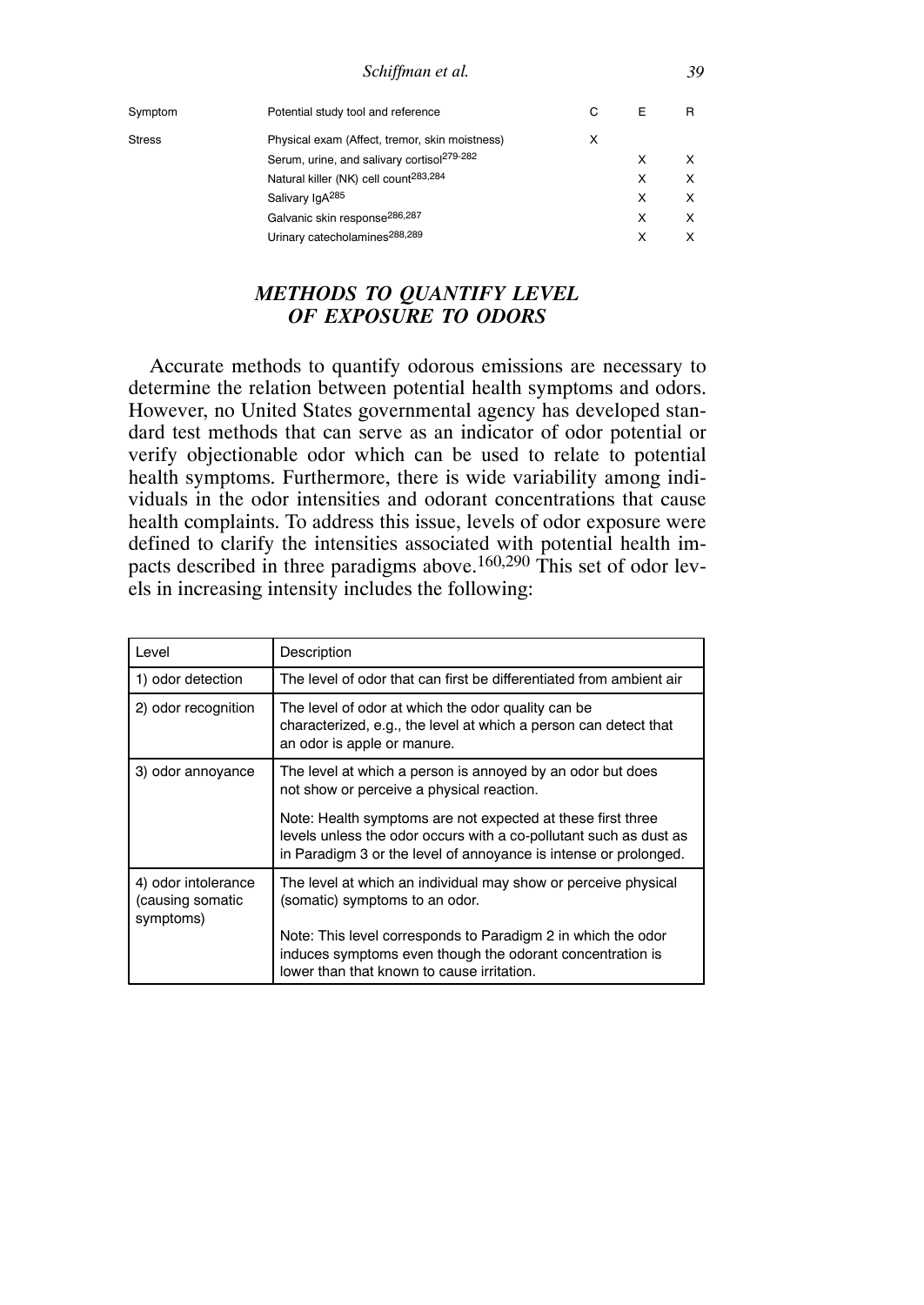| Symptom | Potential study tool and reference | C | E | R |
|---|---|---|---|---|
| Stress | Physical exam (Affect, tremor, skin moistness) | X | | |
| | Serum, urine, and salivary cortisol[279-282] | | X | X |
| | Natural killer (NK) cell count[283,284] | | X | X |
| | Salivary IgA[285] | | X | X |
| | Galvanic skin response[286,287] | | X | X |
| | Urinary catecholamines[288,289] | | X | X |

## *METHODS TO QUANTIFY LEVEL OF EXPOSURE TO ODORS*

Accurate methods to quantify odorous emissions are necessary to determine the relation between potential health symptoms and odors. However, no United States governmental agency has developed standard test methods that can serve as an indicator of odor potential or verify objectionable odor which can be used to relate to potential health symptoms. Furthermore, there is wide variability among individuals in the odor intensities and odorant concentrations that cause health complaints. To address this issue, levels of odor exposure were defined to clarify the intensities associated with potential health impacts described in three paradigms above.[160,290] This set of odor levels in increasing intensity includes the following:

| Level | Description |
|---|---|
| 1) odor detection | The level of odor that can first be differentiated from ambient air |
| 2) odor recognition | The level of odor at which the odor quality can be characterized, e.g., the level at which a person can detect that an odor is apple or manure. |
| 3) odor annoyance | The level at which a person is annoyed by an odor but does not show or perceive a physical reaction. Note: Health symptoms are not expected at these first three levels unless the odor occurs with a co-pollutant such as dust as in Paradigm 3 or the level of annoyance is intense or prolonged. |
| 4) odor intolerance (causing somatic symptoms) | The level at which an individual may show or perceive physical (somatic) symptoms to an odor. Note: This level corresponds to Paradigm 2 in which the odor induces symptoms even though the odorant concentration is lower than that known to cause irritation. |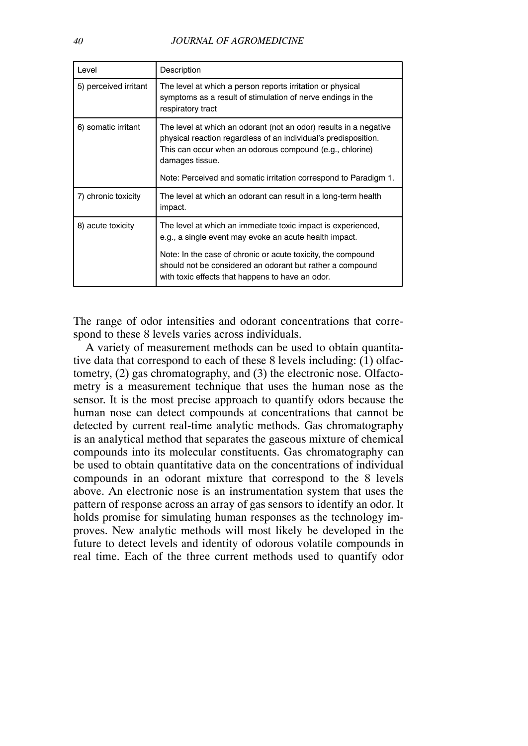| Level | Description |
|---|---|
| 5) perceived irritant | The level at which a person reports irritation or physical symptoms as a result of stimulation of nerve endings in the respiratory tract |
| 6) somatic irritant | The level at which an odorant (not an odor) results in a negative physical reaction regardless of an individual's predisposition. This can occur when an odorous compound (e.g., chlorine) damages tissue.<br><br>Note: Perceived and somatic irritation correspond to Paradigm 1. |
| 7) chronic toxicity | The level at which an odorant can result in a long-term health impact. |
| 8) acute toxicity | The level at which an immediate toxic impact is experienced, e.g., a single event may evoke an acute health impact.<br><br>Note: In the case of chronic or acute toxicity, the compound should not be considered an odorant but rather a compound with toxic effects that happens to have an odor. |

The range of odor intensities and odorant concentrations that correspond to these 8 levels varies across individuals.

A variety of measurement methods can be used to obtain quantitative data that correspond to each of these 8 levels including: (1) olfactometry, (2) gas chromatography, and (3) the electronic nose. Olfactometry is a measurement technique that uses the human nose as the sensor. It is the most precise approach to quantify odors because the human nose can detect compounds at concentrations that cannot be detected by current real-time analytic methods. Gas chromatography is an analytical method that separates the gaseous mixture of chemical compounds into its molecular constituents. Gas chromatography can be used to obtain quantitative data on the concentrations of individual compounds in an odorant mixture that correspond to the 8 levels above. An electronic nose is an instrumentation system that uses the pattern of response across an array of gas sensors to identify an odor. It holds promise for simulating human responses as the technology improves. New analytic methods will most likely be developed in the future to detect levels and identity of odorous volatile compounds in real time. Each of the three current methods used to quantify odor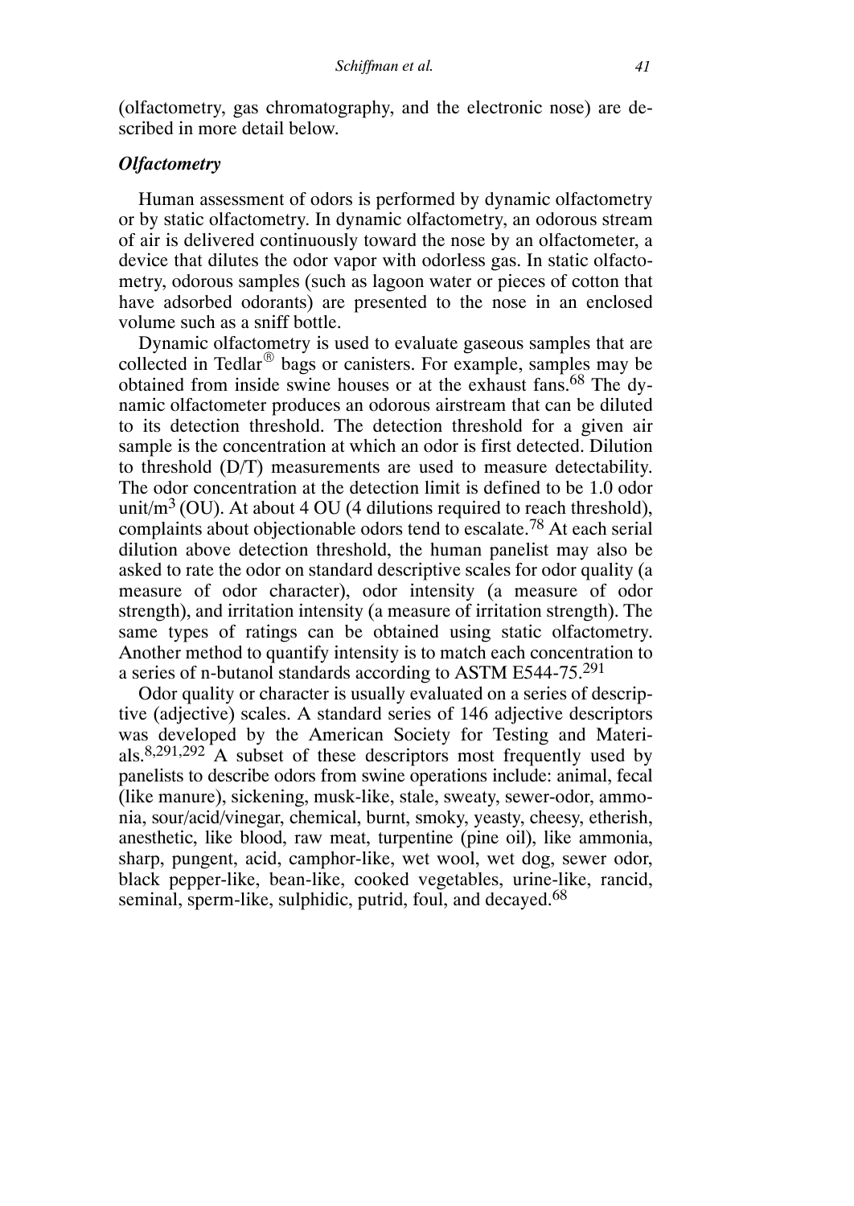(olfactometry, gas chromatography, and the electronic nose) are described in more detail below.

### *Olfactometry*

Human assessment of odors is performed by dynamic olfactometry or by static olfactometry. In dynamic olfactometry, an odorous stream of air is delivered continuously toward the nose by an olfactometer, a device that dilutes the odor vapor with odorless gas. In static olfactometry, odorous samples (such as lagoon water or pieces of cotton that have adsorbed odorants) are presented to the nose in an enclosed volume such as a sniff bottle.

Dynamic olfactometry is used to evaluate gaseous samples that are collected in Tedlar® bags or canisters. For example, samples may be obtained from inside swine houses or at the exhaust fans.[68] The dynamic olfactometer produces an odorous airstream that can be diluted to its detection threshold. The detection threshold for a given air sample is the concentration at which an odor is first detected. Dilution to threshold (D/T) measurements are used to measure detectability. The odor concentration at the detection limit is defined to be 1.0 odor unit/$m^3$ (OU). At about 4 OU (4 dilutions required to reach threshold), complaints about objectionable odors tend to escalate.[78] At each serial dilution above detection threshold, the human panelist may also be asked to rate the odor on standard descriptive scales for odor quality (a measure of odor character), odor intensity (a measure of odor strength), and irritation intensity (a measure of irritation strength). The same types of ratings can be obtained using static olfactometry. Another method to quantify intensity is to match each concentration to a series of n-butanol standards according to ASTM E544-75.[291]

Odor quality or character is usually evaluated on a series of descriptive (adjective) scales. A standard series of 146 adjective descriptors was developed by the American Society for Testing and Materials.[8,291,292] A subset of these descriptors most frequently used by panelists to describe odors from swine operations include: animal, fecal (like manure), sickening, musk-like, stale, sweaty, sewer-odor, ammonia, sour/acid/vinegar, chemical, burnt, smoky, yeasty, cheesy, etherish, anesthetic, like blood, raw meat, turpentine (pine oil), like ammonia, sharp, pungent, acid, camphor-like, wet wool, wet dog, sewer odor, black pepper-like, bean-like, cooked vegetables, urine-like, rancid, seminal, sperm-like, sulphidic, putrid, foul, and decayed.[68]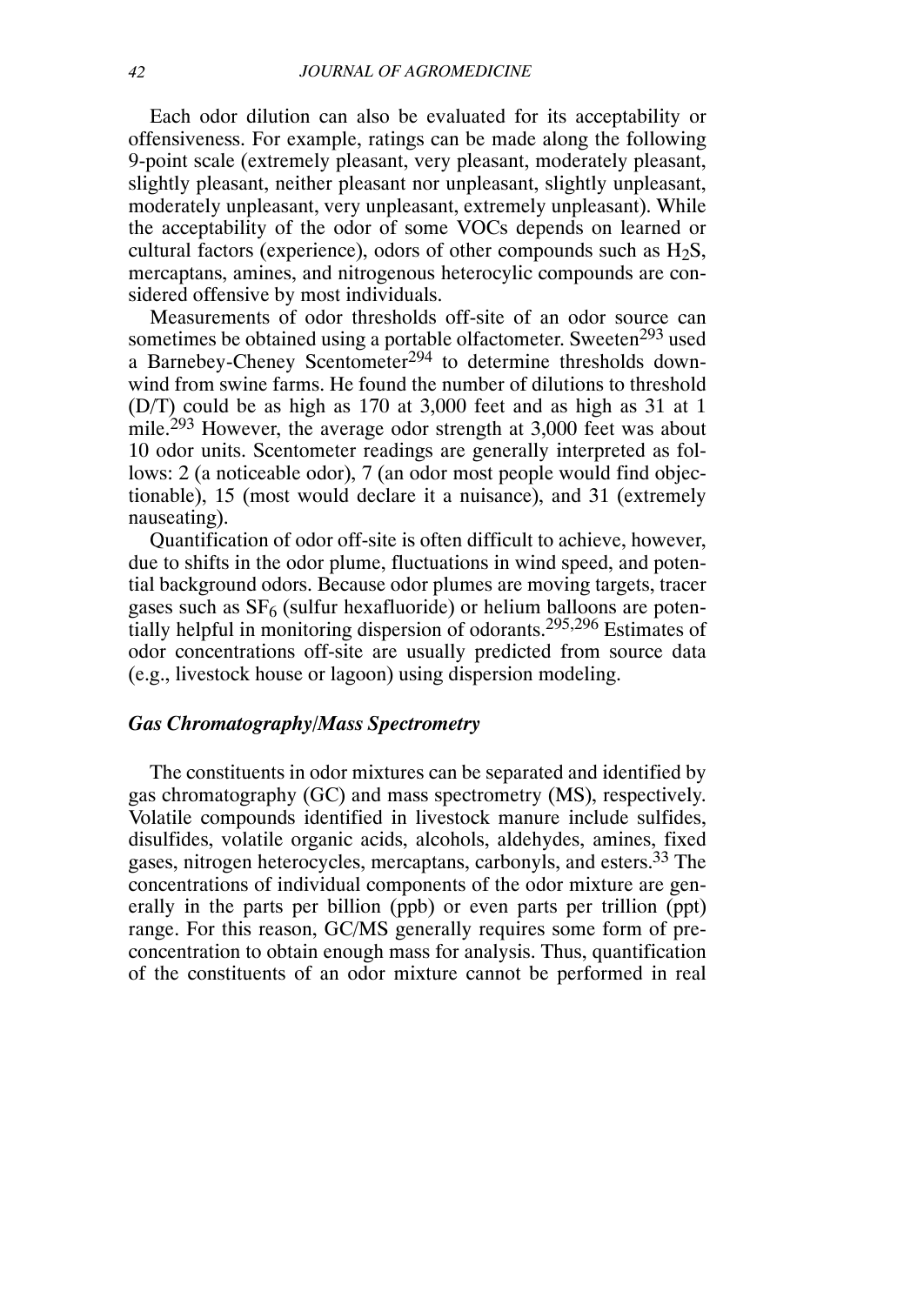Each odor dilution can also be evaluated for its acceptability or offensiveness. For example, ratings can be made along the following 9-point scale (extremely pleasant, very pleasant, moderately pleasant, slightly pleasant, neither pleasant nor unpleasant, slightly unpleasant, moderately unpleasant, very unpleasant, extremely unpleasant). While the acceptability of the odor of some VOCs depends on learned or cultural factors (experience), odors of other compounds such as $H_2S$, mercaptans, amines, and nitrogenous heterocylic compounds are considered offensive by most individuals.

Measurements of odor thresholds off-site of an odor source can sometimes be obtained using a portable olfactometer. Sweeten[293] used a Barnebey-Cheney Scentometer[294] to determine thresholds downwind from swine farms. He found the number of dilutions to threshold (D/T) could be as high as 170 at 3,000 feet and as high as 31 at 1 mile.[293] However, the average odor strength at 3,000 feet was about 10 odor units. Scentometer readings are generally interpreted as follows: 2 (a noticeable odor), 7 (an odor most people would find objectionable), 15 (most would declare it a nuisance), and 31 (extremely nauseating).

Quantification of odor off-site is often difficult to achieve, however, due to shifts in the odor plume, fluctuations in wind speed, and potential background odors. Because odor plumes are moving targets, tracer gases such as $SF_6$ (sulfur hexafluoride) or helium balloons are potentially helpful in monitoring dispersion of odorants.[295,296] Estimates of odor concentrations off-site are usually predicted from source data (e.g., livestock house or lagoon) using dispersion modeling.

### *Gas Chromatography/Mass Spectrometry*

The constituents in odor mixtures can be separated and identified by gas chromatography (GC) and mass spectrometry (MS), respectively. Volatile compounds identified in livestock manure include sulfides, disulfides, volatile organic acids, alcohols, aldehydes, amines, fixed gases, nitrogen heterocycles, mercaptans, carbonyls, and esters.[33] The concentrations of individual components of the odor mixture are generally in the parts per billion (ppb) or even parts per trillion (ppt) range. For this reason, GC/MS generally requires some form of preconcentration to obtain enough mass for analysis. Thus, quantification of the constituents of an odor mixture cannot be performed in real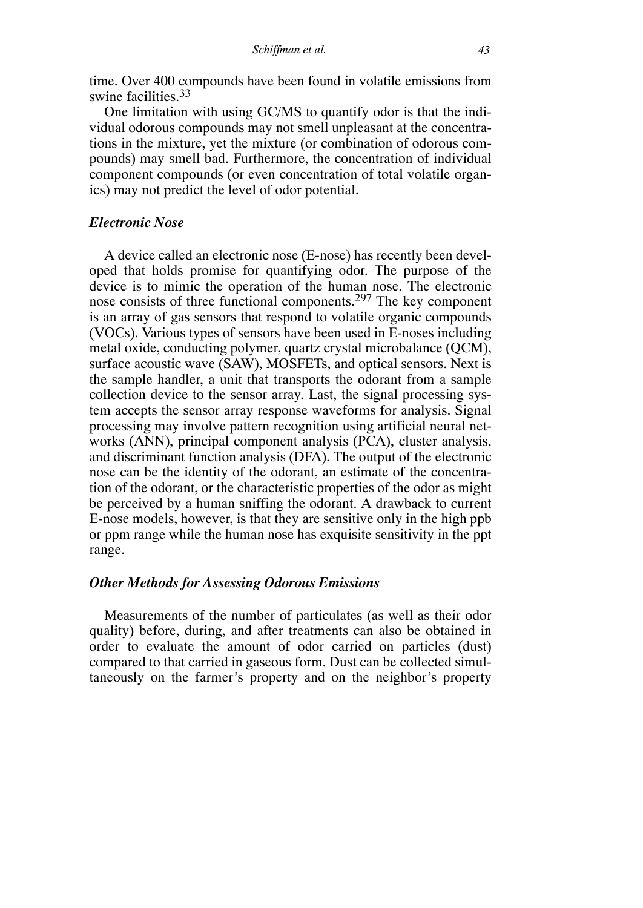time. Over 400 compounds have been found in volatile emissions from swine facilities.[33]

One limitation with using GC/MS to quantify odor is that the individual odorous compounds may not smell unpleasant at the concentrations in the mixture, yet the mixture (or combination of odorous compounds) may smell bad. Furthermore, the concentration of individual component compounds (or even concentration of total volatile organics) may not predict the level of odor potential.

### *Electronic Nose*

A device called an electronic nose (E-nose) has recently been developed that holds promise for quantifying odor. The purpose of the device is to mimic the operation of the human nose. The electronic nose consists of three functional components.[297] The key component is an array of gas sensors that respond to volatile organic compounds (VOCs). Various types of sensors have been used in E-noses including metal oxide, conducting polymer, quartz crystal microbalance (QCM), surface acoustic wave (SAW), MOSFETs, and optical sensors. Next is the sample handler, a unit that transports the odorant from a sample collection device to the sensor array. Last, the signal processing system accepts the sensor array response waveforms for analysis. Signal processing may involve pattern recognition using artificial neural networks (ANN), principal component analysis (PCA), cluster analysis, and discriminant function analysis (DFA). The output of the electronic nose can be the identity of the odorant, an estimate of the concentration of the odorant, or the characteristic properties of the odor as might be perceived by a human sniffing the odorant. A drawback to current E-nose models, however, is that they are sensitive only in the high ppb or ppm range while the human nose has exquisite sensitivity in the ppt range.

### *Other Methods for Assessing Odorous Emissions*

Measurements of the number of particulates (as well as their odor quality) before, during, and after treatments can also be obtained in order to evaluate the amount of odor carried on particles (dust) compared to that carried in gaseous form. Dust can be collected simultaneously on the farmer's property and on the neighbor's property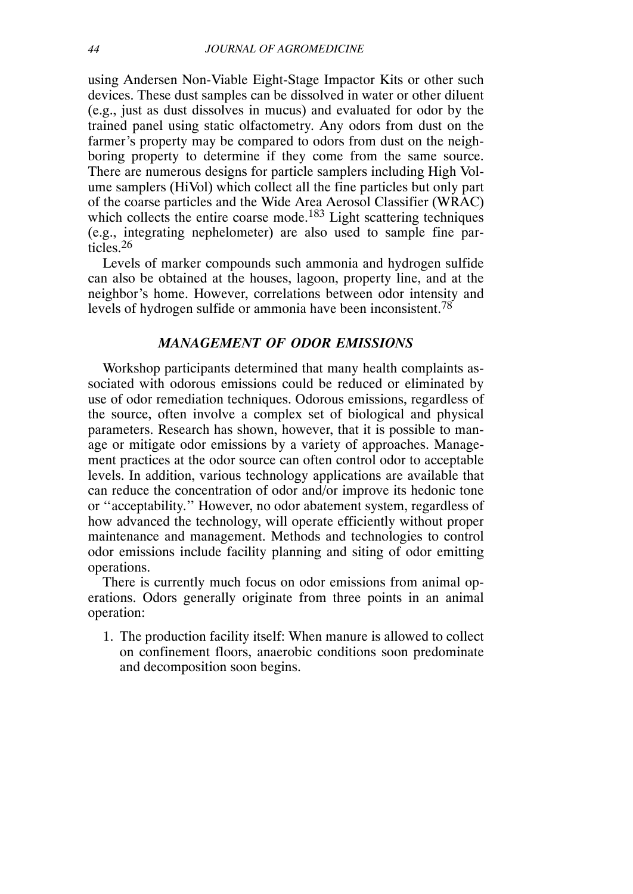using Andersen Non-Viable Eight-Stage Impactor Kits or other such devices. These dust samples can be dissolved in water or other diluent (e.g., just as dust dissolves in mucus) and evaluated for odor by the trained panel using static olfactometry. Any odors from dust on the farmer's property may be compared to odors from dust on the neighboring property to determine if they come from the same source. There are numerous designs for particle samplers including High Volume samplers (HiVol) which collect all the fine particles but only part of the coarse particles and the Wide Area Aerosol Classifier (WRAC) which collects the entire coarse mode.[183] Light scattering techniques (e.g., integrating nephelometer) are also used to sample fine particles.[26]

Levels of marker compounds such ammonia and hydrogen sulfide can also be obtained at the houses, lagoon, property line, and at the neighbor's home. However, correlations between odor intensity and levels of hydrogen sulfide or ammonia have been inconsistent.[78]

## *MANAGEMENT OF ODOR EMISSIONS*

Workshop participants determined that many health complaints associated with odorous emissions could be reduced or eliminated by use of odor remediation techniques. Odorous emissions, regardless of the source, often involve a complex set of biological and physical parameters. Research has shown, however, that it is possible to manage or mitigate odor emissions by a variety of approaches. Management practices at the odor source can often control odor to acceptable levels. In addition, various technology applications are available that can reduce the concentration of odor and/or improve its hedonic tone or "acceptability." However, no odor abatement system, regardless of how advanced the technology, will operate efficiently without proper maintenance and management. Methods and technologies to control odor emissions include facility planning and siting of odor emitting operations.

There is currently much focus on odor emissions from animal operations. Odors generally originate from three points in an animal operation:

1. The production facility itself: When manure is allowed to collect on confinement floors, anaerobic conditions soon predominate and decomposition soon begins.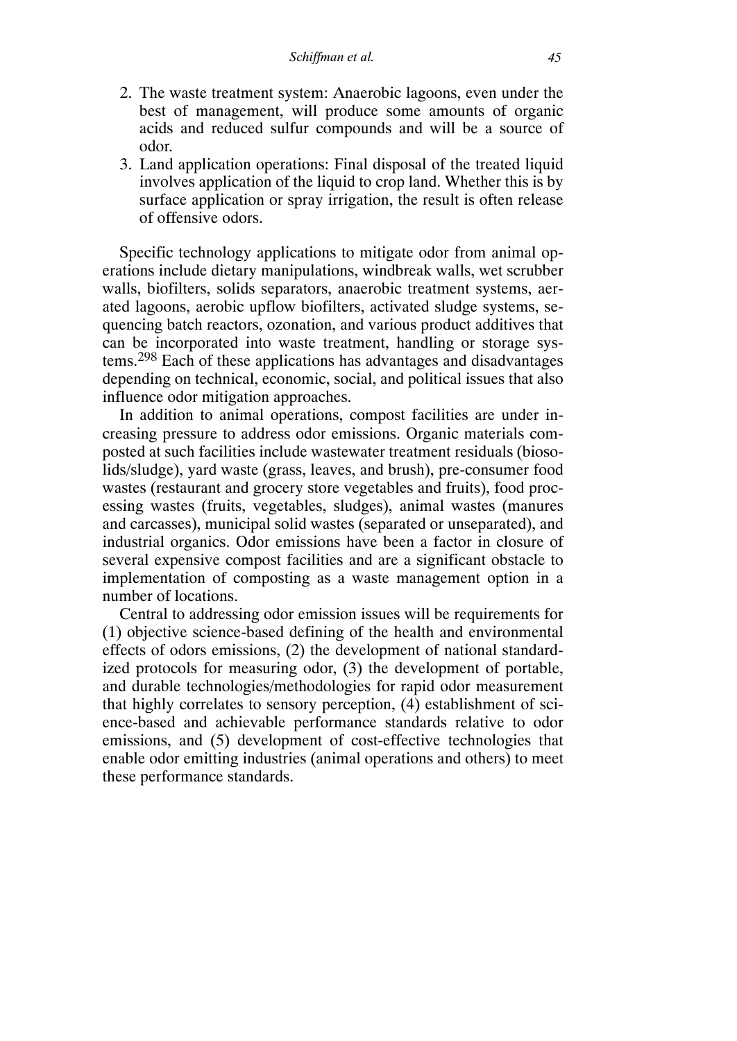2. The waste treatment system: Anaerobic lagoons, even under the best of management, will produce some amounts of organic acids and reduced sulfur compounds and will be a source of odor.
3. Land application operations: Final disposal of the treated liquid involves application of the liquid to crop land. Whether this is by surface application or spray irrigation, the result is often release of offensive odors.

Specific technology applications to mitigate odor from animal operations include dietary manipulations, windbreak walls, wet scrubber walls, biofilters, solids separators, anaerobic treatment systems, aerated lagoons, aerobic upflow biofilters, activated sludge systems, sequencing batch reactors, ozonation, and various product additives that can be incorporated into waste treatment, handling or storage systems.[298] Each of these applications has advantages and disadvantages depending on technical, economic, social, and political issues that also influence odor mitigation approaches.

In addition to animal operations, compost facilities are under increasing pressure to address odor emissions. Organic materials composted at such facilities include wastewater treatment residuals (biosolids/sludge), yard waste (grass, leaves, and brush), pre-consumer food wastes (restaurant and grocery store vegetables and fruits), food processing wastes (fruits, vegetables, sludges), animal wastes (manures and carcasses), municipal solid wastes (separated or unseparated), and industrial organics. Odor emissions have been a factor in closure of several expensive compost facilities and are a significant obstacle to implementation of composting as a waste management option in a number of locations.

Central to addressing odor emission issues will be requirements for (1) objective science-based defining of the health and environmental effects of odors emissions, (2) the development of national standardized protocols for measuring odor, (3) the development of portable, and durable technologies/methodologies for rapid odor measurement that highly correlates to sensory perception, (4) establishment of science-based and achievable performance standards relative to odor emissions, and (5) development of cost-effective technologies that enable odor emitting industries (animal operations and others) to meet these performance standards.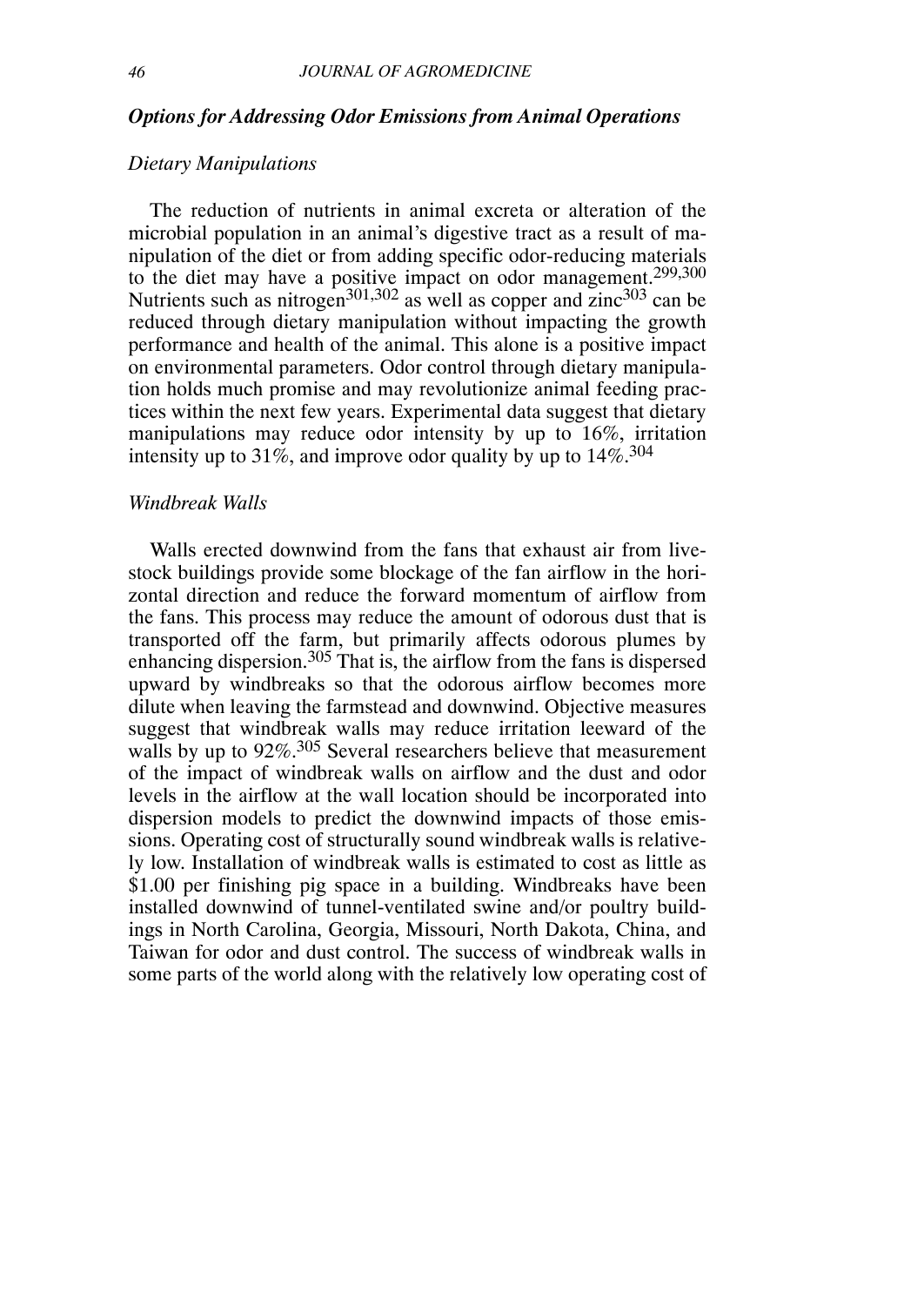### *Options for Addressing Odor Emissions from Animal Operations*

#### *Dietary Manipulations*

The reduction of nutrients in animal excreta or alteration of the microbial population in an animal's digestive tract as a result of manipulation of the diet or from adding specific odor-reducing materials to the diet may have a positive impact on odor management.[299,300] Nutrients such as nitrogen[301,302] as well as copper and zinc[303] can be reduced through dietary manipulation without impacting the growth performance and health of the animal. This alone is a positive impact on environmental parameters. Odor control through dietary manipulation holds much promise and may revolutionize animal feeding practices within the next few years. Experimental data suggest that dietary manipulations may reduce odor intensity by up to 16%, irritation intensity up to 31%, and improve odor quality by up to 14%.[304]

#### *Windbreak Walls*

Walls erected downwind from the fans that exhaust air from livestock buildings provide some blockage of the fan airflow in the horizontal direction and reduce the forward momentum of airflow from the fans. This process may reduce the amount of odorous dust that is transported off the farm, but primarily affects odorous plumes by enhancing dispersion.[305] That is, the airflow from the fans is dispersed upward by windbreaks so that the odorous airflow becomes more dilute when leaving the farmstead and downwind. Objective measures suggest that windbreak walls may reduce irritation leeward of the walls by up to 92%.[305] Several researchers believe that measurement of the impact of windbreak walls on airflow and the dust and odor levels in the airflow at the wall location should be incorporated into dispersion models to predict the downwind impacts of those emissions. Operating cost of structurally sound windbreak walls is relatively low. Installation of windbreak walls is estimated to cost as little as $1.00 per finishing pig space in a building. Windbreaks have been installed downwind of tunnel-ventilated swine and/or poultry buildings in North Carolina, Georgia, Missouri, North Dakota, China, and Taiwan for odor and dust control. The success of windbreak walls in some parts of the world along with the relatively low operating cost of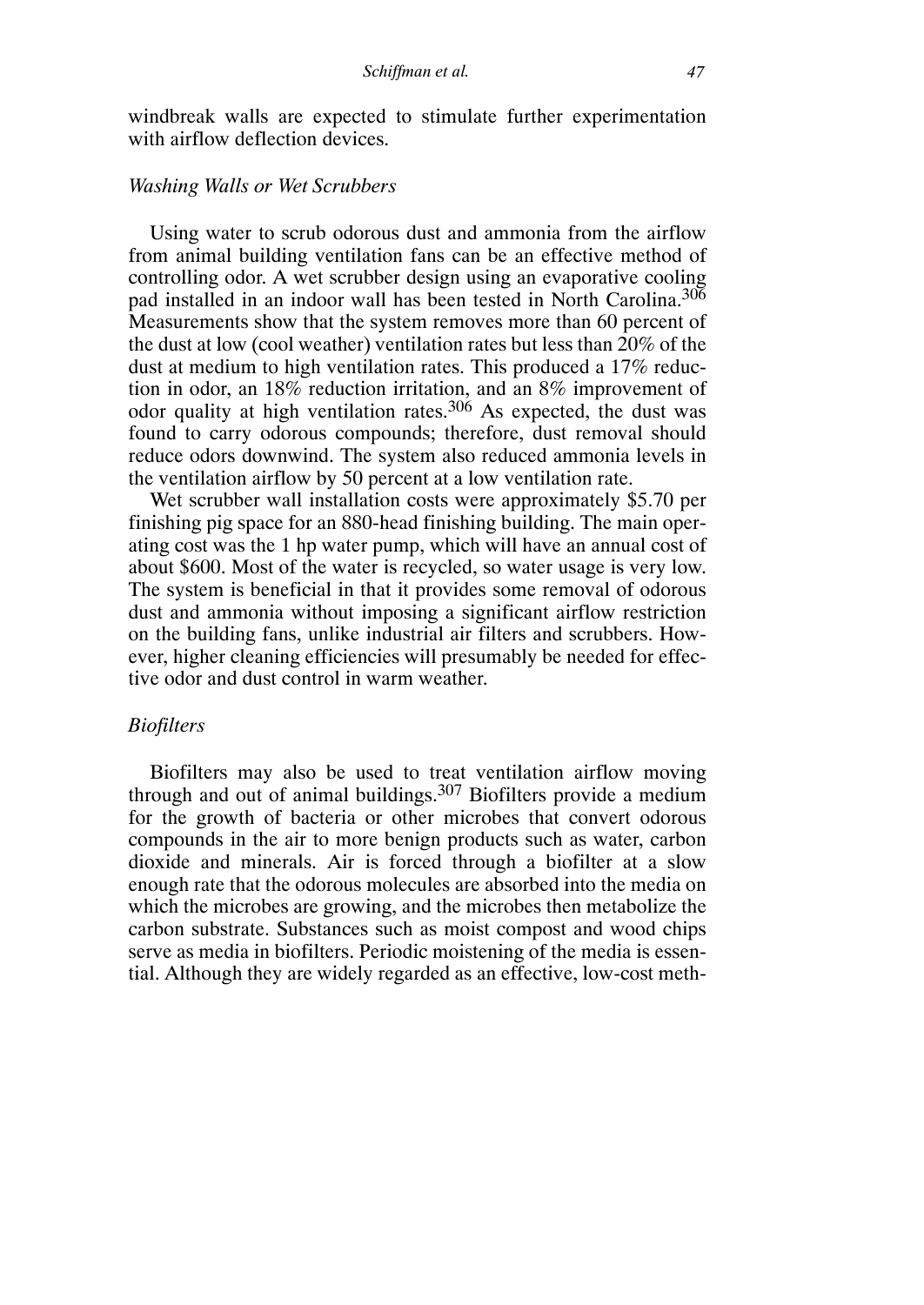windbreak walls are expected to stimulate further experimentation with airflow deflection devices.

### *Washing Walls or Wet Scrubbers*

Using water to scrub odorous dust and ammonia from the airflow from animal building ventilation fans can be an effective method of controlling odor. A wet scrubber design using an evaporative cooling pad installed in an indoor wall has been tested in North Carolina.[306] Measurements show that the system removes more than 60 percent of the dust at low (cool weather) ventilation rates but less than 20% of the dust at medium to high ventilation rates. This produced a 17% reduction in odor, an 18% reduction irritation, and an 8% improvement of odor quality at high ventilation rates.[306] As expected, the dust was found to carry odorous compounds; therefore, dust removal should reduce odors downwind. The system also reduced ammonia levels in the ventilation airflow by 50 percent at a low ventilation rate.

Wet scrubber wall installation costs were approximately $5.70 per finishing pig space for an 880-head finishing building. The main operating cost was the 1 hp water pump, which will have an annual cost of about $600. Most of the water is recycled, so water usage is very low. The system is beneficial in that it provides some removal of odorous dust and ammonia without imposing a significant airflow restriction on the building fans, unlike industrial air filters and scrubbers. However, higher cleaning efficiencies will presumably be needed for effective odor and dust control in warm weather.

### *Biofilters*

Biofilters may also be used to treat ventilation airflow moving through and out of animal buildings.[307] Biofilters provide a medium for the growth of bacteria or other microbes that convert odorous compounds in the air to more benign products such as water, carbon dioxide and minerals. Air is forced through a biofilter at a slow enough rate that the odorous molecules are absorbed into the media on which the microbes are growing, and the microbes then metabolize the carbon substrate. Substances such as moist compost and wood chips serve as media in biofilters. Periodic moistening of the media is essential. Although they are widely regarded as an effective, low-cost meth-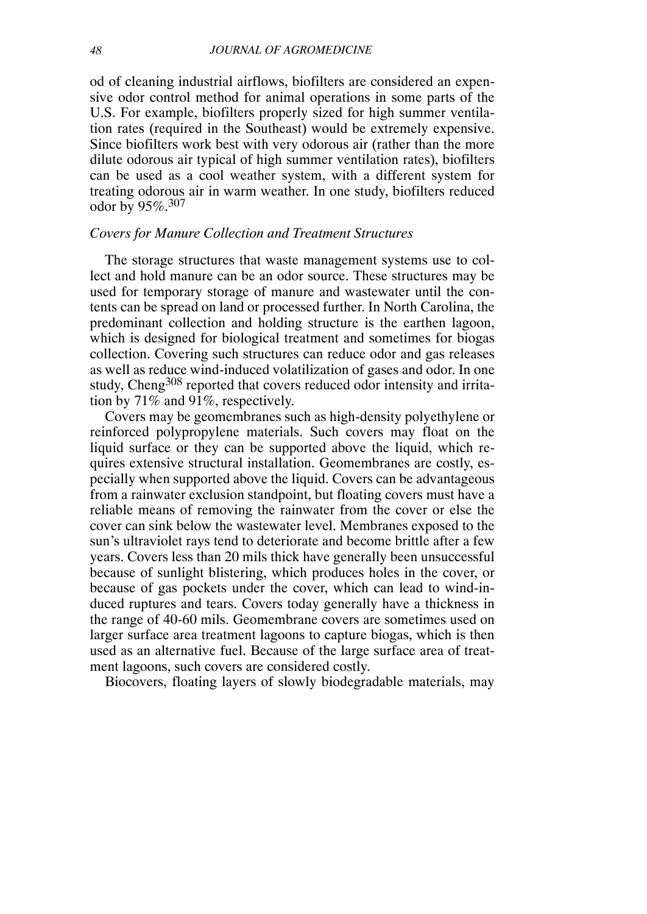od of cleaning industrial airflows, biofilters are considered an expensive odor control method for animal operations in some parts of the U.S. For example, biofilters properly sized for high summer ventilation rates (required in the Southeast) would be extremely expensive. Since biofilters work best with very odorous air (rather than the more dilute odorous air typical of high summer ventilation rates), biofilters can be used as a cool weather system, with a different system for treating odorous air in warm weather. In one study, biofilters reduced odor by 95%.[307]

### *Covers for Manure Collection and Treatment Structures*

The storage structures that waste management systems use to collect and hold manure can be an odor source. These structures may be used for temporary storage of manure and wastewater until the contents can be spread on land or processed further. In North Carolina, the predominant collection and holding structure is the earthen lagoon, which is designed for biological treatment and sometimes for biogas collection. Covering such structures can reduce odor and gas releases as well as reduce wind-induced volatilization of gases and odor. In one study, Cheng[308] reported that covers reduced odor intensity and irritation by 71% and 91%, respectively.

Covers may be geomembranes such as high-density polyethylene or reinforced polypropylene materials. Such covers may float on the liquid surface or they can be supported above the liquid, which requires extensive structural installation. Geomembranes are costly, especially when supported above the liquid. Covers can be advantageous from a rainwater exclusion standpoint, but floating covers must have a reliable means of removing the rainwater from the cover or else the cover can sink below the wastewater level. Membranes exposed to the sun's ultraviolet rays tend to deteriorate and become brittle after a few years. Covers less than 20 mils thick have generally been unsuccessful because of sunlight blistering, which produces holes in the cover, or because of gas pockets under the cover, which can lead to wind-induced ruptures and tears. Covers today generally have a thickness in the range of 40-60 mils. Geomembrane covers are sometimes used on larger surface area treatment lagoons to capture biogas, which is then used as an alternative fuel. Because of the large surface area of treatment lagoons, such covers are considered costly.

Biocovers, floating layers of slowly biodegradable materials, may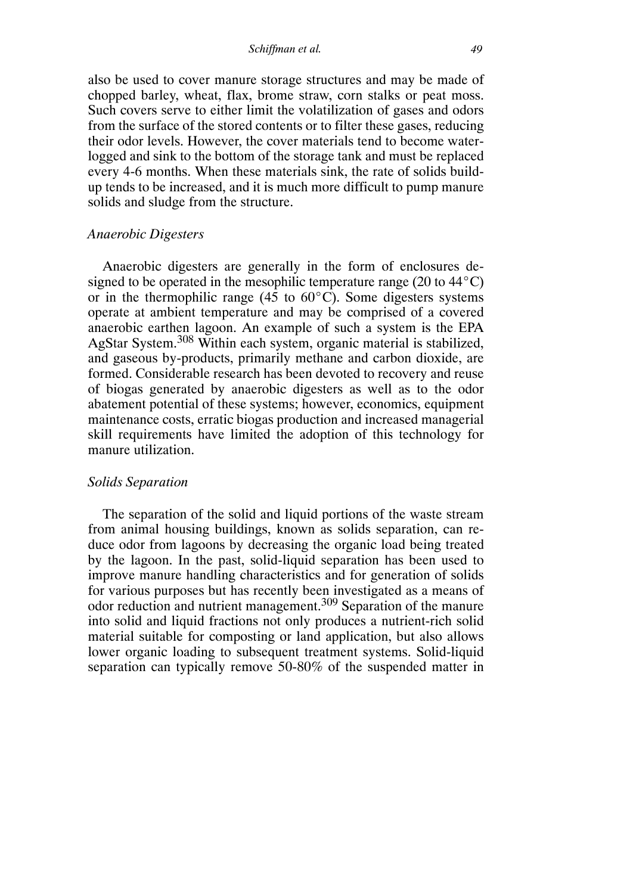also be used to cover manure storage structures and may be made of chopped barley, wheat, flax, brome straw, corn stalks or peat moss. Such covers serve to either limit the volatilization of gases and odors from the surface of the stored contents or to filter these gases, reducing their odor levels. However, the cover materials tend to become waterlogged and sink to the bottom of the storage tank and must be replaced every 4-6 months. When these materials sink, the rate of solids build-up tends to be increased, and it is much more difficult to pump manure solids and sludge from the structure.

### *Anaerobic Digesters*

Anaerobic digesters are generally in the form of enclosures designed to be operated in the mesophilic temperature range (20 to 44°C) or in the thermophilic range (45 to 60°C). Some digesters systems operate at ambient temperature and may be comprised of a covered anaerobic earthen lagoon. An example of such a system is the EPA AgStar System.[308] Within each system, organic material is stabilized, and gaseous by-products, primarily methane and carbon dioxide, are formed. Considerable research has been devoted to recovery and reuse of biogas generated by anaerobic digesters as well as to the odor abatement potential of these systems; however, economics, equipment maintenance costs, erratic biogas production and increased managerial skill requirements have limited the adoption of this technology for manure utilization.

### *Solids Separation*

The separation of the solid and liquid portions of the waste stream from animal housing buildings, known as solids separation, can reduce odor from lagoons by decreasing the organic load being treated by the lagoon. In the past, solid-liquid separation has been used to improve manure handling characteristics and for generation of solids for various purposes but has recently been investigated as a means of odor reduction and nutrient management.[309] Separation of the manure into solid and liquid fractions not only produces a nutrient-rich solid material suitable for composting or land application, but also allows lower organic loading to subsequent treatment systems. Solid-liquid separation can typically remove 50-80% of the suspended matter in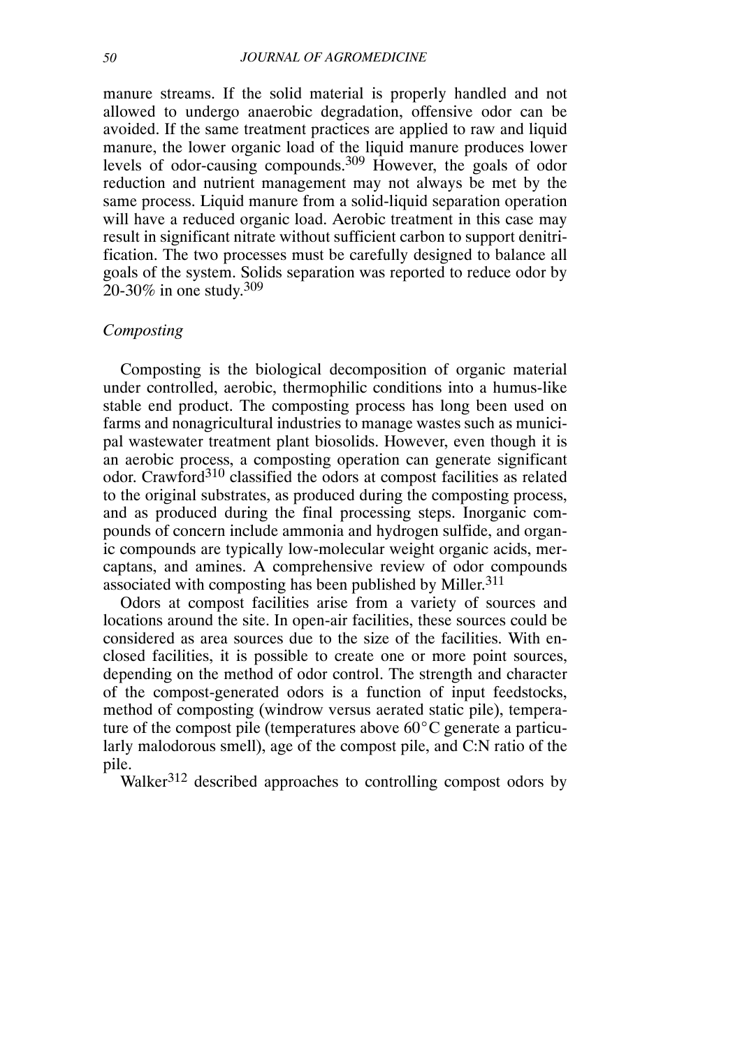manure streams. If the solid material is properly handled and not allowed to undergo anaerobic degradation, offensive odor can be avoided. If the same treatment practices are applied to raw and liquid manure, the lower organic load of the liquid manure produces lower levels of odor-causing compounds.[309] However, the goals of odor reduction and nutrient management may not always be met by the same process. Liquid manure from a solid-liquid separation operation will have a reduced organic load. Aerobic treatment in this case may result in significant nitrate without sufficient carbon to support denitrification. The two processes must be carefully designed to balance all goals of the system. Solids separation was reported to reduce odor by 20-30% in one study.[309]

### *Composting*

Composting is the biological decomposition of organic material under controlled, aerobic, thermophilic conditions into a humus-like stable end product. The composting process has long been used on farms and nonagricultural industries to manage wastes such as municipal wastewater treatment plant biosolids. However, even though it is an aerobic process, a composting operation can generate significant odor. Crawford[310] classified the odors at compost facilities as related to the original substrates, as produced during the composting process, and as produced during the final processing steps. Inorganic compounds of concern include ammonia and hydrogen sulfide, and organic compounds are typically low-molecular weight organic acids, mercaptans, and amines. A comprehensive review of odor compounds associated with composting has been published by Miller.[311]

Odors at compost facilities arise from a variety of sources and locations around the site. In open-air facilities, these sources could be considered as area sources due to the size of the facilities. With enclosed facilities, it is possible to create one or more point sources, depending on the method of odor control. The strength and character of the compost-generated odors is a function of input feedstocks, method of composting (windrow versus aerated static pile), temperature of the compost pile (temperatures above 60°C generate a particularly malodorous smell), age of the compost pile, and C:N ratio of the pile.

Walker[312] described approaches to controlling compost odors by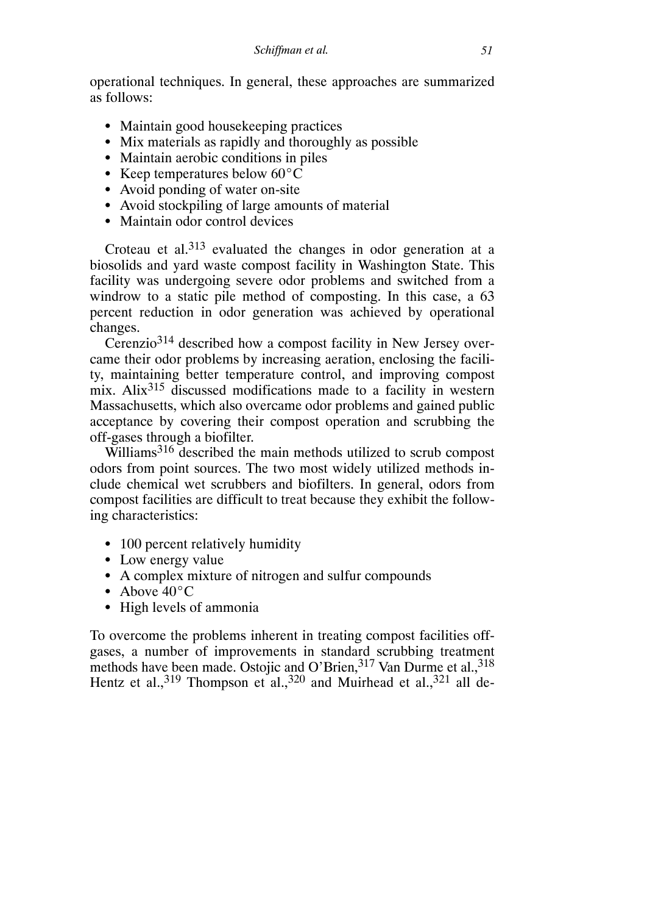operational techniques. In general, these approaches are summarized as follows:

- Maintain good housekeeping practices
- Mix materials as rapidly and thoroughly as possible
- Maintain aerobic conditions in piles
- Keep temperatures below 60°C
- Avoid ponding of water on-site
- Avoid stockpiling of large amounts of material
- Maintain odor control devices

Croteau et al.[313] evaluated the changes in odor generation at a biosolids and yard waste compost facility in Washington State. This facility was undergoing severe odor problems and switched from a windrow to a static pile method of composting. In this case, a 63 percent reduction in odor generation was achieved by operational changes.

Cerenzio[314] described how a compost facility in New Jersey overcame their odor problems by increasing aeration, enclosing the facility, maintaining better temperature control, and improving compost mix. Alix[315] discussed modifications made to a facility in western Massachusetts, which also overcame odor problems and gained public acceptance by covering their compost operation and scrubbing the off-gases through a biofilter.

Williams[316] described the main methods utilized to scrub compost odors from point sources. The two most widely utilized methods include chemical wet scrubbers and biofilters. In general, odors from compost facilities are difficult to treat because they exhibit the following characteristics:

- 100 percent relatively humidity
- Low energy value
- A complex mixture of nitrogen and sulfur compounds
- Above 40°C
- High levels of ammonia

To overcome the problems inherent in treating compost facilities off-gases, a number of improvements in standard scrubbing treatment methods have been made. Ostojic and O'Brien,[317] Van Durme et al.,[318] Hentz et al.,[319] Thompson et al.,[320] and Muirhead et al.,[321] all de-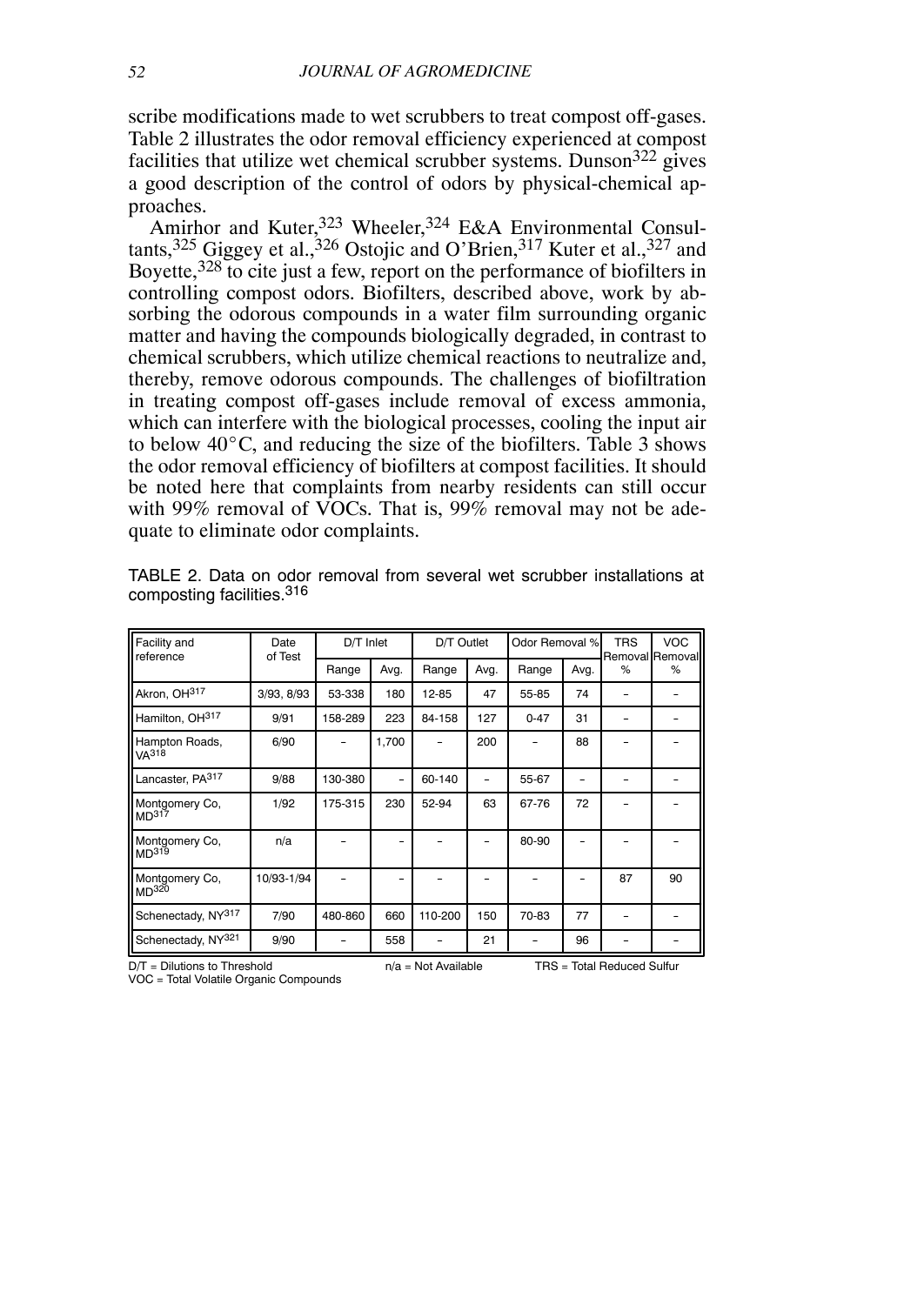scribe modifications made to wet scrubbers to treat compost off-gases. Table 2 illustrates the odor removal efficiency experienced at compost facilities that utilize wet chemical scrubber systems. Dunson[322] gives a good description of the control of odors by physical-chemical approaches.

Amirhor and Kuter,[323] Wheeler,[324] E&A Environmental Consultants,[325] Giggey et al.,[326] Ostojic and O'Brien,[317] Kuter et al.,[327] and Boyette,[328] to cite just a few, report on the performance of biofilters in controlling compost odors. Biofilters, described above, work by absorbing the odorous compounds in a water film surrounding organic matter and having the compounds biologically degraded, in contrast to chemical scrubbers, which utilize chemical reactions to neutralize and, thereby, remove odorous compounds. The challenges of biofiltration in treating compost off-gases include removal of excess ammonia, which can interfere with the biological processes, cooling the input air to below 40°C, and reducing the size of the biofilters. Table 3 shows the odor removal efficiency of biofilters at compost facilities. It should be noted here that complaints from nearby residents can still occur with 99% removal of VOCs. That is, 99% removal may not be adequate to eliminate odor complaints.

TABLE 2. Data on odor removal from several wet scrubber installations at composting facilities.[316]

| Facility and reference | Date of Test | D/T Inlet | | D/T Outlet | | Odor Removal % | | TRS Removal % | VOC Removal % |
|---|---|---|---|---|---|---|---|---|---|
| | | Range | Avg. | Range | Avg. | Range | Avg. | | |
| Akron, OH[317] | 3/93, 8/93 | 53-338 | 180 | 12-85 | 47 | 55-85 | 74 | – | – |
| Hamilton, OH[317] | 9/91 | 158-289 | 223 | 84-158 | 127 | 0-47 | 31 | – | – |
| Hampton Roads, VA[318] | 6/90 | – | 1,700 | – | 200 | – | 88 | – | – |
| Lancaster, PA[317] | 9/88 | 130-380 | – | 60-140 | – | 55-67 | – | – | – |
| Montgomery Co, MD[317] | 1/92 | 175-315 | 230 | 52-94 | 63 | 67-76 | 72 | – | – |
| Montgomery Co, MD[319] | n/a | – | – | – | – | 80-90 | – | – | – |
| Montgomery Co, MD[320] | 10/93-1/94 | – | – | – | – | – | – | 87 | 90 |
| Schenectady, NY[317] | 7/90 | 480-860 | 660 | 110-200 | 150 | 70-83 | 77 | – | – |
| Schenectady, NY[321] | 9/90 | – | 558 | – | 21 | – | 96 | – | – |

D/T = Dilutions to Threshold    n/a = Not Available    TRS = Total Reduced Sulfur
VOC = Total Volatile Organic Compounds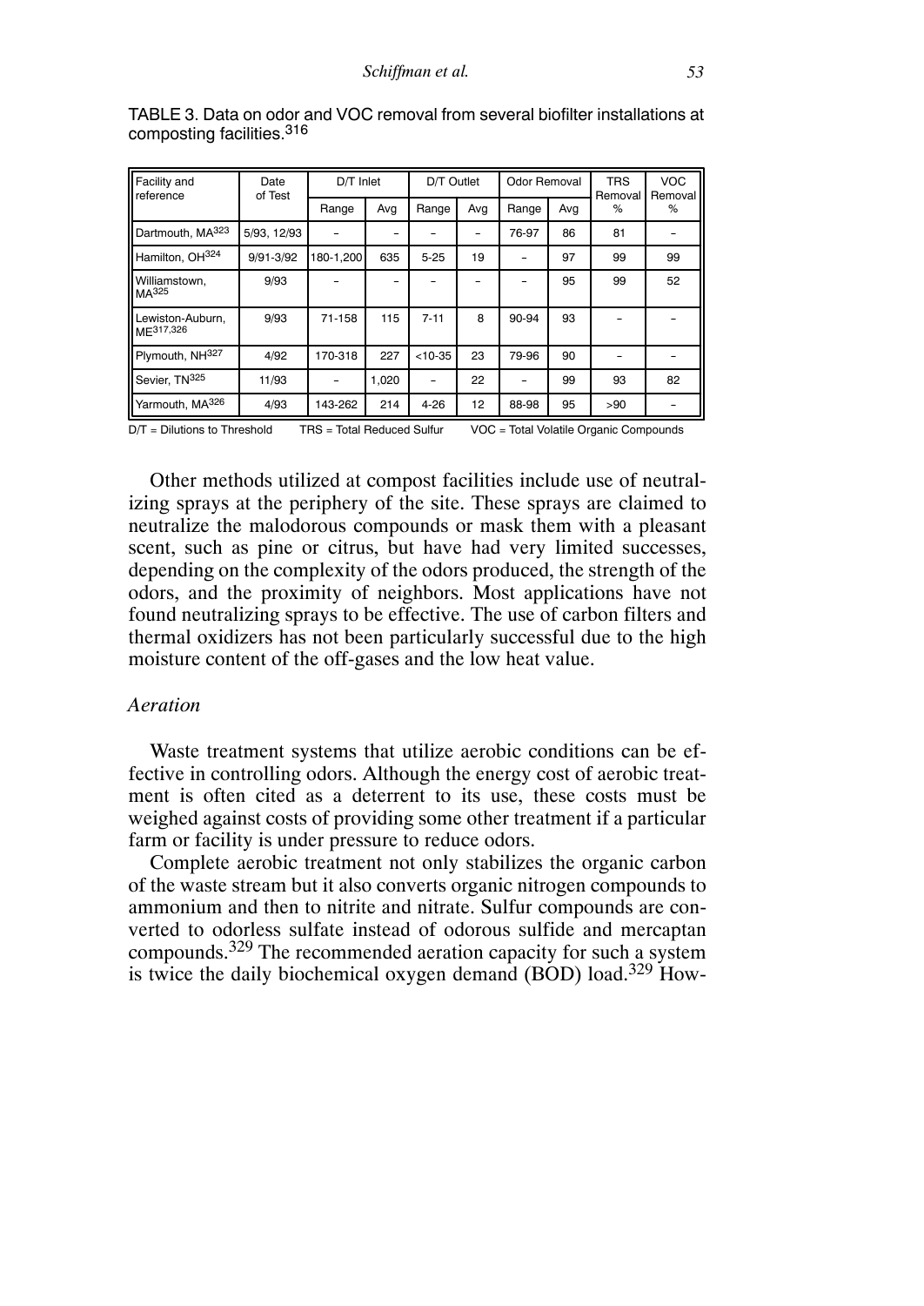TABLE 3. Data on odor and VOC removal from several biofilter installations at composting facilities.[316]

| Facility and reference | Date of Test | D/T Inlet | | D/T Outlet | | Odor Removal | | TRS Removal % | VOC Removal % |
|---|---|---|---|---|---|---|---|---|---|
| | | Range | Avg | Range | Avg | Range | Avg | | |
| Dartmouth, MA[323] | 5/93, 12/93 | – | – | – | – | 76-97 | 86 | 81 | – |
| Hamilton, OH[324] | 9/91-3/92 | 180-1,200 | 635 | 5-25 | 19 | – | 97 | 99 | 99 |
| Williamstown, MA[325] | 9/93 | – | – | – | – | – | 95 | 99 | 52 |
| Lewiston-Auburn, ME[317,326] | 9/93 | 71-158 | 115 | 7-11 | 8 | 90-94 | 93 | – | – |
| Plymouth, NH[327] | 4/92 | 170-318 | 227 | <10-35 | 23 | 79-96 | 90 | – | – |
| Sevier, TN[325] | 11/93 | – | 1,020 | – | 22 | – | 99 | 93 | 82 |
| Yarmouth, MA[326] | 4/93 | 143-262 | 214 | 4-26 | 12 | 88-98 | 95 | >90 | – |

D/T = Dilutions to Threshold TRS = Total Reduced Sulfur VOC = Total Volatile Organic Compounds

Other methods utilized at compost facilities include use of neutralizing sprays at the periphery of the site. These sprays are claimed to neutralize the malodorous compounds or mask them with a pleasant scent, such as pine or citrus, but have had very limited successes, depending on the complexity of the odors produced, the strength of the odors, and the proximity of neighbors. Most applications have not found neutralizing sprays to be effective. The use of carbon filters and thermal oxidizers has not been particularly successful due to the high moisture content of the off-gases and the low heat value.

### *Aeration*

Waste treatment systems that utilize aerobic conditions can be effective in controlling odors. Although the energy cost of aerobic treatment is often cited as a deterrent to its use, these costs must be weighed against costs of providing some other treatment if a particular farm or facility is under pressure to reduce odors.

Complete aerobic treatment not only stabilizes the organic carbon of the waste stream but it also converts organic nitrogen compounds to ammonium and then to nitrite and nitrate. Sulfur compounds are converted to odorless sulfate instead of odorous sulfide and mercaptan compounds.[329] The recommended aeration capacity for such a system is twice the daily biochemical oxygen demand (BOD) load.[329] How-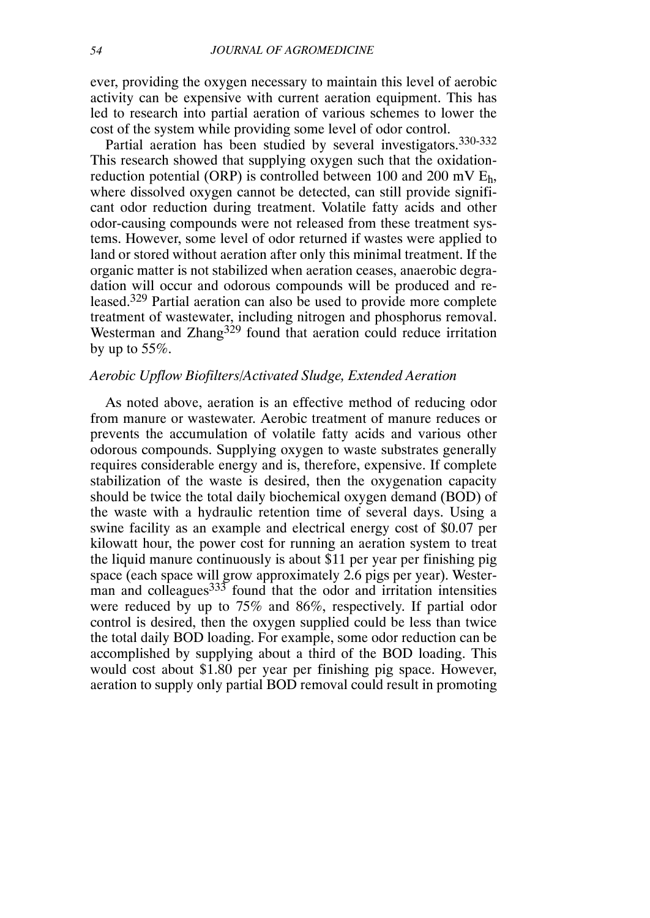ever, providing the oxygen necessary to maintain this level of aerobic activity can be expensive with current aeration equipment. This has led to research into partial aeration of various schemes to lower the cost of the system while providing some level of odor control.

Partial aeration has been studied by several investigators.[330-332] This research showed that supplying oxygen such that the oxidation-reduction potential (ORP) is controlled between 100 and 200 mV $E_h$, where dissolved oxygen cannot be detected, can still provide significant odor reduction during treatment. Volatile fatty acids and other odor-causing compounds were not released from these treatment systems. However, some level of odor returned if wastes were applied to land or stored without aeration after only this minimal treatment. If the organic matter is not stabilized when aeration ceases, anaerobic degradation will occur and odorous compounds will be produced and released.[329] Partial aeration can also be used to provide more complete treatment of wastewater, including nitrogen and phosphorus removal. Westerman and Zhang[329] found that aeration could reduce irritation by up to 55%.

### *Aerobic Upflow Biofilters/Activated Sludge, Extended Aeration*

As noted above, aeration is an effective method of reducing odor from manure or wastewater. Aerobic treatment of manure reduces or prevents the accumulation of volatile fatty acids and various other odorous compounds. Supplying oxygen to waste substrates generally requires considerable energy and is, therefore, expensive. If complete stabilization of the waste is desired, then the oxygenation capacity should be twice the total daily biochemical oxygen demand (BOD) of the waste with a hydraulic retention time of several days. Using a swine facility as an example and electrical energy cost of $0.07 per kilowatt hour, the power cost for running an aeration system to treat the liquid manure continuously is about $11 per year per finishing pig space (each space will grow approximately 2.6 pigs per year). Westerman and colleagues[333] found that the odor and irritation intensities were reduced by up to 75% and 86%, respectively. If partial odor control is desired, then the oxygen supplied could be less than twice the total daily BOD loading. For example, some odor reduction can be accomplished by supplying about a third of the BOD loading. This would cost about $1.80 per year per finishing pig space. However, aeration to supply only partial BOD removal could result in promoting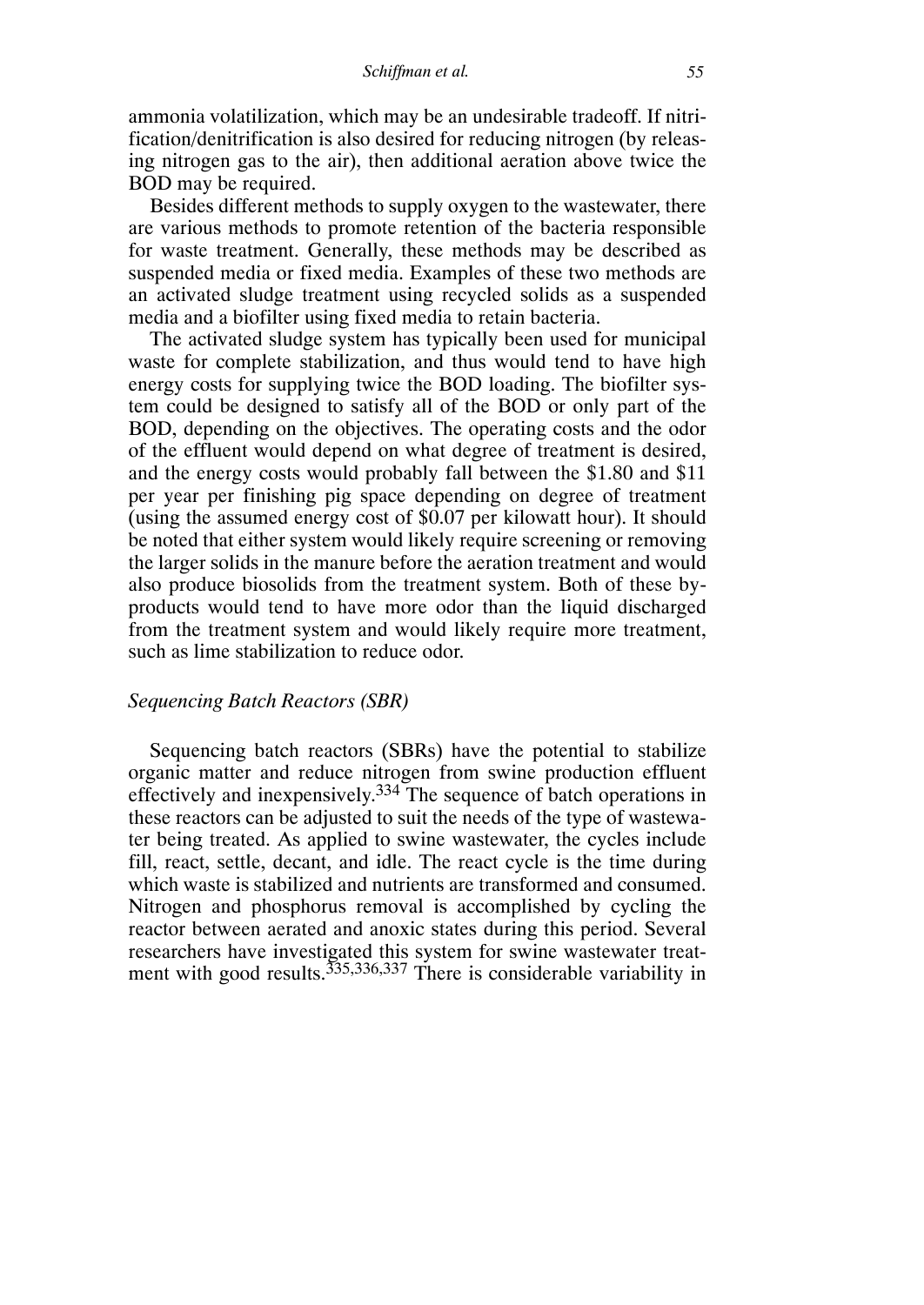ammonia volatilization, which may be an undesirable tradeoff. If nitrification/denitrification is also desired for reducing nitrogen (by releasing nitrogen gas to the air), then additional aeration above twice the BOD may be required.

Besides different methods to supply oxygen to the wastewater, there are various methods to promote retention of the bacteria responsible for waste treatment. Generally, these methods may be described as suspended media or fixed media. Examples of these two methods are an activated sludge treatment using recycled solids as a suspended media and a biofilter using fixed media to retain bacteria.

The activated sludge system has typically been used for municipal waste for complete stabilization, and thus would tend to have high energy costs for supplying twice the BOD loading. The biofilter system could be designed to satisfy all of the BOD or only part of the BOD, depending on the objectives. The operating costs and the odor of the effluent would depend on what degree of treatment is desired, and the energy costs would probably fall between the $1.80 and $11 per year per finishing pig space depending on degree of treatment (using the assumed energy cost of $0.07 per kilowatt hour). It should be noted that either system would likely require screening or removing the larger solids in the manure before the aeration treatment and would also produce biosolids from the treatment system. Both of these by-products would tend to have more odor than the liquid discharged from the treatment system and would likely require more treatment, such as lime stabilization to reduce odor.

### *Sequencing Batch Reactors (SBR)*

Sequencing batch reactors (SBRs) have the potential to stabilize organic matter and reduce nitrogen from swine production effluent effectively and inexpensively.[334] The sequence of batch operations in these reactors can be adjusted to suit the needs of the type of wastewater being treated. As applied to swine wastewater, the cycles include fill, react, settle, decant, and idle. The react cycle is the time during which waste is stabilized and nutrients are transformed and consumed. Nitrogen and phosphorus removal is accomplished by cycling the reactor between aerated and anoxic states during this period. Several researchers have investigated this system for swine wastewater treatment with good results.[335,336,337] There is considerable variability in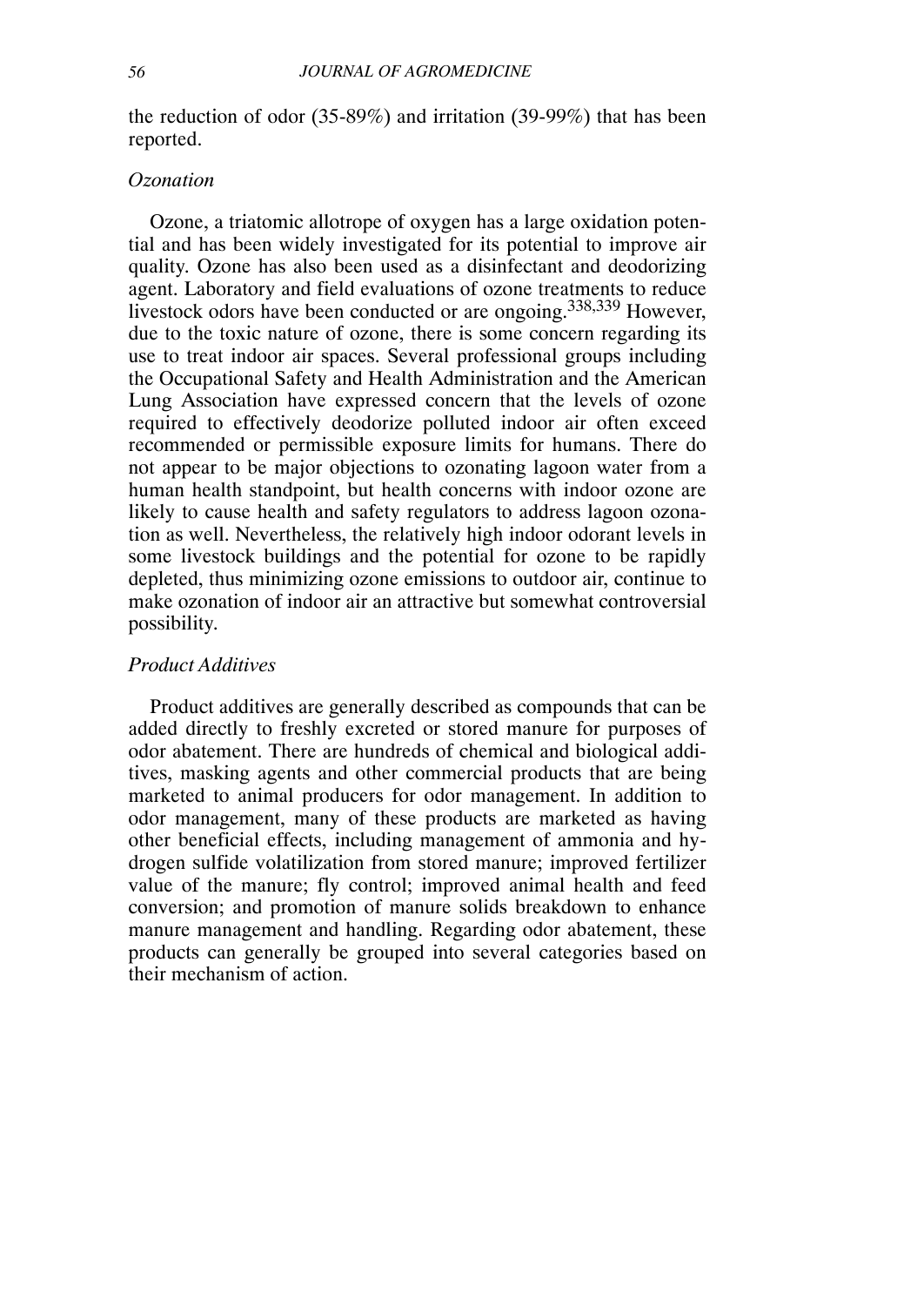the reduction of odor (35-89%) and irritation (39-99%) that has been reported.

### *Ozonation*

Ozone, a triatomic allotrope of oxygen has a large oxidation potential and has been widely investigated for its potential to improve air quality. Ozone has also been used as a disinfectant and deodorizing agent. Laboratory and field evaluations of ozone treatments to reduce livestock odors have been conducted or are ongoing.[338,339] However, due to the toxic nature of ozone, there is some concern regarding its use to treat indoor air spaces. Several professional groups including the Occupational Safety and Health Administration and the American Lung Association have expressed concern that the levels of ozone required to effectively deodorize polluted indoor air often exceed recommended or permissible exposure limits for humans. There do not appear to be major objections to ozonating lagoon water from a human health standpoint, but health concerns with indoor ozone are likely to cause health and safety regulators to address lagoon ozonation as well. Nevertheless, the relatively high indoor odorant levels in some livestock buildings and the potential for ozone to be rapidly depleted, thus minimizing ozone emissions to outdoor air, continue to make ozonation of indoor air an attractive but somewhat controversial possibility.

### *Product Additives*

Product additives are generally described as compounds that can be added directly to freshly excreted or stored manure for purposes of odor abatement. There are hundreds of chemical and biological additives, masking agents and other commercial products that are being marketed to animal producers for odor management. In addition to odor management, many of these products are marketed as having other beneficial effects, including management of ammonia and hydrogen sulfide volatilization from stored manure; improved fertilizer value of the manure; fly control; improved animal health and feed conversion; and promotion of manure solids breakdown to enhance manure management and handling. Regarding odor abatement, these products can generally be grouped into several categories based on their mechanism of action.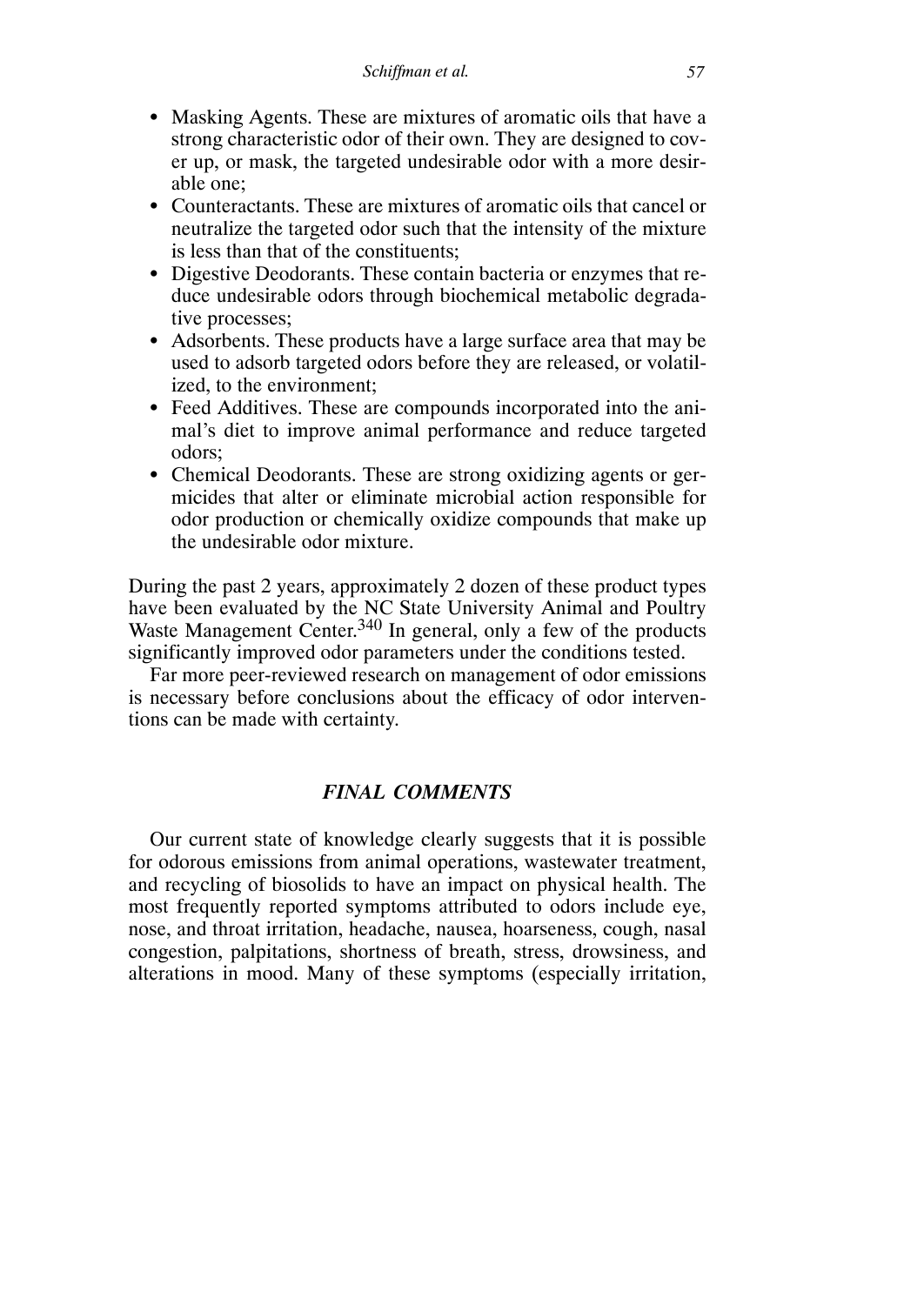- Masking Agents. These are mixtures of aromatic oils that have a strong characteristic odor of their own. They are designed to cover up, or mask, the targeted undesirable odor with a more desirable one;
- Counteractants. These are mixtures of aromatic oils that cancel or neutralize the targeted odor such that the intensity of the mixture is less than that of the constituents;
- Digestive Deodorants. These contain bacteria or enzymes that reduce undesirable odors through biochemical metabolic degradative processes;
- Adsorbents. These products have a large surface area that may be used to adsorb targeted odors before they are released, or volatilized, to the environment;
- Feed Additives. These are compounds incorporated into the animal's diet to improve animal performance and reduce targeted odors;
- Chemical Deodorants. These are strong oxidizing agents or germicides that alter or eliminate microbial action responsible for odor production or chemically oxidize compounds that make up the undesirable odor mixture.

During the past 2 years, approximately 2 dozen of these product types have been evaluated by the NC State University Animal and Poultry Waste Management Center.[340] In general, only a few of the products significantly improved odor parameters under the conditions tested.

Far more peer-reviewed research on management of odor emissions is necessary before conclusions about the efficacy of odor interventions can be made with certainty.

## *FINAL COMMENTS*

Our current state of knowledge clearly suggests that it is possible for odorous emissions from animal operations, wastewater treatment, and recycling of biosolids to have an impact on physical health. The most frequently reported symptoms attributed to odors include eye, nose, and throat irritation, headache, nausea, hoarseness, cough, nasal congestion, palpitations, shortness of breath, stress, drowsiness, and alterations in mood. Many of these symptoms (especially irritation,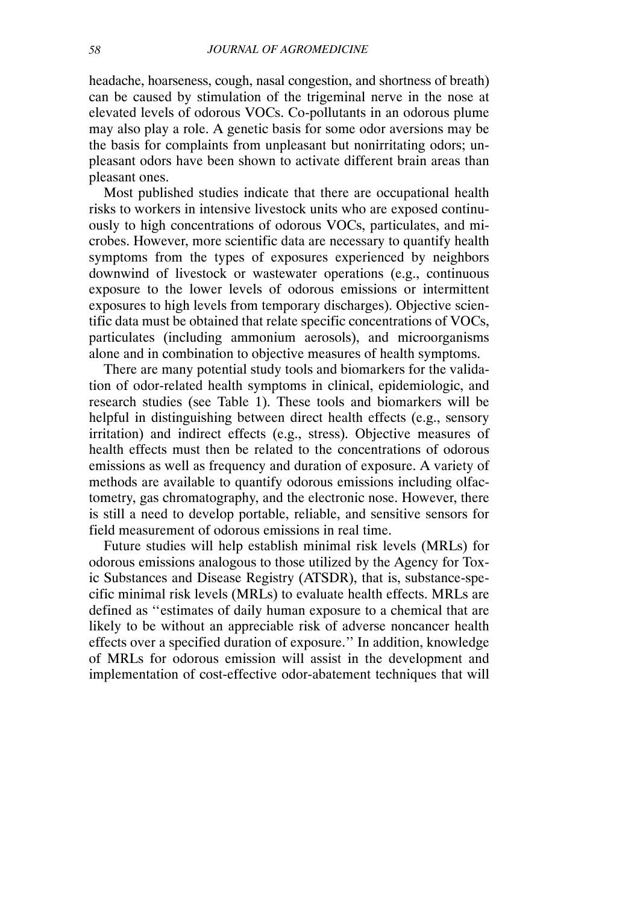headache, hoarseness, cough, nasal congestion, and shortness of breath) can be caused by stimulation of the trigeminal nerve in the nose at elevated levels of odorous VOCs. Co-pollutants in an odorous plume may also play a role. A genetic basis for some odor aversions may be the basis for complaints from unpleasant but nonirritating odors; unpleasant odors have been shown to activate different brain areas than pleasant ones.

Most published studies indicate that there are occupational health risks to workers in intensive livestock units who are exposed continuously to high concentrations of odorous VOCs, particulates, and microbes. However, more scientific data are necessary to quantify health symptoms from the types of exposures experienced by neighbors downwind of livestock or wastewater operations (e.g., continuous exposure to the lower levels of odorous emissions or intermittent exposures to high levels from temporary discharges). Objective scientific data must be obtained that relate specific concentrations of VOCs, particulates (including ammonium aerosols), and microorganisms alone and in combination to objective measures of health symptoms.

There are many potential study tools and biomarkers for the validation of odor-related health symptoms in clinical, epidemiologic, and research studies (see Table 1). These tools and biomarkers will be helpful in distinguishing between direct health effects (e.g., sensory irritation) and indirect effects (e.g., stress). Objective measures of health effects must then be related to the concentrations of odorous emissions as well as frequency and duration of exposure. A variety of methods are available to quantify odorous emissions including olfactometry, gas chromatography, and the electronic nose. However, there is still a need to develop portable, reliable, and sensitive sensors for field measurement of odorous emissions in real time.

Future studies will help establish minimal risk levels (MRLs) for odorous emissions analogous to those utilized by the Agency for Toxic Substances and Disease Registry (ATSDR), that is, substance-specific minimal risk levels (MRLs) to evaluate health effects. MRLs are defined as ''estimates of daily human exposure to a chemical that are likely to be without an appreciable risk of adverse noncancer health effects over a specified duration of exposure.'' In addition, knowledge of MRLs for odorous emission will assist in the development and implementation of cost-effective odor-abatement techniques that will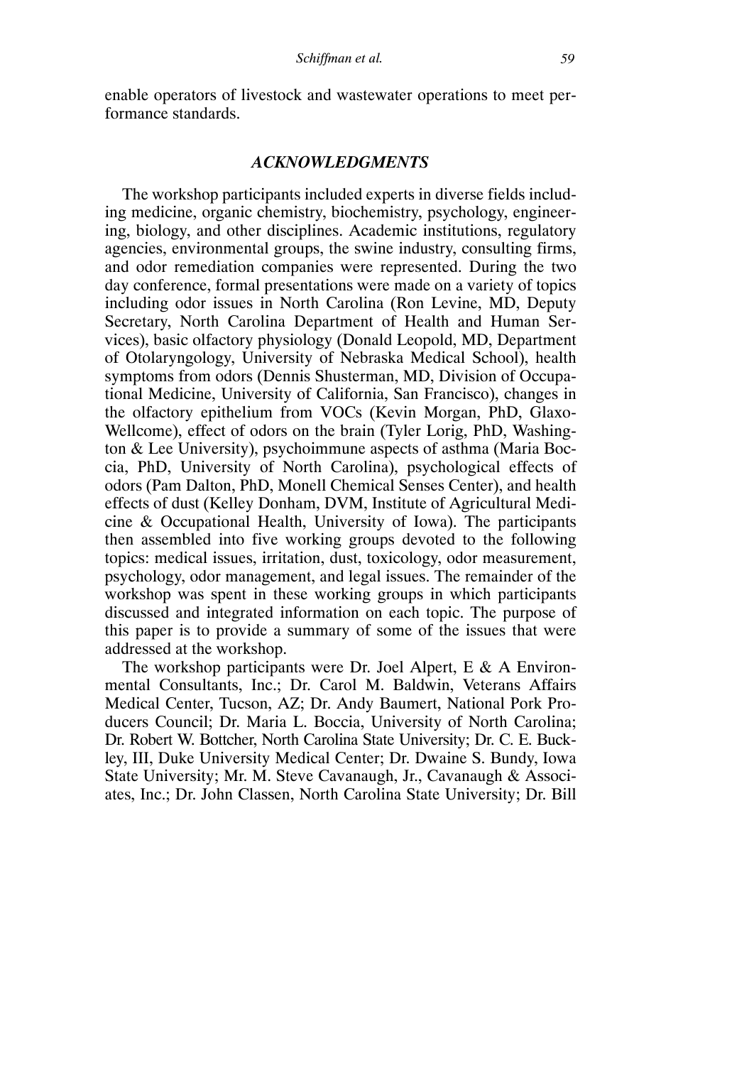enable operators of livestock and wastewater operations to meet performance standards.

## *ACKNOWLEDGMENTS*

The workshop participants included experts in diverse fields including medicine, organic chemistry, biochemistry, psychology, engineering, biology, and other disciplines. Academic institutions, regulatory agencies, environmental groups, the swine industry, consulting firms, and odor remediation companies were represented. During the two day conference, formal presentations were made on a variety of topics including odor issues in North Carolina (Ron Levine, MD, Deputy Secretary, North Carolina Department of Health and Human Services), basic olfactory physiology (Donald Leopold, MD, Department of Otolaryngology, University of Nebraska Medical School), health symptoms from odors (Dennis Shusterman, MD, Division of Occupational Medicine, University of California, San Francisco), changes in the olfactory epithelium from VOCs (Kevin Morgan, PhD, Glaxo-Wellcome), effect of odors on the brain (Tyler Lorig, PhD, Washington & Lee University), psychoimmune aspects of asthma (Maria Boccia, PhD, University of North Carolina), psychological effects of odors (Pam Dalton, PhD, Monell Chemical Senses Center), and health effects of dust (Kelley Donham, DVM, Institute of Agricultural Medicine & Occupational Health, University of Iowa). The participants then assembled into five working groups devoted to the following topics: medical issues, irritation, dust, toxicology, odor measurement, psychology, odor management, and legal issues. The remainder of the workshop was spent in these working groups in which participants discussed and integrated information on each topic. The purpose of this paper is to provide a summary of some of the issues that were addressed at the workshop.

The workshop participants were Dr. Joel Alpert, E & A Environmental Consultants, Inc.; Dr. Carol M. Baldwin, Veterans Affairs Medical Center, Tucson, AZ; Dr. Andy Baumert, National Pork Producers Council; Dr. Maria L. Boccia, University of North Carolina; Dr. Robert W. Bottcher, North Carolina State University; Dr. C. E. Buckley, III, Duke University Medical Center; Dr. Dwaine S. Bundy, Iowa State University; Mr. M. Steve Cavanaugh, Jr., Cavanaugh & Associates, Inc.; Dr. John Classen, North Carolina State University; Dr. Bill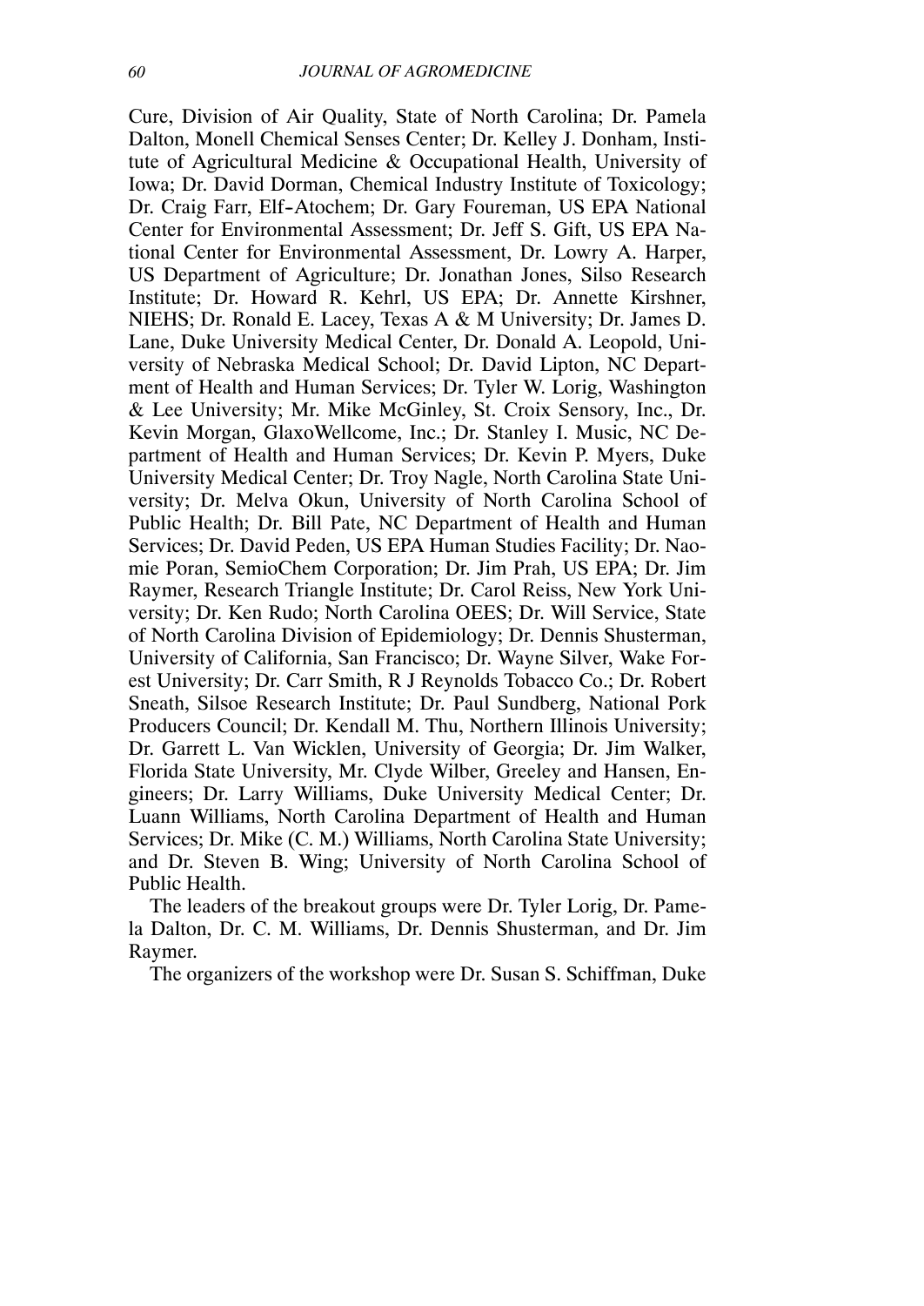Cure, Division of Air Quality, State of North Carolina; Dr. Pamela Dalton, Monell Chemical Senses Center; Dr. Kelley J. Donham, Institute of Agricultural Medicine & Occupational Health, University of Iowa; Dr. David Dorman, Chemical Industry Institute of Toxicology; Dr. Craig Farr, Elf-Atochem; Dr. Gary Foureman, US EPA National Center for Environmental Assessment; Dr. Jeff S. Gift, US EPA National Center for Environmental Assessment, Dr. Lowry A. Harper, US Department of Agriculture; Dr. Jonathan Jones, Silso Research Institute; Dr. Howard R. Kehrl, US EPA; Dr. Annette Kirshner, NIEHS; Dr. Ronald E. Lacey, Texas A & M University; Dr. James D. Lane, Duke University Medical Center, Dr. Donald A. Leopold, University of Nebraska Medical School; Dr. David Lipton, NC Department of Health and Human Services; Dr. Tyler W. Lorig, Washington & Lee University; Mr. Mike McGinley, St. Croix Sensory, Inc., Dr. Kevin Morgan, GlaxoWellcome, Inc.; Dr. Stanley I. Music, NC Department of Health and Human Services; Dr. Kevin P. Myers, Duke University Medical Center; Dr. Troy Nagle, North Carolina State University; Dr. Melva Okun, University of North Carolina School of Public Health; Dr. Bill Pate, NC Department of Health and Human Services; Dr. David Peden, US EPA Human Studies Facility; Dr. Naomie Poran, SemioChem Corporation; Dr. Jim Prah, US EPA; Dr. Jim Raymer, Research Triangle Institute; Dr. Carol Reiss, New York University; Dr. Ken Rudo; North Carolina OEES; Dr. Will Service, State of North Carolina Division of Epidemiology; Dr. Dennis Shusterman, University of California, San Francisco; Dr. Wayne Silver, Wake Forest University; Dr. Carr Smith, R J Reynolds Tobacco Co.; Dr. Robert Sneath, Silsoe Research Institute; Dr. Paul Sundberg, National Pork Producers Council; Dr. Kendall M. Thu, Northern Illinois University; Dr. Garrett L. Van Wicklen, University of Georgia; Dr. Jim Walker, Florida State University, Mr. Clyde Wilber, Greeley and Hansen, Engineers; Dr. Larry Williams, Duke University Medical Center; Dr. Luann Williams, North Carolina Department of Health and Human Services; Dr. Mike (C. M.) Williams, North Carolina State University; and Dr. Steven B. Wing; University of North Carolina School of Public Health.

The leaders of the breakout groups were Dr. Tyler Lorig, Dr. Pamela Dalton, Dr. C. M. Williams, Dr. Dennis Shusterman, and Dr. Jim Raymer.

The organizers of the workshop were Dr. Susan S. Schiffman, Duke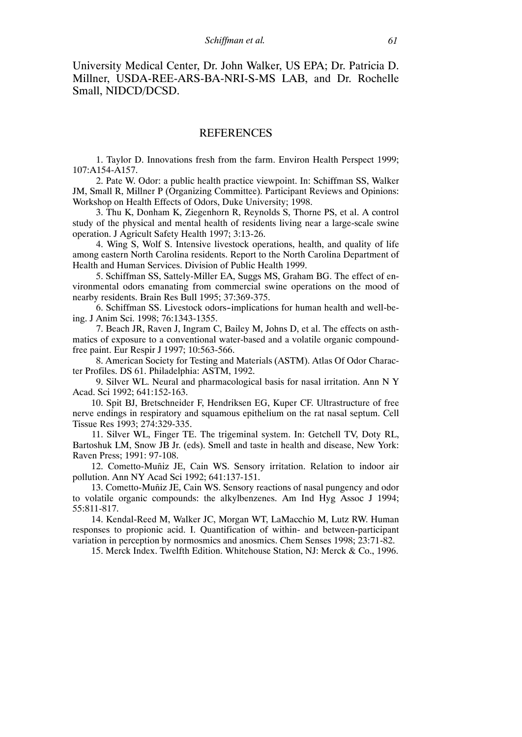University Medical Center, Dr. John Walker, US EPA; Dr. Patricia D. Millner, USDA-REE-ARS-BA-NRI-S-MS LAB, and Dr. Rochelle Small, NIDCD/DCSD.

## REFERENCES

1. Taylor D. Innovations fresh from the farm. Environ Health Perspect 1999; 107:A154-A157.

2. Pate W. Odor: a public health practice viewpoint. In: Schiffman SS, Walker JM, Small R, Millner P (Organizing Committee). Participant Reviews and Opinions: Workshop on Health Effects of Odors, Duke University; 1998.

3. Thu K, Donham K, Ziegenhorn R, Reynolds S, Thorne PS, et al. A control study of the physical and mental health of residents living near a large-scale swine operation. J Agricult Safety Health 1997; 3:13-26.

4. Wing S, Wolf S. Intensive livestock operations, health, and quality of life among eastern North Carolina residents. Report to the North Carolina Department of Health and Human Services. Division of Public Health 1999.

5. Schiffman SS, Sattely-Miller EA, Suggs MS, Graham BG. The effect of environmental odors emanating from commercial swine operations on the mood of nearby residents. Brain Res Bull 1995; 37:369-375.

6. Schiffman SS. Livestock odors-implications for human health and well-being. J Anim Sci. 1998; 76:1343-1355.

7. Beach JR, Raven J, Ingram C, Bailey M, Johns D, et al. The effects on asthmatics of exposure to a conventional water-based and a volatile organic compound-free paint. Eur Respir J 1997; 10:563-566.

8. American Society for Testing and Materials (ASTM). Atlas Of Odor Character Profiles. DS 61. Philadelphia: ASTM, 1992.

9. Silver WL. Neural and pharmacological basis for nasal irritation. Ann N Y Acad. Sci 1992; 641:152-163.

10. Spit BJ, Bretschneider F, Hendriksen EG, Kuper CF. Ultrastructure of free nerve endings in respiratory and squamous epithelium on the rat nasal septum. Cell Tissue Res 1993; 274:329-335.

11. Silver WL, Finger TE. The trigeminal system. In: Getchell TV, Doty RL, Bartoshuk LM, Snow JB Jr. (eds). Smell and taste in health and disease, New York: Raven Press; 1991: 97-108.

12. Cometto-Muñiz JE, Cain WS. Sensory irritation. Relation to indoor air pollution. Ann NY Acad Sci 1992; 641:137-151.

13. Cometto-Muñiz JE, Cain WS. Sensory reactions of nasal pungency and odor to volatile organic compounds: the alkylbenzenes. Am Ind Hyg Assoc J 1994; 55:811-817.

14. Kendal-Reed M, Walker JC, Morgan WT, LaMacchio M, Lutz RW. Human responses to propionic acid. I. Quantification of within- and between-participant variation in perception by normosmics and anosmics. Chem Senses 1998; 23:71-82.

15. Merck Index. Twelfth Edition. Whitehouse Station, NJ: Merck & Co., 1996.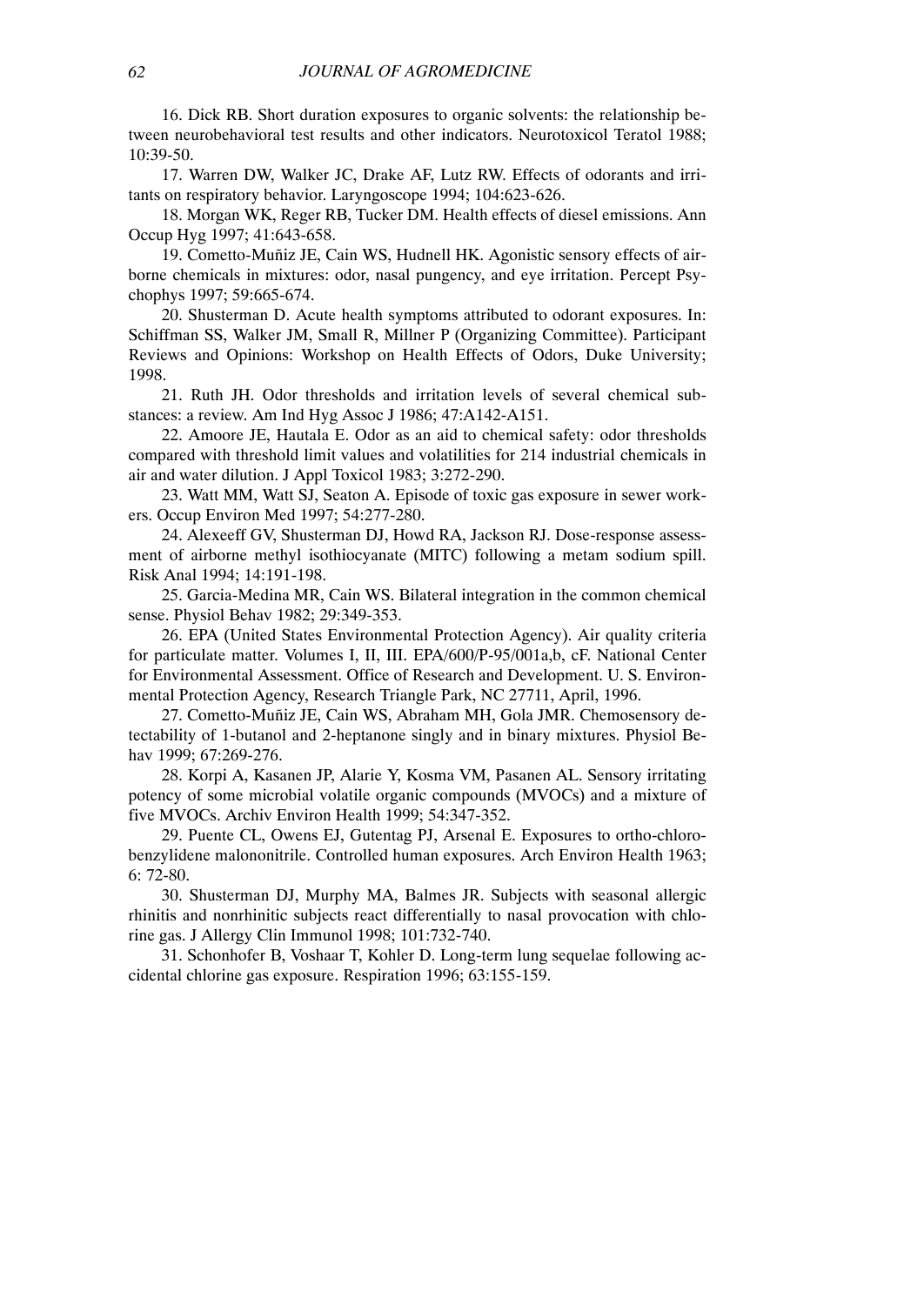16. Dick RB. Short duration exposures to organic solvents: the relationship between neurobehavioral test results and other indicators. Neurotoxicol Teratol 1988; 10:39-50.

17. Warren DW, Walker JC, Drake AF, Lutz RW. Effects of odorants and irritants on respiratory behavior. Laryngoscope 1994; 104:623-626.

18. Morgan WK, Reger RB, Tucker DM. Health effects of diesel emissions. Ann Occup Hyg 1997; 41:643-658.

19. Cometto-Muñiz JE, Cain WS, Hudnell HK. Agonistic sensory effects of airborne chemicals in mixtures: odor, nasal pungency, and eye irritation. Percept Psychophys 1997; 59:665-674.

20. Shusterman D. Acute health symptoms attributed to odorant exposures. In: Schiffman SS, Walker JM, Small R, Millner P (Organizing Committee). Participant Reviews and Opinions: Workshop on Health Effects of Odors, Duke University; 1998.

21. Ruth JH. Odor thresholds and irritation levels of several chemical substances: a review. Am Ind Hyg Assoc J 1986; 47:A142-A151.

22. Amoore JE, Hautala E. Odor as an aid to chemical safety: odor thresholds compared with threshold limit values and volatilities for 214 industrial chemicals in air and water dilution. J Appl Toxicol 1983; 3:272-290.

23. Watt MM, Watt SJ, Seaton A. Episode of toxic gas exposure in sewer workers. Occup Environ Med 1997; 54:277-280.

24. Alexeeff GV, Shusterman DJ, Howd RA, Jackson RJ. Dose-response assessment of airborne methyl isothiocyanate (MITC) following a metam sodium spill. Risk Anal 1994; 14:191-198.

25. Garcia-Medina MR, Cain WS. Bilateral integration in the common chemical sense. Physiol Behav 1982; 29:349-353.

26. EPA (United States Environmental Protection Agency). Air quality criteria for particulate matter. Volumes I, II, III. EPA/600/P-95/001a,b, cF. National Center for Environmental Assessment. Office of Research and Development. U. S. Environmental Protection Agency, Research Triangle Park, NC 27711, April, 1996.

27. Cometto-Muñiz JE, Cain WS, Abraham MH, Gola JMR. Chemosensory detectability of 1-butanol and 2-heptanone singly and in binary mixtures. Physiol Behav 1999; 67:269-276.

28. Korpi A, Kasanen JP, Alarie Y, Kosma VM, Pasanen AL. Sensory irritating potency of some microbial volatile organic compounds (MVOCs) and a mixture of five MVOCs. Archiv Environ Health 1999; 54:347-352.

29. Puente CL, Owens EJ, Gutentag PJ, Arsenal E. Exposures to ortho-chlorobenzylidene malononitrile. Controlled human exposures. Arch Environ Health 1963; 6: 72-80.

30. Shusterman DJ, Murphy MA, Balmes JR. Subjects with seasonal allergic rhinitis and nonrhinitic subjects react differentially to nasal provocation with chlorine gas. J Allergy Clin Immunol 1998; 101:732-740.

31. Schonhofer B, Voshaar T, Kohler D. Long-term lung sequelae following accidental chlorine gas exposure. Respiration 1996; 63:155-159.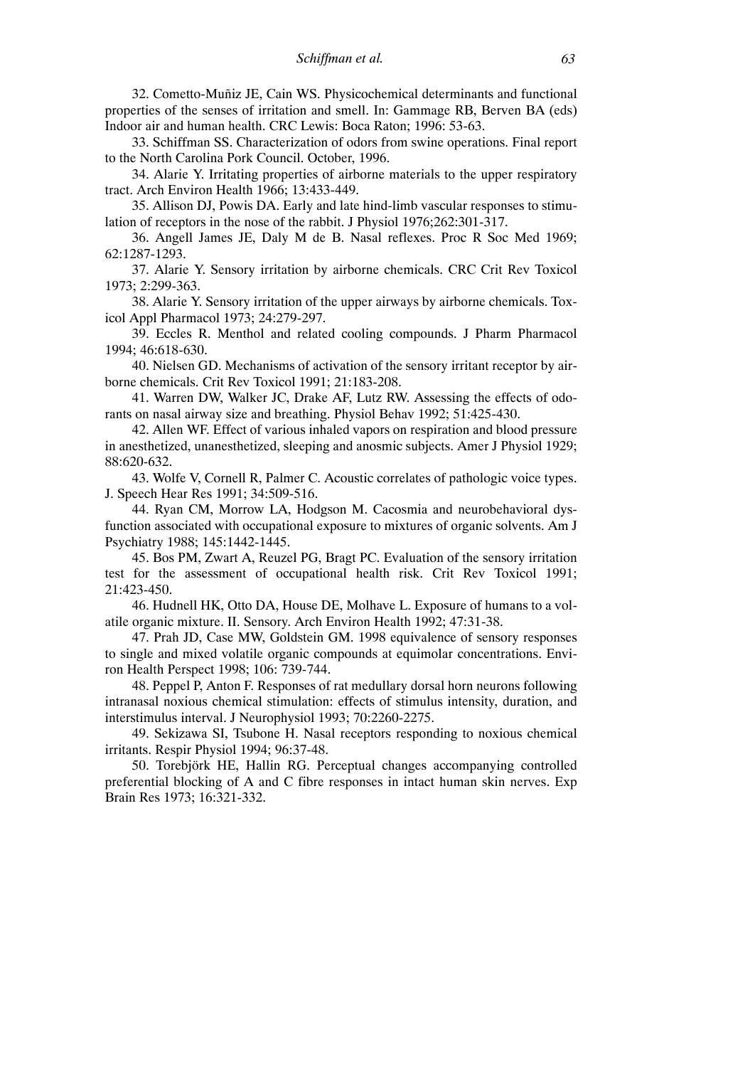32. Cometto-Muñiz JE, Cain WS. Physicochemical determinants and functional properties of the senses of irritation and smell. In: Gammage RB, Berven BA (eds) Indoor air and human health. CRC Lewis: Boca Raton; 1996: 53-63.

33. Schiffman SS. Characterization of odors from swine operations. Final report to the North Carolina Pork Council. October, 1996.

34. Alarie Y. Irritating properties of airborne materials to the upper respiratory tract. Arch Environ Health 1966; 13:433-449.

35. Allison DJ, Powis DA. Early and late hind-limb vascular responses to stimulation of receptors in the nose of the rabbit. J Physiol 1976;262:301-317.

36. Angell James JE, Daly M de B. Nasal reflexes. Proc R Soc Med 1969; 62:1287-1293.

37. Alarie Y. Sensory irritation by airborne chemicals. CRC Crit Rev Toxicol 1973; 2:299-363.

38. Alarie Y. Sensory irritation of the upper airways by airborne chemicals. Toxicol Appl Pharmacol 1973; 24:279-297.

39. Eccles R. Menthol and related cooling compounds. J Pharm Pharmacol 1994; 46:618-630.

40. Nielsen GD. Mechanisms of activation of the sensory irritant receptor by airborne chemicals. Crit Rev Toxicol 1991; 21:183-208.

41. Warren DW, Walker JC, Drake AF, Lutz RW. Assessing the effects of odorants on nasal airway size and breathing. Physiol Behav 1992; 51:425-430.

42. Allen WF. Effect of various inhaled vapors on respiration and blood pressure in anesthetized, unanesthetized, sleeping and anosmic subjects. Amer J Physiol 1929; 88:620-632.

43. Wolfe V, Cornell R, Palmer C. Acoustic correlates of pathologic voice types. J. Speech Hear Res 1991; 34:509-516.

44. Ryan CM, Morrow LA, Hodgson M. Cacosmia and neurobehavioral dysfunction associated with occupational exposure to mixtures of organic solvents. Am J Psychiatry 1988; 145:1442-1445.

45. Bos PM, Zwart A, Reuzel PG, Bragt PC. Evaluation of the sensory irritation test for the assessment of occupational health risk. Crit Rev Toxicol 1991; 21:423-450.

46. Hudnell HK, Otto DA, House DE, Molhave L. Exposure of humans to a volatile organic mixture. II. Sensory. Arch Environ Health 1992; 47:31-38.

47. Prah JD, Case MW, Goldstein GM. 1998 equivalence of sensory responses to single and mixed volatile organic compounds at equimolar concentrations. Environ Health Perspect 1998; 106: 739-744.

48. Peppel P, Anton F. Responses of rat medullary dorsal horn neurons following intranasal noxious chemical stimulation: effects of stimulus intensity, duration, and interstimulus interval. J Neurophysiol 1993; 70:2260-2275.

49. Sekizawa SI, Tsubone H. Nasal receptors responding to noxious chemical irritants. Respir Physiol 1994; 96:37-48.

50. Torebjörk HE, Hallin RG. Perceptual changes accompanying controlled preferential blocking of A and C fibre responses in intact human skin nerves. Exp Brain Res 1973; 16:321-332.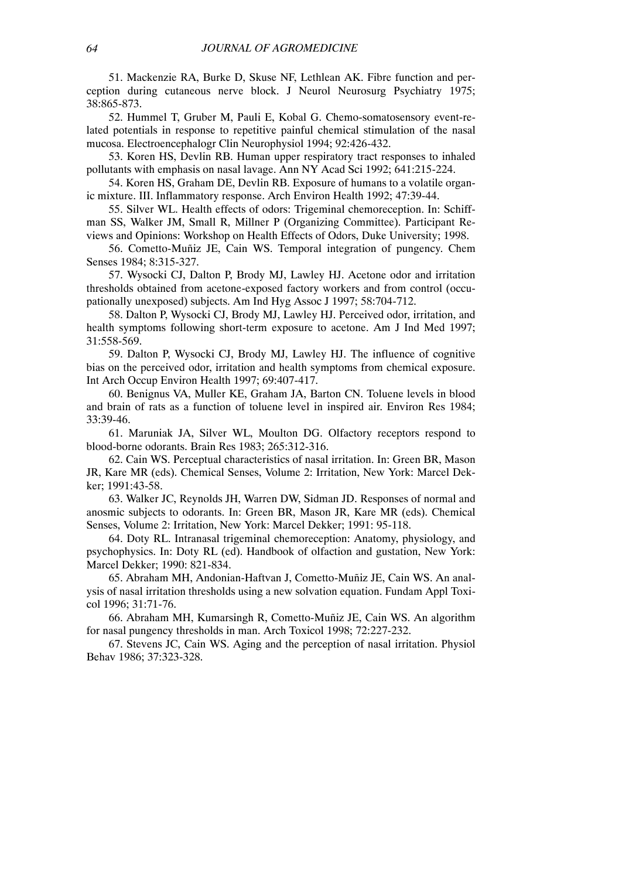51. Mackenzie RA, Burke D, Skuse NF, Lethlean AK. Fibre function and perception during cutaneous nerve block. J Neurol Neurosurg Psychiatry 1975; 38:865-873.

52. Hummel T, Gruber M, Pauli E, Kobal G. Chemo-somatosensory event-related potentials in response to repetitive painful chemical stimulation of the nasal mucosa. Electroencephalogr Clin Neurophysiol 1994; 92:426-432.

53. Koren HS, Devlin RB. Human upper respiratory tract responses to inhaled pollutants with emphasis on nasal lavage. Ann NY Acad Sci 1992; 641:215-224.

54. Koren HS, Graham DE, Devlin RB. Exposure of humans to a volatile organic mixture. III. Inflammatory response. Arch Environ Health 1992; 47:39-44.

55. Silver WL. Health effects of odors: Trigeminal chemoreception. In: Schiffman SS, Walker JM, Small R, Millner P (Organizing Committee). Participant Reviews and Opinions: Workshop on Health Effects of Odors, Duke University; 1998.

56. Cometto-Muñiz JE, Cain WS. Temporal integration of pungency. Chem Senses 1984; 8:315-327.

57. Wysocki CJ, Dalton P, Brody MJ, Lawley HJ. Acetone odor and irritation thresholds obtained from acetone-exposed factory workers and from control (occupationally unexposed) subjects. Am Ind Hyg Assoc J 1997; 58:704-712.

58. Dalton P, Wysocki CJ, Brody MJ, Lawley HJ. Perceived odor, irritation, and health symptoms following short-term exposure to acetone. Am J Ind Med 1997; 31:558-569.

59. Dalton P, Wysocki CJ, Brody MJ, Lawley HJ. The influence of cognitive bias on the perceived odor, irritation and health symptoms from chemical exposure. Int Arch Occup Environ Health 1997; 69:407-417.

60. Benignus VA, Muller KE, Graham JA, Barton CN. Toluene levels in blood and brain of rats as a function of toluene level in inspired air. Environ Res 1984; 33:39-46.

61. Maruniak JA, Silver WL, Moulton DG. Olfactory receptors respond to blood-borne odorants. Brain Res 1983; 265:312-316.

62. Cain WS. Perceptual characteristics of nasal irritation. In: Green BR, Mason JR, Kare MR (eds). Chemical Senses, Volume 2: Irritation, New York: Marcel Dekker; 1991:43-58.

63. Walker JC, Reynolds JH, Warren DW, Sidman JD. Responses of normal and anosmic subjects to odorants. In: Green BR, Mason JR, Kare MR (eds). Chemical Senses, Volume 2: Irritation, New York: Marcel Dekker; 1991: 95-118.

64. Doty RL. Intranasal trigeminal chemoreception: Anatomy, physiology, and psychophysics. In: Doty RL (ed). Handbook of olfaction and gustation, New York: Marcel Dekker; 1990: 821-834.

65. Abraham MH, Andonian-Haftvan J, Cometto-Muñiz JE, Cain WS. An analysis of nasal irritation thresholds using a new solvation equation. Fundam Appl Toxicol 1996; 31:71-76.

66. Abraham MH, Kumarsingh R, Cometto-Muñiz JE, Cain WS. An algorithm for nasal pungency thresholds in man. Arch Toxicol 1998; 72:227-232.

67. Stevens JC, Cain WS. Aging and the perception of nasal irritation. Physiol Behav 1986; 37:323-328.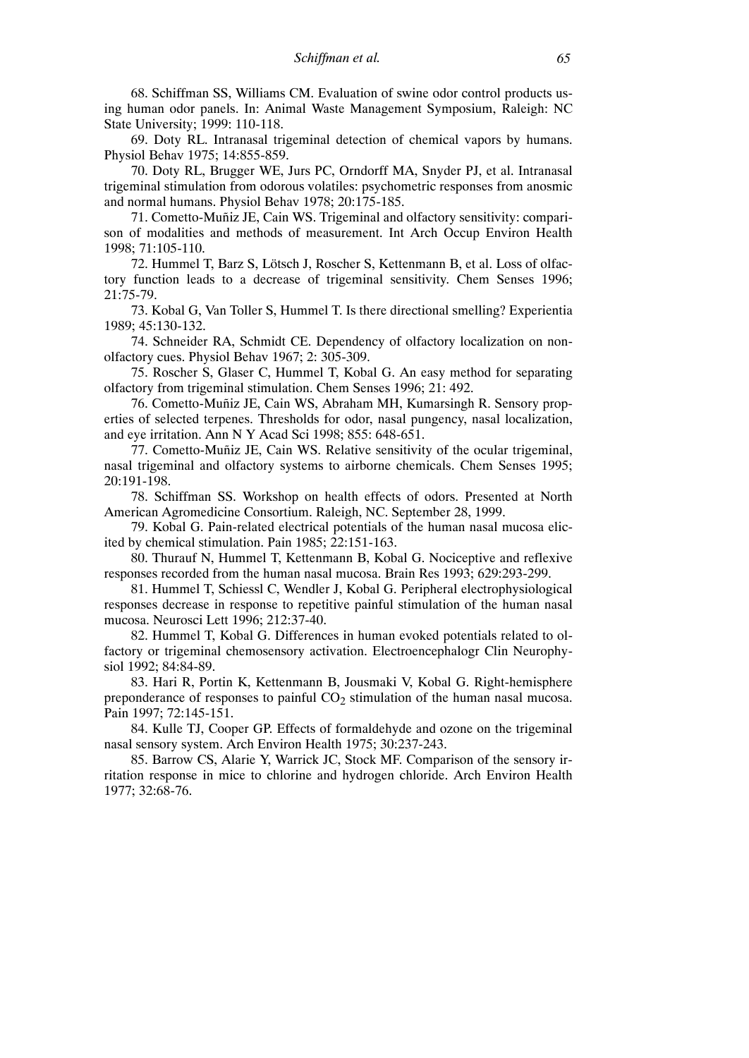68. Schiffman SS, Williams CM. Evaluation of swine odor control products using human odor panels. In: Animal Waste Management Symposium, Raleigh: NC State University; 1999: 110-118.

69. Doty RL. Intranasal trigeminal detection of chemical vapors by humans. Physiol Behav 1975; 14:855-859.

70. Doty RL, Brugger WE, Jurs PC, Orndorff MA, Snyder PJ, et al. Intranasal trigeminal stimulation from odorous volatiles: psychometric responses from anosmic and normal humans. Physiol Behav 1978; 20:175-185.

71. Cometto-Muñiz JE, Cain WS. Trigeminal and olfactory sensitivity: comparison of modalities and methods of measurement. Int Arch Occup Environ Health 1998; 71:105-110.

72. Hummel T, Barz S, Lötsch J, Roscher S, Kettenmann B, et al. Loss of olfactory function leads to a decrease of trigeminal sensitivity. Chem Senses 1996; 21:75-79.

73. Kobal G, Van Toller S, Hummel T. Is there directional smelling? Experientia 1989; 45:130-132.

74. Schneider RA, Schmidt CE. Dependency of olfactory localization on non-olfactory cues. Physiol Behav 1967; 2: 305-309.

75. Roscher S, Glaser C, Hummel T, Kobal G. An easy method for separating olfactory from trigeminal stimulation. Chem Senses 1996; 21: 492.

76. Cometto-Muñiz JE, Cain WS, Abraham MH, Kumarsingh R. Sensory properties of selected terpenes. Thresholds for odor, nasal pungency, nasal localization, and eye irritation. Ann N Y Acad Sci 1998; 855: 648-651.

77. Cometto-Muñiz JE, Cain WS. Relative sensitivity of the ocular trigeminal, nasal trigeminal and olfactory systems to airborne chemicals. Chem Senses 1995; 20:191-198.

78. Schiffman SS. Workshop on health effects of odors. Presented at North American Agromedicine Consortium. Raleigh, NC. September 28, 1999.

79. Kobal G. Pain-related electrical potentials of the human nasal mucosa elicited by chemical stimulation. Pain 1985; 22:151-163.

80. Thurauf N, Hummel T, Kettenmann B, Kobal G. Nociceptive and reflexive responses recorded from the human nasal mucosa. Brain Res 1993; 629:293-299.

81. Hummel T, Schiessl C, Wendler J, Kobal G. Peripheral electrophysiological responses decrease in response to repetitive painful stimulation of the human nasal mucosa. Neurosci Lett 1996; 212:37-40.

82. Hummel T, Kobal G. Differences in human evoked potentials related to olfactory or trigeminal chemosensory activation. Electroencephalogr Clin Neurophysiol 1992; 84:84-89.

83. Hari R, Portin K, Kettenmann B, Jousmaki V, Kobal G. Right-hemisphere preponderance of responses to painful $CO_2$ stimulation of the human nasal mucosa. Pain 1997; 72:145-151.

84. Kulle TJ, Cooper GP. Effects of formaldehyde and ozone on the trigeminal nasal sensory system. Arch Environ Health 1975; 30:237-243.

85. Barrow CS, Alarie Y, Warrick JC, Stock MF. Comparison of the sensory irritation response in mice to chlorine and hydrogen chloride. Arch Environ Health 1977; 32:68-76.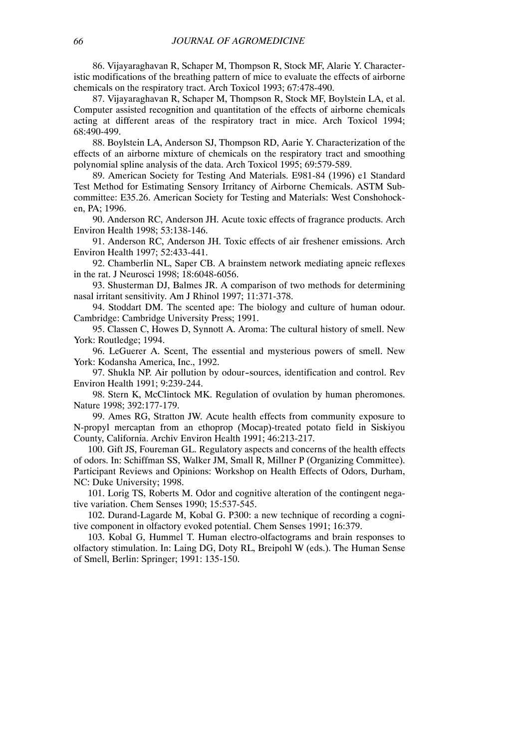86. Vijayaraghavan R, Schaper M, Thompson R, Stock MF, Alarie Y. Characteristic modifications of the breathing pattern of mice to evaluate the effects of airborne chemicals on the respiratory tract. Arch Toxicol 1993; 67:478-490.

87. Vijayaraghavan R, Schaper M, Thompson R, Stock MF, Boylstein LA, et al. Computer assisted recognition and quantitation of the effects of airborne chemicals acting at different areas of the respiratory tract in mice. Arch Toxicol 1994; 68:490-499.

88. Boylstein LA, Anderson SJ, Thompson RD, Aarie Y. Characterization of the effects of an airborne mixture of chemicals on the respiratory tract and smoothing polynomial spline analysis of the data. Arch Toxicol 1995; 69:579-589.

89. American Society for Testing And Materials. E981-84 (1996) e1 Standard Test Method for Estimating Sensory Irritancy of Airborne Chemicals. ASTM Subcommittee: E35.26. American Society for Testing and Materials: West Conshohocken, PA; 1996.

90. Anderson RC, Anderson JH. Acute toxic effects of fragrance products. Arch Environ Health 1998; 53:138-146.

91. Anderson RC, Anderson JH. Toxic effects of air freshener emissions. Arch Environ Health 1997; 52:433-441.

92. Chamberlin NL, Saper CB. A brainstem network mediating apneic reflexes in the rat. J Neurosci 1998; 18:6048-6056.

93. Shusterman DJ, Balmes JR. A comparison of two methods for determining nasal irritant sensitivity. Am J Rhinol 1997; 11:371-378.

94. Stoddart DM. The scented ape: The biology and culture of human odour. Cambridge: Cambridge University Press; 1991.

95. Classen C, Howes D, Synnott A. Aroma: The cultural history of smell. New York: Routledge; 1994.

96. LeGuerer A. Scent, The essential and mysterious powers of smell. New York: Kodansha America, Inc., 1992.

97. Shukla NP. Air pollution by odour-sources, identification and control. Rev Environ Health 1991; 9:239-244.

98. Stern K, McClintock MK. Regulation of ovulation by human pheromones. Nature 1998; 392:177-179.

99. Ames RG, Stratton JW. Acute health effects from community exposure to N-propyl mercaptan from an ethoprop (Mocap)-treated potato field in Siskiyou County, California. Archiv Environ Health 1991; 46:213-217.

100. Gift JS, Foureman GL. Regulatory aspects and concerns of the health effects of odors. In: Schiffman SS, Walker JM, Small R, Millner P (Organizing Committee). Participant Reviews and Opinions: Workshop on Health Effects of Odors, Durham, NC: Duke University; 1998.

101. Lorig TS, Roberts M. Odor and cognitive alteration of the contingent negative variation. Chem Senses 1990; 15:537-545.

102. Durand-Lagarde M, Kobal G. P300: a new technique of recording a cognitive component in olfactory evoked potential. Chem Senses 1991; 16:379.

103. Kobal G, Hummel T. Human electro-olfactograms and brain responses to olfactory stimulation. In: Laing DG, Doty RL, Breipohl W (eds.). The Human Sense of Smell, Berlin: Springer; 1991: 135-150.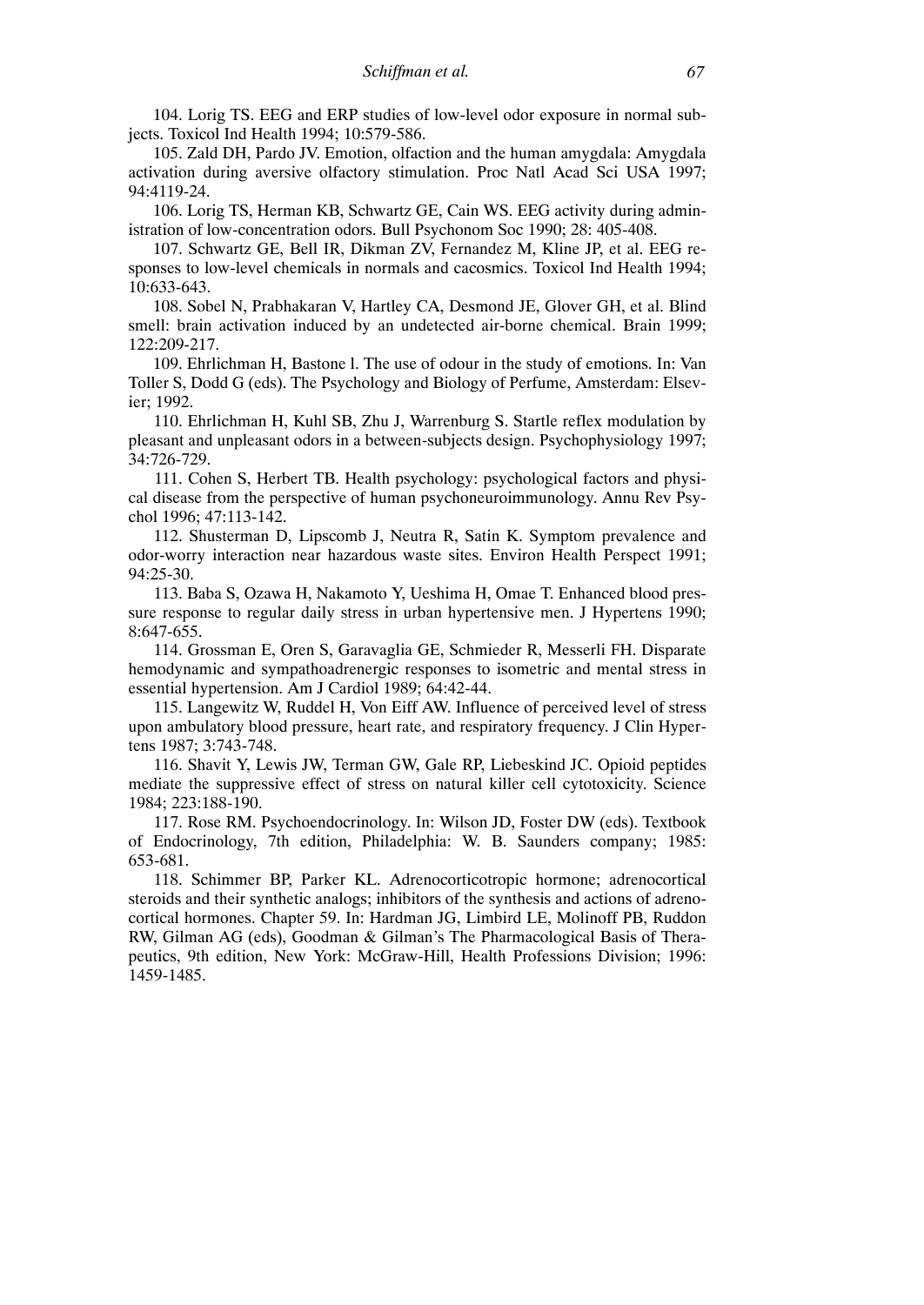104. Lorig TS. EEG and ERP studies of low-level odor exposure in normal subjects. Toxicol Ind Health 1994; 10:579-586.

105. Zald DH, Pardo JV. Emotion, olfaction and the human amygdala: Amygdala activation during aversive olfactory stimulation. Proc Natl Acad Sci USA 1997; 94:4119-24.

106. Lorig TS, Herman KB, Schwartz GE, Cain WS. EEG activity during administration of low-concentration odors. Bull Psychonom Soc 1990; 28: 405-408.

107. Schwartz GE, Bell IR, Dikman ZV, Fernandez M, Kline JP, et al. EEG responses to low-level chemicals in normals and cacosmics. Toxicol Ind Health 1994; 10:633-643.

108. Sobel N, Prabhakaran V, Hartley CA, Desmond JE, Glover GH, et al. Blind smell: brain activation induced by an undetected air-borne chemical. Brain 1999; 122:209-217.

109. Ehrlichman H, Bastone l. The use of odour in the study of emotions. In: Van Toller S, Dodd G (eds). The Psychology and Biology of Perfume, Amsterdam: Elsevier; 1992.

110. Ehrlichman H, Kuhl SB, Zhu J, Warrenburg S. Startle reflex modulation by pleasant and unpleasant odors in a between-subjects design. Psychophysiology 1997; 34:726-729.

111. Cohen S, Herbert TB. Health psychology: psychological factors and physical disease from the perspective of human psychoneuroimmunology. Annu Rev Psychol 1996; 47:113-142.

112. Shusterman D, Lipscomb J, Neutra R, Satin K. Symptom prevalence and odor-worry interaction near hazardous waste sites. Environ Health Perspect 1991; 94:25-30.

113. Baba S, Ozawa H, Nakamoto Y, Ueshima H, Omae T. Enhanced blood pressure response to regular daily stress in urban hypertensive men. J Hypertens 1990; 8:647-655.

114. Grossman E, Oren S, Garavaglia GE, Schmieder R, Messerli FH. Disparate hemodynamic and sympathoadrenergic responses to isometric and mental stress in essential hypertension. Am J Cardiol 1989; 64:42-44.

115. Langewitz W, Ruddel H, Von Eiff AW. Influence of perceived level of stress upon ambulatory blood pressure, heart rate, and respiratory frequency. J Clin Hypertens 1987; 3:743-748.

116. Shavit Y, Lewis JW, Terman GW, Gale RP, Liebeskind JC. Opioid peptides mediate the suppressive effect of stress on natural killer cell cytotoxicity. Science 1984; 223:188-190.

117. Rose RM. Psychoendocrinology. In: Wilson JD, Foster DW (eds). Textbook of Endocrinology, 7th edition, Philadelphia: W. B. Saunders company; 1985: 653-681.

118. Schimmer BP, Parker KL. Adrenocorticotropic hormone; adrenocortical steroids and their synthetic analogs; inhibitors of the synthesis and actions of adrenocortical hormones. Chapter 59. In: Hardman JG, Limbird LE, Molinoff PB, Ruddon RW, Gilman AG (eds), Goodman & Gilman's The Pharmacological Basis of Therapeutics, 9th edition, New York: McGraw-Hill, Health Professions Division; 1996: 1459-1485.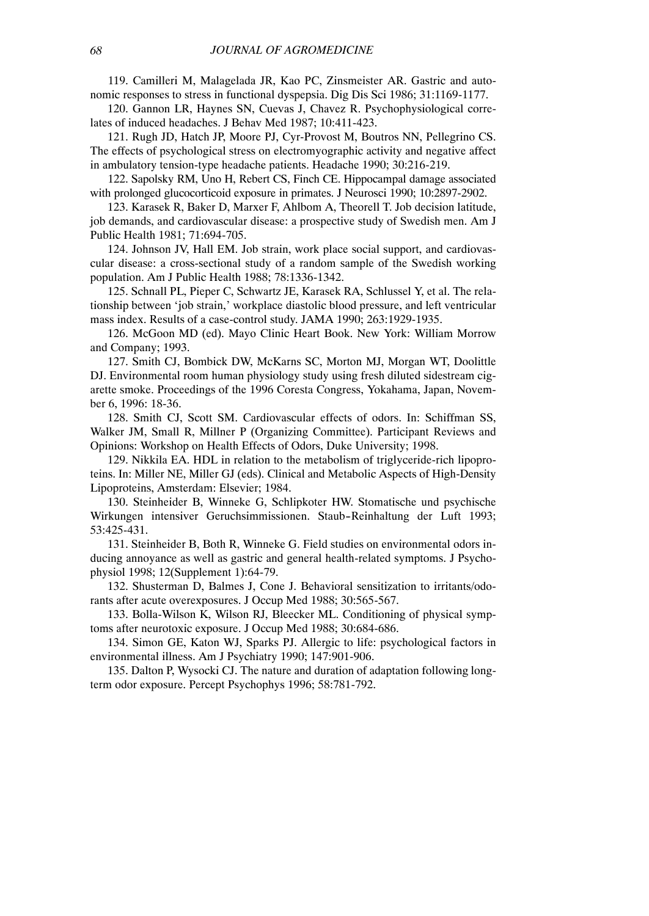119. Camilleri M, Malagelada JR, Kao PC, Zinsmeister AR. Gastric and autonomic responses to stress in functional dyspepsia. Dig Dis Sci 1986; 31:1169-1177.

120. Gannon LR, Haynes SN, Cuevas J, Chavez R. Psychophysiological correlates of induced headaches. J Behav Med 1987; 10:411-423.

121. Rugh JD, Hatch JP, Moore PJ, Cyr-Provost M, Boutros NN, Pellegrino CS. The effects of psychological stress on electromyographic activity and negative affect in ambulatory tension-type headache patients. Headache 1990; 30:216-219.

122. Sapolsky RM, Uno H, Rebert CS, Finch CE. Hippocampal damage associated with prolonged glucocorticoid exposure in primates. J Neurosci 1990; 10:2897-2902.

123. Karasek R, Baker D, Marxer F, Ahlbom A, Theorell T. Job decision latitude, job demands, and cardiovascular disease: a prospective study of Swedish men. Am J Public Health 1981; 71:694-705.

124. Johnson JV, Hall EM. Job strain, work place social support, and cardiovascular disease: a cross-sectional study of a random sample of the Swedish working population. Am J Public Health 1988; 78:1336-1342.

125. Schnall PL, Pieper C, Schwartz JE, Karasek RA, Schlussel Y, et al. The relationship between 'job strain,' workplace diastolic blood pressure, and left ventricular mass index. Results of a case-control study. JAMA 1990; 263:1929-1935.

126. McGoon MD (ed). Mayo Clinic Heart Book. New York: William Morrow and Company; 1993.

127. Smith CJ, Bombick DW, McKarns SC, Morton MJ, Morgan WT, Doolittle DJ. Environmental room human physiology study using fresh diluted sidestream cigarette smoke. Proceedings of the 1996 Coresta Congress, Yokahama, Japan, November 6, 1996: 18-36.

128. Smith CJ, Scott SM. Cardiovascular effects of odors. In: Schiffman SS, Walker JM, Small R, Millner P (Organizing Committee). Participant Reviews and Opinions: Workshop on Health Effects of Odors, Duke University; 1998.

129. Nikkila EA. HDL in relation to the metabolism of triglyceride-rich lipoproteins. In: Miller NE, Miller GJ (eds). Clinical and Metabolic Aspects of High-Density Lipoproteins, Amsterdam: Elsevier; 1984.

130. Steinheider B, Winneke G, Schlipkoter HW. Stomatische und psychische Wirkungen intensiver Geruchsimmissionen. Staub-Reinhaltung der Luft 1993; 53:425-431.

131. Steinheider B, Both R, Winneke G. Field studies on environmental odors inducing annoyance as well as gastric and general health-related symptoms. J Psychophysiol 1998; 12(Supplement 1):64-79.

132. Shusterman D, Balmes J, Cone J. Behavioral sensitization to irritants/odorants after acute overexposures. J Occup Med 1988; 30:565-567.

133. Bolla-Wilson K, Wilson RJ, Bleecker ML. Conditioning of physical symptoms after neurotoxic exposure. J Occup Med 1988; 30:684-686.

134. Simon GE, Katon WJ, Sparks PJ. Allergic to life: psychological factors in environmental illness. Am J Psychiatry 1990; 147:901-906.

135. Dalton P, Wysocki CJ. The nature and duration of adaptation following long-term odor exposure. Percept Psychophys 1996; 58:781-792.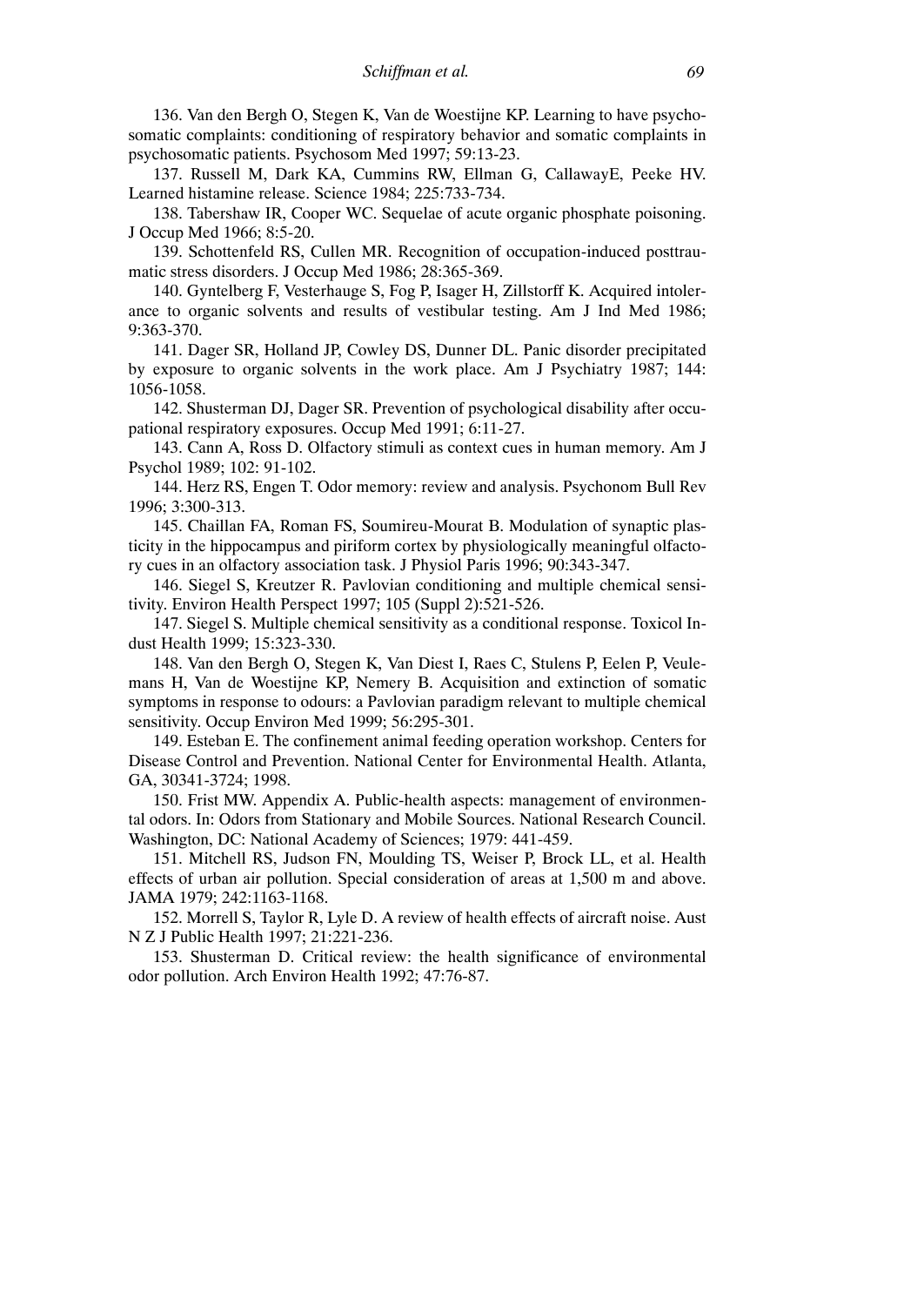136. Van den Bergh O, Stegen K, Van de Woestijne KP. Learning to have psychosomatic complaints: conditioning of respiratory behavior and somatic complaints in psychosomatic patients. Psychosom Med 1997; 59:13-23.

137. Russell M, Dark KA, Cummins RW, Ellman G, CallawayE, Peeke HV. Learned histamine release. Science 1984; 225:733-734.

138. Tabershaw IR, Cooper WC. Sequelae of acute organic phosphate poisoning. J Occup Med 1966; 8:5-20.

139. Schottenfeld RS, Cullen MR. Recognition of occupation-induced posttraumatic stress disorders. J Occup Med 1986; 28:365-369.

140. Gyntelberg F, Vesterhauge S, Fog P, Isager H, Zillstorff K. Acquired intolerance to organic solvents and results of vestibular testing. Am J Ind Med 1986; 9:363-370.

141. Dager SR, Holland JP, Cowley DS, Dunner DL. Panic disorder precipitated by exposure to organic solvents in the work place. Am J Psychiatry 1987; 144: 1056-1058.

142. Shusterman DJ, Dager SR. Prevention of psychological disability after occupational respiratory exposures. Occup Med 1991; 6:11-27.

143. Cann A, Ross D. Olfactory stimuli as context cues in human memory. Am J Psychol 1989; 102: 91-102.

144. Herz RS, Engen T. Odor memory: review and analysis. Psychonom Bull Rev 1996; 3:300-313.

145. Chaillan FA, Roman FS, Soumireu-Mourat B. Modulation of synaptic plasticity in the hippocampus and piriform cortex by physiologically meaningful olfactory cues in an olfactory association task. J Physiol Paris 1996; 90:343-347.

146. Siegel S, Kreutzer R. Pavlovian conditioning and multiple chemical sensitivity. Environ Health Perspect 1997; 105 (Suppl 2):521-526.

147. Siegel S. Multiple chemical sensitivity as a conditional response. Toxicol Indust Health 1999; 15:323-330.

148. Van den Bergh O, Stegen K, Van Diest I, Raes C, Stulens P, Eelen P, Veulemans H, Van de Woestijne KP, Nemery B. Acquisition and extinction of somatic symptoms in response to odours: a Pavlovian paradigm relevant to multiple chemical sensitivity. Occup Environ Med 1999; 56:295-301.

149. Esteban E. The confinement animal feeding operation workshop. Centers for Disease Control and Prevention. National Center for Environmental Health. Atlanta, GA, 30341-3724; 1998.

150. Frist MW. Appendix A. Public-health aspects: management of environmental odors. In: Odors from Stationary and Mobile Sources. National Research Council. Washington, DC: National Academy of Sciences; 1979: 441-459.

151. Mitchell RS, Judson FN, Moulding TS, Weiser P, Brock LL, et al. Health effects of urban air pollution. Special consideration of areas at 1,500 m and above. JAMA 1979; 242:1163-1168.

152. Morrell S, Taylor R, Lyle D. A review of health effects of aircraft noise. Aust N Z J Public Health 1997; 21:221-236.

153. Shusterman D. Critical review: the health significance of environmental odor pollution. Arch Environ Health 1992; 47:76-87.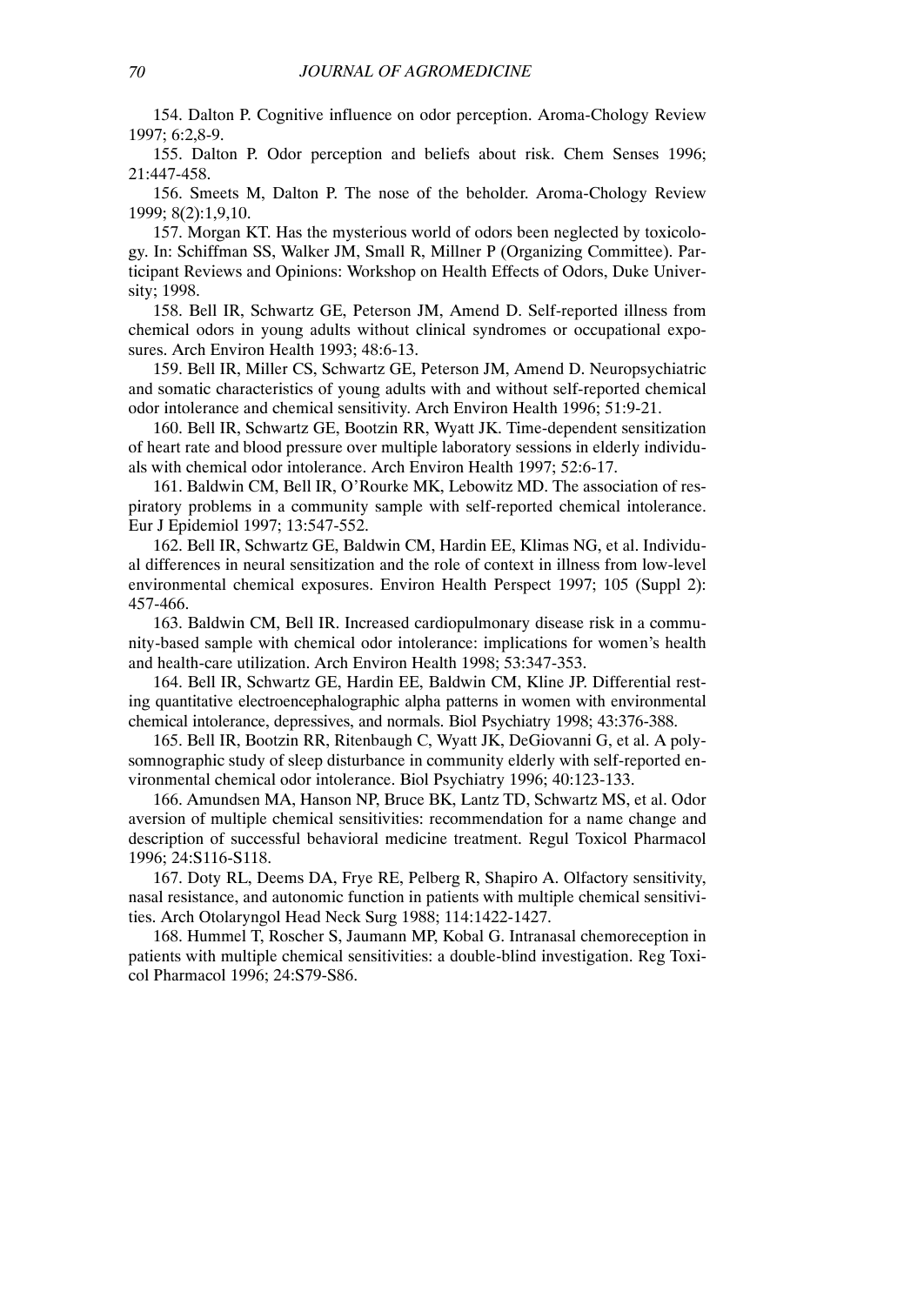154. Dalton P. Cognitive influence on odor perception. Aroma-Chology Review 1997; 6:2,8-9.

155. Dalton P. Odor perception and beliefs about risk. Chem Senses 1996; 21:447-458.

156. Smeets M, Dalton P. The nose of the beholder. Aroma-Chology Review 1999; 8(2):1,9,10.

157. Morgan KT. Has the mysterious world of odors been neglected by toxicology. In: Schiffman SS, Walker JM, Small R, Millner P (Organizing Committee). Participant Reviews and Opinions: Workshop on Health Effects of Odors, Duke University; 1998.

158. Bell IR, Schwartz GE, Peterson JM, Amend D. Self-reported illness from chemical odors in young adults without clinical syndromes or occupational exposures. Arch Environ Health 1993; 48:6-13.

159. Bell IR, Miller CS, Schwartz GE, Peterson JM, Amend D. Neuropsychiatric and somatic characteristics of young adults with and without self-reported chemical odor intolerance and chemical sensitivity. Arch Environ Health 1996; 51:9-21.

160. Bell IR, Schwartz GE, Bootzin RR, Wyatt JK. Time-dependent sensitization of heart rate and blood pressure over multiple laboratory sessions in elderly individuals with chemical odor intolerance. Arch Environ Health 1997; 52:6-17.

161. Baldwin CM, Bell IR, O'Rourke MK, Lebowitz MD. The association of respiratory problems in a community sample with self-reported chemical intolerance. Eur J Epidemiol 1997; 13:547-552.

162. Bell IR, Schwartz GE, Baldwin CM, Hardin EE, Klimas NG, et al. Individual differences in neural sensitization and the role of context in illness from low-level environmental chemical exposures. Environ Health Perspect 1997; 105 (Suppl 2): 457-466.

163. Baldwin CM, Bell IR. Increased cardiopulmonary disease risk in a community-based sample with chemical odor intolerance: implications for women's health and health-care utilization. Arch Environ Health 1998; 53:347-353.

164. Bell IR, Schwartz GE, Hardin EE, Baldwin CM, Kline JP. Differential resting quantitative electroencephalographic alpha patterns in women with environmental chemical intolerance, depressives, and normals. Biol Psychiatry 1998; 43:376-388.

165. Bell IR, Bootzin RR, Ritenbaugh C, Wyatt JK, DeGiovanni G, et al. A polysomnographic study of sleep disturbance in community elderly with self-reported environmental chemical odor intolerance. Biol Psychiatry 1996; 40:123-133.

166. Amundsen MA, Hanson NP, Bruce BK, Lantz TD, Schwartz MS, et al. Odor aversion of multiple chemical sensitivities: recommendation for a name change and description of successful behavioral medicine treatment. Regul Toxicol Pharmacol 1996; 24:S116-S118.

167. Doty RL, Deems DA, Frye RE, Pelberg R, Shapiro A. Olfactory sensitivity, nasal resistance, and autonomic function in patients with multiple chemical sensitivities. Arch Otolaryngol Head Neck Surg 1988; 114:1422-1427.

168. Hummel T, Roscher S, Jaumann MP, Kobal G. Intranasal chemoreception in patients with multiple chemical sensitivities: a double-blind investigation. Reg Toxicol Pharmacol 1996; 24:S79-S86.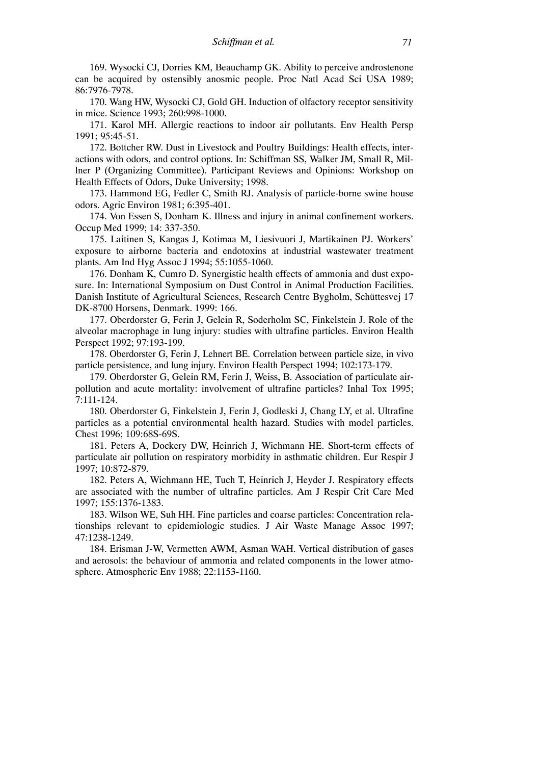169. Wysocki CJ, Dorries KM, Beauchamp GK. Ability to perceive androstenone can be acquired by ostensibly anosmic people. Proc Natl Acad Sci USA 1989; 86:7976-7978.

170. Wang HW, Wysocki CJ, Gold GH. Induction of olfactory receptor sensitivity in mice. Science 1993; 260:998-1000.

171. Karol MH. Allergic reactions to indoor air pollutants. Env Health Persp 1991; 95:45-51.

172. Bottcher RW. Dust in Livestock and Poultry Buildings: Health effects, interactions with odors, and control options. In: Schiffman SS, Walker JM, Small R, Millner P (Organizing Committee). Participant Reviews and Opinions: Workshop on Health Effects of Odors, Duke University; 1998.

173. Hammond EG, Fedler C, Smith RJ. Analysis of particle-borne swine house odors. Agric Environ 1981; 6:395-401.

174. Von Essen S, Donham K. Illness and injury in animal confinement workers. Occup Med 1999; 14: 337-350.

175. Laitinen S, Kangas J, Kotimaa M, Liesivuori J, Martikainen PJ. Workers' exposure to airborne bacteria and endotoxins at industrial wastewater treatment plants. Am Ind Hyg Assoc J 1994; 55:1055-1060.

176. Donham K, Cumro D. Synergistic health effects of ammonia and dust exposure. In: International Symposium on Dust Control in Animal Production Facilities. Danish Institute of Agricultural Sciences, Research Centre Bygholm, Schüttesvej 17 DK-8700 Horsens, Denmark. 1999: 166.

177. Oberdorster G, Ferin J, Gelein R, Soderholm SC, Finkelstein J. Role of the alveolar macrophage in lung injury: studies with ultrafine particles. Environ Health Perspect 1992; 97:193-199.

178. Oberdorster G, Ferin J, Lehnert BE. Correlation between particle size, in vivo particle persistence, and lung injury. Environ Health Perspect 1994; 102:173-179.

179. Oberdorster G, Gelein RM, Ferin J, Weiss, B. Association of particulate air-pollution and acute mortality: involvement of ultrafine particles? Inhal Tox 1995; 7:111-124.

180. Oberdorster G, Finkelstein J, Ferin J, Godleski J, Chang LY, et al. Ultrafine particles as a potential environmental health hazard. Studies with model particles. Chest 1996; 109:68S-69S.

181. Peters A, Dockery DW, Heinrich J, Wichmann HE. Short-term effects of particulate air pollution on respiratory morbidity in asthmatic children. Eur Respir J 1997; 10:872-879.

182. Peters A, Wichmann HE, Tuch T, Heinrich J, Heyder J. Respiratory effects are associated with the number of ultrafine particles. Am J Respir Crit Care Med 1997; 155:1376-1383.

183. Wilson WE, Suh HH. Fine particles and coarse particles: Concentration relationships relevant to epidemiologic studies. J Air Waste Manage Assoc 1997; 47:1238-1249.

184. Erisman J-W, Vermetten AWM, Asman WAH. Vertical distribution of gases and aerosols: the behaviour of ammonia and related components in the lower atmosphere. Atmospheric Env 1988; 22:1153-1160.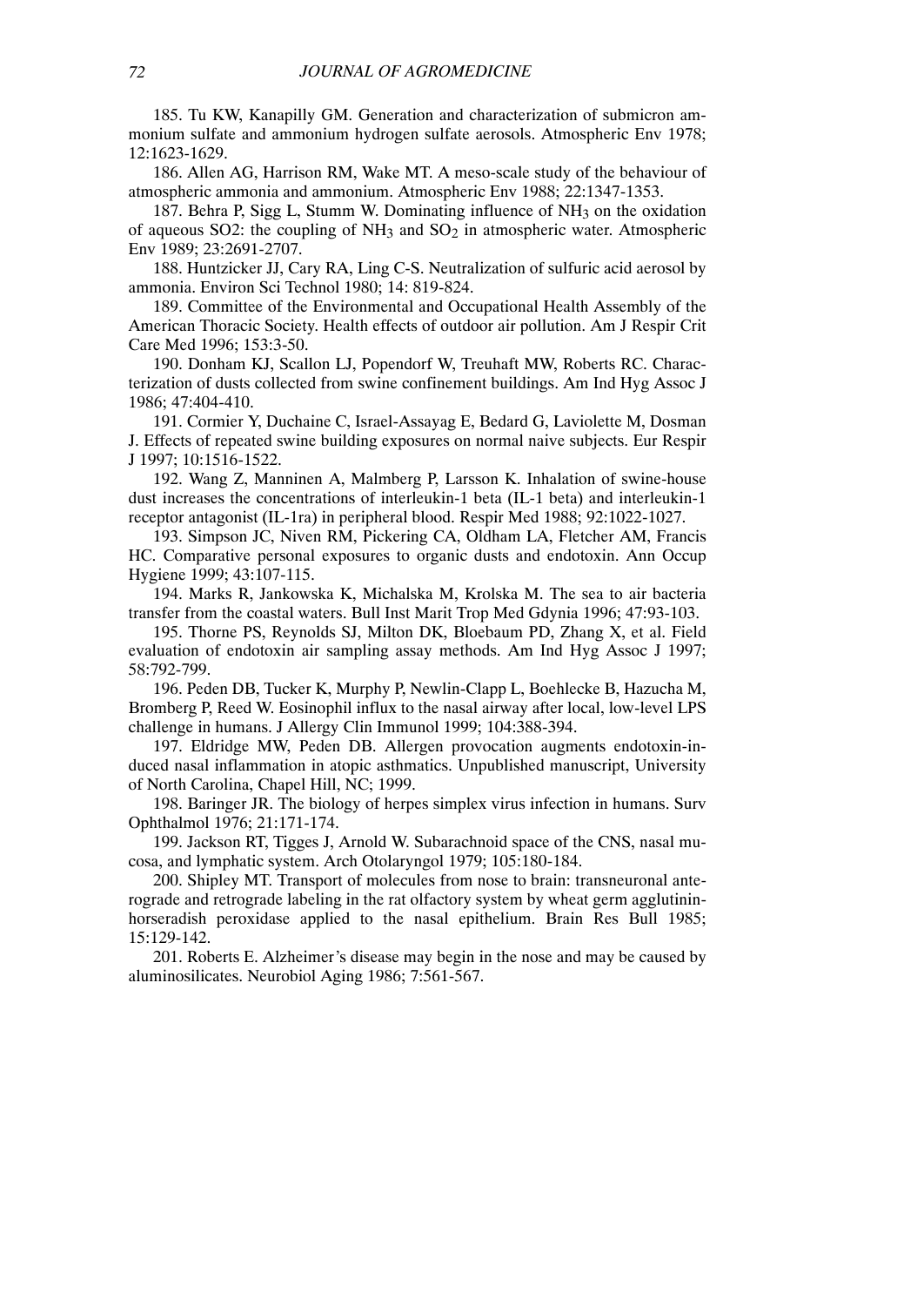185. Tu KW, Kanapilly GM. Generation and characterization of submicron ammonium sulfate and ammonium hydrogen sulfate aerosols. Atmospheric Env 1978; 12:1623-1629.

186. Allen AG, Harrison RM, Wake MT. A meso-scale study of the behaviour of atmospheric ammonia and ammonium. Atmospheric Env 1988; 22:1347-1353.

187. Behra P, Sigg L, Stumm W. Dominating influence of $NH_3$ on the oxidation of aqueous SO2: the coupling of $NH_3$ and $SO_2$ in atmospheric water. Atmospheric Env 1989; 23:2691-2707.

188. Huntzicker JJ, Cary RA, Ling C-S. Neutralization of sulfuric acid aerosol by ammonia. Environ Sci Technol 1980; 14: 819-824.

189. Committee of the Environmental and Occupational Health Assembly of the American Thoracic Society. Health effects of outdoor air pollution. Am J Respir Crit Care Med 1996; 153:3-50.

190. Donham KJ, Scallon LJ, Popendorf W, Treuhaft MW, Roberts RC. Characterization of dusts collected from swine confinement buildings. Am Ind Hyg Assoc J 1986; 47:404-410.

191. Cormier Y, Duchaine C, Israel-Assayag E, Bedard G, Laviolette M, Dosman J. Effects of repeated swine building exposures on normal naive subjects. Eur Respir J 1997; 10:1516-1522.

192. Wang Z, Manninen A, Malmberg P, Larsson K. Inhalation of swine-house dust increases the concentrations of interleukin-1 beta (IL-1 beta) and interleukin-1 receptor antagonist (IL-1ra) in peripheral blood. Respir Med 1988; 92:1022-1027.

193. Simpson JC, Niven RM, Pickering CA, Oldham LA, Fletcher AM, Francis HC. Comparative personal exposures to organic dusts and endotoxin. Ann Occup Hygiene 1999; 43:107-115.

194. Marks R, Jankowska K, Michalska M, Krolska M. The sea to air bacteria transfer from the coastal waters. Bull Inst Marit Trop Med Gdynia 1996; 47:93-103.

195. Thorne PS, Reynolds SJ, Milton DK, Bloebaum PD, Zhang X, et al. Field evaluation of endotoxin air sampling assay methods. Am Ind Hyg Assoc J 1997; 58:792-799.

196. Peden DB, Tucker K, Murphy P, Newlin-Clapp L, Boehlecke B, Hazucha M, Bromberg P, Reed W. Eosinophil influx to the nasal airway after local, low-level LPS challenge in humans. J Allergy Clin Immunol 1999; 104:388-394.

197. Eldridge MW, Peden DB. Allergen provocation augments endotoxin-induced nasal inflammation in atopic asthmatics. Unpublished manuscript, University of North Carolina, Chapel Hill, NC; 1999.

198. Baringer JR. The biology of herpes simplex virus infection in humans. Surv Ophthalmol 1976; 21:171-174.

199. Jackson RT, Tigges J, Arnold W. Subarachnoid space of the CNS, nasal mucosa, and lymphatic system. Arch Otolaryngol 1979; 105:180-184.

200. Shipley MT. Transport of molecules from nose to brain: transneuronal anterograde and retrograde labeling in the rat olfactory system by wheat germ agglutinin-horseradish peroxidase applied to the nasal epithelium. Brain Res Bull 1985; 15:129-142.

201. Roberts E. Alzheimer's disease may begin in the nose and may be caused by aluminosilicates. Neurobiol Aging 1986; 7:561-567.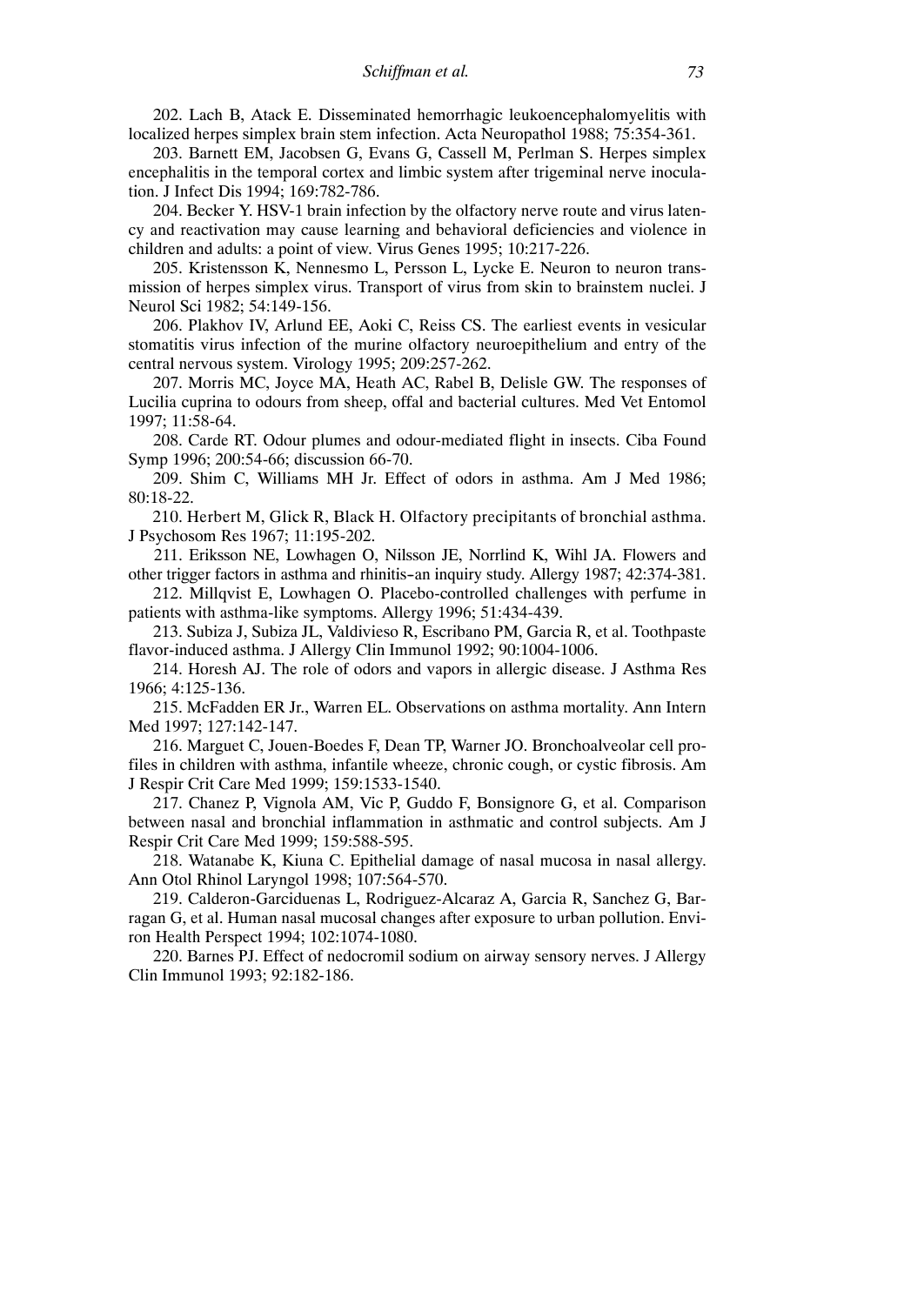202. Lach B, Atack E. Disseminated hemorrhagic leukoencephalomyelitis with localized herpes simplex brain stem infection. Acta Neuropathol 1988; 75:354-361.

203. Barnett EM, Jacobsen G, Evans G, Cassell M, Perlman S. Herpes simplex encephalitis in the temporal cortex and limbic system after trigeminal nerve inoculation. J Infect Dis 1994; 169:782-786.

204. Becker Y. HSV-1 brain infection by the olfactory nerve route and virus latency and reactivation may cause learning and behavioral deficiencies and violence in children and adults: a point of view. Virus Genes 1995; 10:217-226.

205. Kristensson K, Nennesmo L, Persson L, Lycke E. Neuron to neuron transmission of herpes simplex virus. Transport of virus from skin to brainstem nuclei. J Neurol Sci 1982; 54:149-156.

206. Plakhov IV, Arlund EE, Aoki C, Reiss CS. The earliest events in vesicular stomatitis virus infection of the murine olfactory neuroepithelium and entry of the central nervous system. Virology 1995; 209:257-262.

207. Morris MC, Joyce MA, Heath AC, Rabel B, Delisle GW. The responses of Lucilia cuprina to odours from sheep, offal and bacterial cultures. Med Vet Entomol 1997; 11:58-64.

208. Carde RT. Odour plumes and odour-mediated flight in insects. Ciba Found Symp 1996; 200:54-66; discussion 66-70.

209. Shim C, Williams MH Jr. Effect of odors in asthma. Am J Med 1986; 80:18-22.

210. Herbert M, Glick R, Black H. Olfactory precipitants of bronchial asthma. J Psychosom Res 1967; 11:195-202.

211. Eriksson NE, Lowhagen O, Nilsson JE, Norrlind K, Wihl JA. Flowers and other trigger factors in asthma and rhinitis–an inquiry study. Allergy 1987; 42:374-381.

212. Millqvist E, Lowhagen O. Placebo-controlled challenges with perfume in patients with asthma-like symptoms. Allergy 1996; 51:434-439.

213. Subiza J, Subiza JL, Valdivieso R, Escribano PM, Garcia R, et al. Toothpaste flavor-induced asthma. J Allergy Clin Immunol 1992; 90:1004-1006.

214. Horesh AJ. The role of odors and vapors in allergic disease. J Asthma Res 1966; 4:125-136.

215. McFadden ER Jr., Warren EL. Observations on asthma mortality. Ann Intern Med 1997; 127:142-147.

216. Marguet C, Jouen-Boedes F, Dean TP, Warner JO. Bronchoalveolar cell profiles in children with asthma, infantile wheeze, chronic cough, or cystic fibrosis. Am J Respir Crit Care Med 1999; 159:1533-1540.

217. Chanez P, Vignola AM, Vic P, Guddo F, Bonsignore G, et al. Comparison between nasal and bronchial inflammation in asthmatic and control subjects. Am J Respir Crit Care Med 1999; 159:588-595.

218. Watanabe K, Kiuna C. Epithelial damage of nasal mucosa in nasal allergy. Ann Otol Rhinol Laryngol 1998; 107:564-570.

219. Calderon-Garciduenas L, Rodriguez-Alcaraz A, Garcia R, Sanchez G, Barragan G, et al. Human nasal mucosal changes after exposure to urban pollution. Environ Health Perspect 1994; 102:1074-1080.

220. Barnes PJ. Effect of nedocromil sodium on airway sensory nerves. J Allergy Clin Immunol 1993; 92:182-186.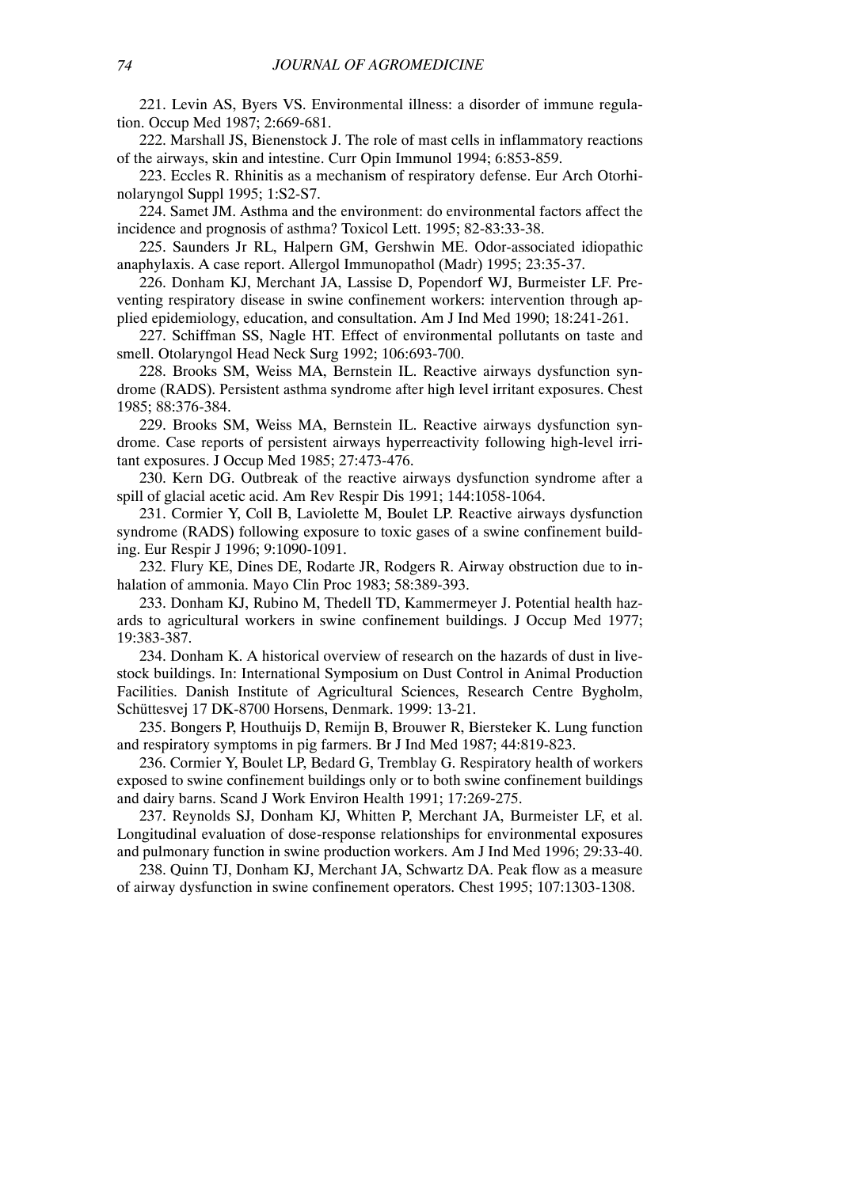221. Levin AS, Byers VS. Environmental illness: a disorder of immune regulation. Occup Med 1987; 2:669-681.

222. Marshall JS, Bienenstock J. The role of mast cells in inflammatory reactions of the airways, skin and intestine. Curr Opin Immunol 1994; 6:853-859.

223. Eccles R. Rhinitis as a mechanism of respiratory defense. Eur Arch Otorhinolaryngol Suppl 1995; 1:S2-S7.

224. Samet JM. Asthma and the environment: do environmental factors affect the incidence and prognosis of asthma? Toxicol Lett. 1995; 82-83:33-38.

225. Saunders Jr RL, Halpern GM, Gershwin ME. Odor-associated idiopathic anaphylaxis. A case report. Allergol Immunopathol (Madr) 1995; 23:35-37.

226. Donham KJ, Merchant JA, Lassise D, Popendorf WJ, Burmeister LF. Preventing respiratory disease in swine confinement workers: intervention through applied epidemiology, education, and consultation. Am J Ind Med 1990; 18:241-261.

227. Schiffman SS, Nagle HT. Effect of environmental pollutants on taste and smell. Otolaryngol Head Neck Surg 1992; 106:693-700.

228. Brooks SM, Weiss MA, Bernstein IL. Reactive airways dysfunction syndrome (RADS). Persistent asthma syndrome after high level irritant exposures. Chest 1985; 88:376-384.

229. Brooks SM, Weiss MA, Bernstein IL. Reactive airways dysfunction syndrome. Case reports of persistent airways hyperreactivity following high-level irritant exposures. J Occup Med 1985; 27:473-476.

230. Kern DG. Outbreak of the reactive airways dysfunction syndrome after a spill of glacial acetic acid. Am Rev Respir Dis 1991; 144:1058-1064.

231. Cormier Y, Coll B, Laviolette M, Boulet LP. Reactive airways dysfunction syndrome (RADS) following exposure to toxic gases of a swine confinement building. Eur Respir J 1996; 9:1090-1091.

232. Flury KE, Dines DE, Rodarte JR, Rodgers R. Airway obstruction due to inhalation of ammonia. Mayo Clin Proc 1983; 58:389-393.

233. Donham KJ, Rubino M, Thedell TD, Kammermeyer J. Potential health hazards to agricultural workers in swine confinement buildings. J Occup Med 1977; 19:383-387.

234. Donham K. A historical overview of research on the hazards of dust in livestock buildings. In: International Symposium on Dust Control in Animal Production Facilities. Danish Institute of Agricultural Sciences, Research Centre Bygholm, Schüttesvej 17 DK-8700 Horsens, Denmark. 1999: 13-21.

235. Bongers P, Houthuijs D, Remijn B, Brouwer R, Biersteker K. Lung function and respiratory symptoms in pig farmers. Br J Ind Med 1987; 44:819-823.

236. Cormier Y, Boulet LP, Bedard G, Tremblay G. Respiratory health of workers exposed to swine confinement buildings only or to both swine confinement buildings and dairy barns. Scand J Work Environ Health 1991; 17:269-275.

237. Reynolds SJ, Donham KJ, Whitten P, Merchant JA, Burmeister LF, et al. Longitudinal evaluation of dose-response relationships for environmental exposures and pulmonary function in swine production workers. Am J Ind Med 1996; 29:33-40.

238. Quinn TJ, Donham KJ, Merchant JA, Schwartz DA. Peak flow as a measure of airway dysfunction in swine confinement operators. Chest 1995; 107:1303-1308.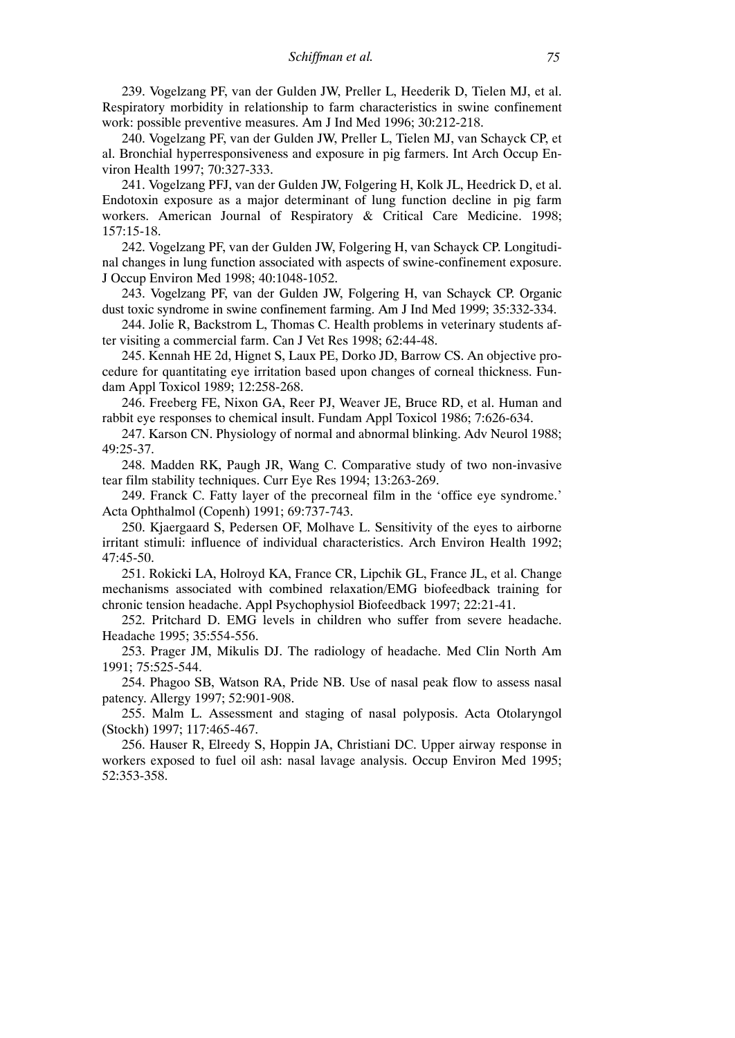239. Vogelzang PF, van der Gulden JW, Preller L, Heederik D, Tielen MJ, et al. Respiratory morbidity in relationship to farm characteristics in swine confinement work: possible preventive measures. Am J Ind Med 1996; 30:212-218.

240. Vogelzang PF, van der Gulden JW, Preller L, Tielen MJ, van Schayck CP, et al. Bronchial hyperresponsiveness and exposure in pig farmers. Int Arch Occup Environ Health 1997; 70:327-333.

241. Vogelzang PFJ, van der Gulden JW, Folgering H, Kolk JL, Heedrick D, et al. Endotoxin exposure as a major determinant of lung function decline in pig farm workers. American Journal of Respiratory & Critical Care Medicine. 1998; 157:15-18.

242. Vogelzang PF, van der Gulden JW, Folgering H, van Schayck CP. Longitudinal changes in lung function associated with aspects of swine-confinement exposure. J Occup Environ Med 1998; 40:1048-1052.

243. Vogelzang PF, van der Gulden JW, Folgering H, van Schayck CP. Organic dust toxic syndrome in swine confinement farming. Am J Ind Med 1999; 35:332-334.

244. Jolie R, Backstrom L, Thomas C. Health problems in veterinary students after visiting a commercial farm. Can J Vet Res 1998; 62:44-48.

245. Kennah HE 2d, Hignet S, Laux PE, Dorko JD, Barrow CS. An objective procedure for quantitating eye irritation based upon changes of corneal thickness. Fundam Appl Toxicol 1989; 12:258-268.

246. Freeberg FE, Nixon GA, Reer PJ, Weaver JE, Bruce RD, et al. Human and rabbit eye responses to chemical insult. Fundam Appl Toxicol 1986; 7:626-634.

247. Karson CN. Physiology of normal and abnormal blinking. Adv Neurol 1988; 49:25-37.

248. Madden RK, Paugh JR, Wang C. Comparative study of two non-invasive tear film stability techniques. Curr Eye Res 1994; 13:263-269.

249. Franck C. Fatty layer of the precorneal film in the 'office eye syndrome.' Acta Ophthalmol (Copenh) 1991; 69:737-743.

250. Kjaergaard S, Pedersen OF, Molhave L. Sensitivity of the eyes to airborne irritant stimuli: influence of individual characteristics. Arch Environ Health 1992; 47:45-50.

251. Rokicki LA, Holroyd KA, France CR, Lipchik GL, France JL, et al. Change mechanisms associated with combined relaxation/EMG biofeedback training for chronic tension headache. Appl Psychophysiol Biofeedback 1997; 22:21-41.

252. Pritchard D. EMG levels in children who suffer from severe headache. Headache 1995; 35:554-556.

253. Prager JM, Mikulis DJ. The radiology of headache. Med Clin North Am 1991; 75:525-544.

254. Phagoo SB, Watson RA, Pride NB. Use of nasal peak flow to assess nasal patency. Allergy 1997; 52:901-908.

255. Malm L. Assessment and staging of nasal polyposis. Acta Otolaryngol (Stockh) 1997; 117:465-467.

256. Hauser R, Elreedy S, Hoppin JA, Christiani DC. Upper airway response in workers exposed to fuel oil ash: nasal lavage analysis. Occup Environ Med 1995; 52:353-358.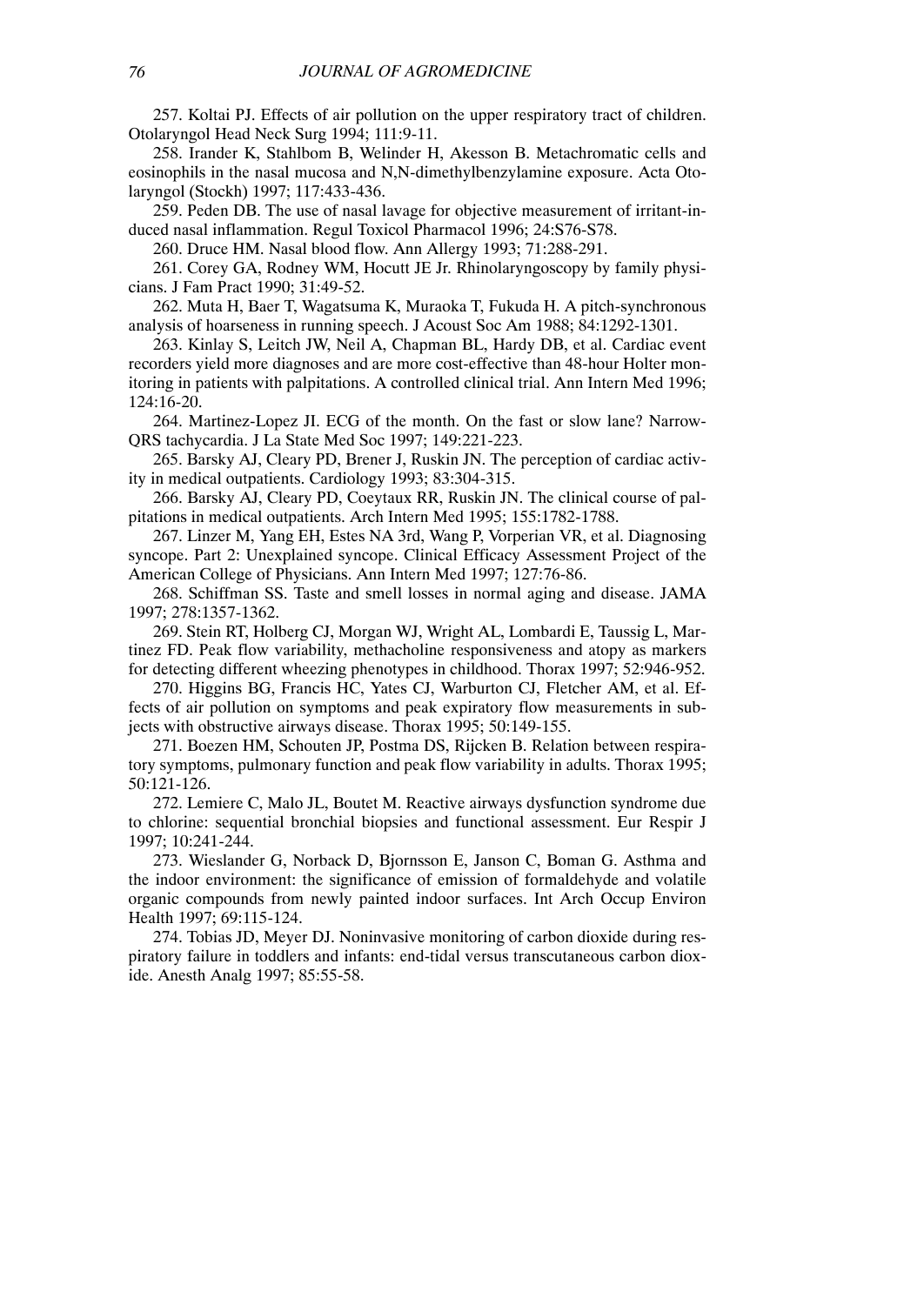257. Koltai PJ. Effects of air pollution on the upper respiratory tract of children. Otolaryngol Head Neck Surg 1994; 111:9-11.

258. Irander K, Stahlbom B, Welinder H, Akesson B. Metachromatic cells and eosinophils in the nasal mucosa and N,N-dimethylbenzylamine exposure. Acta Otolaryngol (Stockh) 1997; 117:433-436.

259. Peden DB. The use of nasal lavage for objective measurement of irritant-induced nasal inflammation. Regul Toxicol Pharmacol 1996; 24:S76-S78.

260. Druce HM. Nasal blood flow. Ann Allergy 1993; 71:288-291.

261. Corey GA, Rodney WM, Hocutt JE Jr. Rhinolaryngoscopy by family physicians. J Fam Pract 1990; 31:49-52.

262. Muta H, Baer T, Wagatsuma K, Muraoka T, Fukuda H. A pitch-synchronous analysis of hoarseness in running speech. J Acoust Soc Am 1988; 84:1292-1301.

263. Kinlay S, Leitch JW, Neil A, Chapman BL, Hardy DB, et al. Cardiac event recorders yield more diagnoses and are more cost-effective than 48-hour Holter monitoring in patients with palpitations. A controlled clinical trial. Ann Intern Med 1996; 124:16-20.

264. Martinez-Lopez JI. ECG of the month. On the fast or slow lane? Narrow-QRS tachycardia. J La State Med Soc 1997; 149:221-223.

265. Barsky AJ, Cleary PD, Brener J, Ruskin JN. The perception of cardiac activity in medical outpatients. Cardiology 1993; 83:304-315.

266. Barsky AJ, Cleary PD, Coeytaux RR, Ruskin JN. The clinical course of palpitations in medical outpatients. Arch Intern Med 1995; 155:1782-1788.

267. Linzer M, Yang EH, Estes NA 3rd, Wang P, Vorperian VR, et al. Diagnosing syncope. Part 2: Unexplained syncope. Clinical Efficacy Assessment Project of the American College of Physicians. Ann Intern Med 1997; 127:76-86.

268. Schiffman SS. Taste and smell losses in normal aging and disease. JAMA 1997; 278:1357-1362.

269. Stein RT, Holberg CJ, Morgan WJ, Wright AL, Lombardi E, Taussig L, Martinez FD. Peak flow variability, methacholine responsiveness and atopy as markers for detecting different wheezing phenotypes in childhood. Thorax 1997; 52:946-952.

270. Higgins BG, Francis HC, Yates CJ, Warburton CJ, Fletcher AM, et al. Effects of air pollution on symptoms and peak expiratory flow measurements in subjects with obstructive airways disease. Thorax 1995; 50:149-155.

271. Boezen HM, Schouten JP, Postma DS, Rijcken B. Relation between respiratory symptoms, pulmonary function and peak flow variability in adults. Thorax 1995; 50:121-126.

272. Lemiere C, Malo JL, Boutet M. Reactive airways dysfunction syndrome due to chlorine: sequential bronchial biopsies and functional assessment. Eur Respir J 1997; 10:241-244.

273. Wieslander G, Norback D, Bjornsson E, Janson C, Boman G. Asthma and the indoor environment: the significance of emission of formaldehyde and volatile organic compounds from newly painted indoor surfaces. Int Arch Occup Environ Health 1997; 69:115-124.

274. Tobias JD, Meyer DJ. Noninvasive monitoring of carbon dioxide during respiratory failure in toddlers and infants: end-tidal versus transcutaneous carbon dioxide. Anesth Analg 1997; 85:55-58.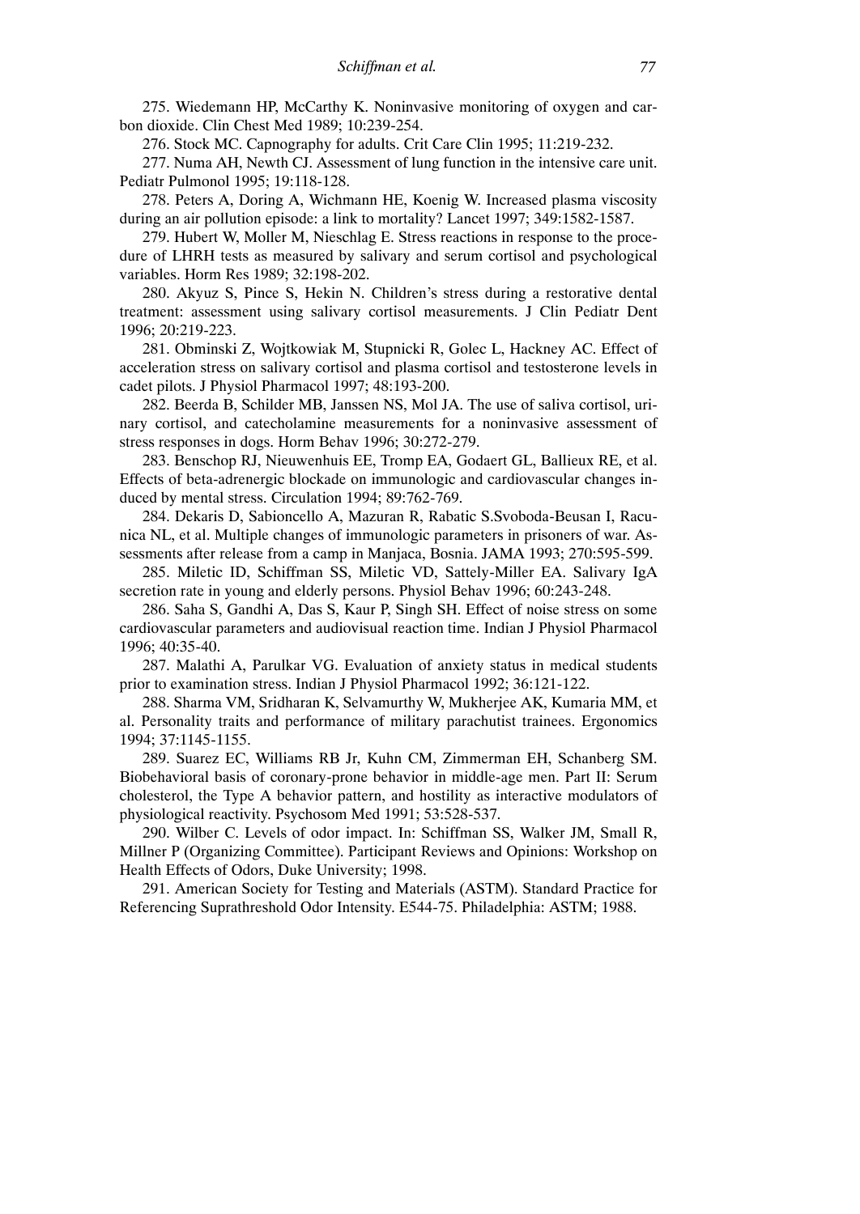275. Wiedemann HP, McCarthy K. Noninvasive monitoring of oxygen and carbon dioxide. Clin Chest Med 1989; 10:239-254.

276. Stock MC. Capnography for adults. Crit Care Clin 1995; 11:219-232.

277. Numa AH, Newth CJ. Assessment of lung function in the intensive care unit. Pediatr Pulmonol 1995; 19:118-128.

278. Peters A, Doring A, Wichmann HE, Koenig W. Increased plasma viscosity during an air pollution episode: a link to mortality? Lancet 1997; 349:1582-1587.

279. Hubert W, Moller M, Nieschlag E. Stress reactions in response to the procedure of LHRH tests as measured by salivary and serum cortisol and psychological variables. Horm Res 1989; 32:198-202.

280. Akyuz S, Pince S, Hekin N. Children's stress during a restorative dental treatment: assessment using salivary cortisol measurements. J Clin Pediatr Dent 1996; 20:219-223.

281. Obminski Z, Wojtkowiak M, Stupnicki R, Golec L, Hackney AC. Effect of acceleration stress on salivary cortisol and plasma cortisol and testosterone levels in cadet pilots. J Physiol Pharmacol 1997; 48:193-200.

282. Beerda B, Schilder MB, Janssen NS, Mol JA. The use of saliva cortisol, urinary cortisol, and catecholamine measurements for a noninvasive assessment of stress responses in dogs. Horm Behav 1996; 30:272-279.

283. Benschop RJ, Nieuwenhuis EE, Tromp EA, Godaert GL, Ballieux RE, et al. Effects of beta-adrenergic blockade on immunologic and cardiovascular changes induced by mental stress. Circulation 1994; 89:762-769.

284. Dekaris D, Sabioncello A, Mazuran R, Rabatic S.Svoboda-Beusan I, Racunica NL, et al. Multiple changes of immunologic parameters in prisoners of war. Assessments after release from a camp in Manjaca, Bosnia. JAMA 1993; 270:595-599.

285. Miletic ID, Schiffman SS, Miletic VD, Sattely-Miller EA. Salivary IgA secretion rate in young and elderly persons. Physiol Behav 1996; 60:243-248.

286. Saha S, Gandhi A, Das S, Kaur P, Singh SH. Effect of noise stress on some cardiovascular parameters and audiovisual reaction time. Indian J Physiol Pharmacol 1996; 40:35-40.

287. Malathi A, Parulkar VG. Evaluation of anxiety status in medical students prior to examination stress. Indian J Physiol Pharmacol 1992; 36:121-122.

288. Sharma VM, Sridharan K, Selvamurthy W, Mukherjee AK, Kumaria MM, et al. Personality traits and performance of military parachutist trainees. Ergonomics 1994; 37:1145-1155.

289. Suarez EC, Williams RB Jr, Kuhn CM, Zimmerman EH, Schanberg SM. Biobehavioral basis of coronary-prone behavior in middle-age men. Part II: Serum cholesterol, the Type A behavior pattern, and hostility as interactive modulators of physiological reactivity. Psychosom Med 1991; 53:528-537.

290. Wilber C. Levels of odor impact. In: Schiffman SS, Walker JM, Small R, Millner P (Organizing Committee). Participant Reviews and Opinions: Workshop on Health Effects of Odors, Duke University; 1998.

291. American Society for Testing and Materials (ASTM). Standard Practice for Referencing Suprathreshold Odor Intensity. E544-75. Philadelphia: ASTM; 1988.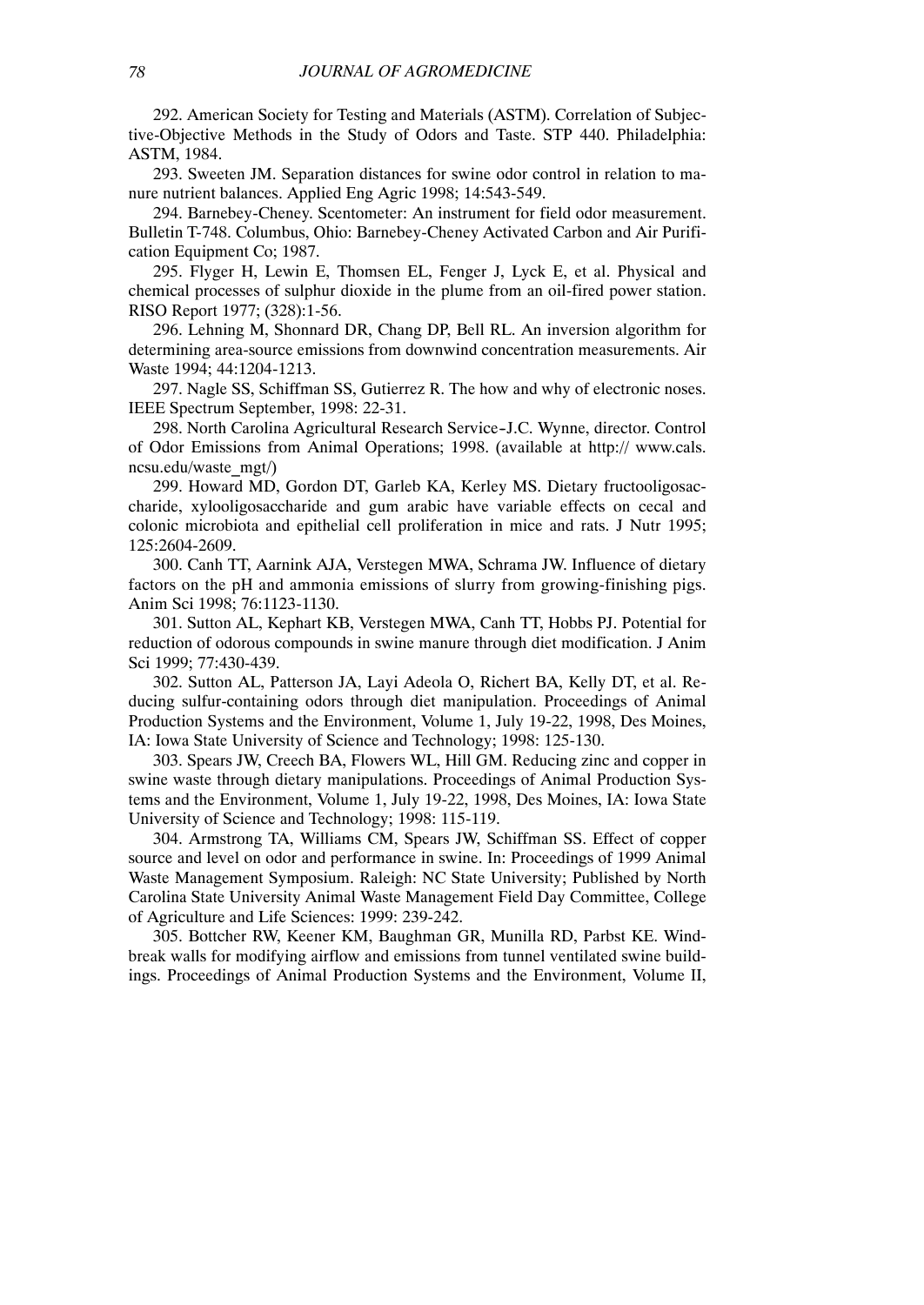292. American Society for Testing and Materials (ASTM). Correlation of Subjective-Objective Methods in the Study of Odors and Taste. STP 440. Philadelphia: ASTM, 1984.

293. Sweeten JM. Separation distances for swine odor control in relation to manure nutrient balances. Applied Eng Agric 1998; 14:543-549.

294. Barnebey-Cheney. Scentometer: An instrument for field odor measurement. Bulletin T-748. Columbus, Ohio: Barnebey-Cheney Activated Carbon and Air Purification Equipment Co; 1987.

295. Flyger H, Lewin E, Thomsen EL, Fenger J, Lyck E, et al. Physical and chemical processes of sulphur dioxide in the plume from an oil-fired power station. RISO Report 1977; (328):1-56.

296. Lehning M, Shonnard DR, Chang DP, Bell RL. An inversion algorithm for determining area-source emissions from downwind concentration measurements. Air Waste 1994; 44:1204-1213.

297. Nagle SS, Schiffman SS, Gutierrez R. The how and why of electronic noses. IEEE Spectrum September, 1998: 22-31.

298. North Carolina Agricultural Research Service–J.C. Wynne, director. Control of Odor Emissions from Animal Operations; 1998. (available at http:// www.cals.ncsu.edu/waste_mgt/)

299. Howard MD, Gordon DT, Garleb KA, Kerley MS. Dietary fructooligosaccharide, xylooligosaccharide and gum arabic have variable effects on cecal and colonic microbiota and epithelial cell proliferation in mice and rats. J Nutr 1995; 125:2604-2609.

300. Canh TT, Aarnink AJA, Verstegen MWA, Schrama JW. Influence of dietary factors on the pH and ammonia emissions of slurry from growing-finishing pigs. Anim Sci 1998; 76:1123-1130.

301. Sutton AL, Kephart KB, Verstegen MWA, Canh TT, Hobbs PJ. Potential for reduction of odorous compounds in swine manure through diet modification. J Anim Sci 1999; 77:430-439.

302. Sutton AL, Patterson JA, Layi Adeola O, Richert BA, Kelly DT, et al. Reducing sulfur-containing odors through diet manipulation. Proceedings of Animal Production Systems and the Environment, Volume 1, July 19-22, 1998, Des Moines, IA: Iowa State University of Science and Technology; 1998: 125-130.

303. Spears JW, Creech BA, Flowers WL, Hill GM. Reducing zinc and copper in swine waste through dietary manipulations. Proceedings of Animal Production Systems and the Environment, Volume 1, July 19-22, 1998, Des Moines, IA: Iowa State University of Science and Technology; 1998: 115-119.

304. Armstrong TA, Williams CM, Spears JW, Schiffman SS. Effect of copper source and level on odor and performance in swine. In: Proceedings of 1999 Animal Waste Management Symposium. Raleigh: NC State University; Published by North Carolina State University Animal Waste Management Field Day Committee, College of Agriculture and Life Sciences: 1999: 239-242.

305. Bottcher RW, Keener KM, Baughman GR, Munilla RD, Parbst KE. Windbreak walls for modifying airflow and emissions from tunnel ventilated swine buildings. Proceedings of Animal Production Systems and the Environment, Volume II,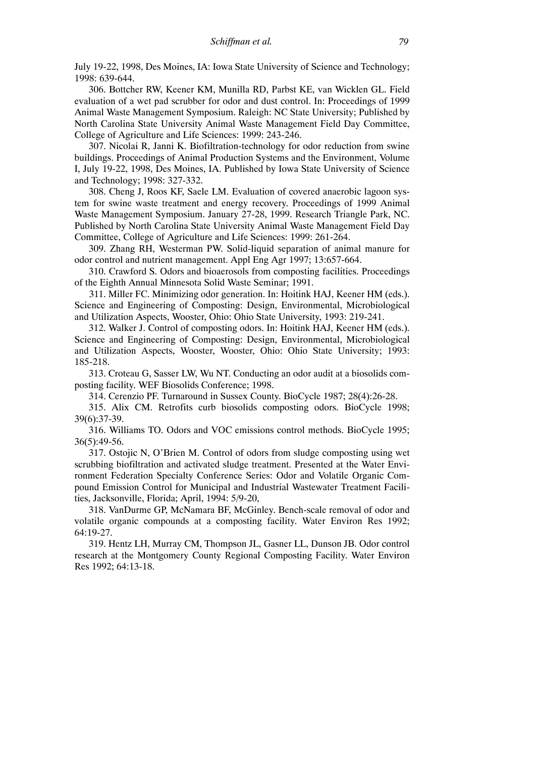July 19-22, 1998, Des Moines, IA: Iowa State University of Science and Technology; 1998: 639-644.

306. Bottcher RW, Keener KM, Munilla RD, Parbst KE, van Wicklen GL. Field evaluation of a wet pad scrubber for odor and dust control. In: Proceedings of 1999 Animal Waste Management Symposium. Raleigh: NC State University; Published by North Carolina State University Animal Waste Management Field Day Committee, College of Agriculture and Life Sciences: 1999: 243-246.

307. Nicolai R, Janni K. Biofiltration-technology for odor reduction from swine buildings. Proceedings of Animal Production Systems and the Environment, Volume I, July 19-22, 1998, Des Moines, IA. Published by Iowa State University of Science and Technology; 1998: 327-332.

308. Cheng J, Roos KF, Saele LM. Evaluation of covered anaerobic lagoon system for swine waste treatment and energy recovery. Proceedings of 1999 Animal Waste Management Symposium. January 27-28, 1999. Research Triangle Park, NC. Published by North Carolina State University Animal Waste Management Field Day Committee, College of Agriculture and Life Sciences: 1999: 261-264.

309. Zhang RH, Westerman PW. Solid-liquid separation of animal manure for odor control and nutrient management. Appl Eng Agr 1997; 13:657-664.

310. Crawford S. Odors and bioaerosols from composting facilities. Proceedings of the Eighth Annual Minnesota Solid Waste Seminar; 1991.

311. Miller FC. Minimizing odor generation. In: Hoitink HAJ, Keener HM (eds.). Science and Engineering of Composting: Design, Environmental, Microbiological and Utilization Aspects, Wooster, Ohio: Ohio State University, 1993: 219-241.

312. Walker J. Control of composting odors. In: Hoitink HAJ, Keener HM (eds.). Science and Engineering of Composting: Design, Environmental, Microbiological and Utilization Aspects, Wooster, Wooster, Ohio: Ohio State University; 1993: 185-218.

313. Croteau G, Sasser LW, Wu NT. Conducting an odor audit at a biosolids composting facility. WEF Biosolids Conference; 1998.

314. Cerenzio PF. Turnaround in Sussex County. BioCycle 1987; 28(4):26-28.

315. Alix CM. Retrofits curb biosolids composting odors. BioCycle 1998; 39(6):37-39.

316. Williams TO. Odors and VOC emissions control methods. BioCycle 1995; 36(5):49-56.

317. Ostojic N, O'Brien M. Control of odors from sludge composting using wet scrubbing biofiltration and activated sludge treatment. Presented at the Water Environment Federation Specialty Conference Series: Odor and Volatile Organic Compound Emission Control for Municipal and Industrial Wastewater Treatment Facilities, Jacksonville, Florida; April, 1994: 5/9-20,

318. VanDurme GP, McNamara BF, McGinley. Bench-scale removal of odor and volatile organic compounds at a composting facility. Water Environ Res 1992; 64:19-27.

319. Hentz LH, Murray CM, Thompson JL, Gasner LL, Dunson JB. Odor control research at the Montgomery County Regional Composting Facility. Water Environ Res 1992; 64:13-18.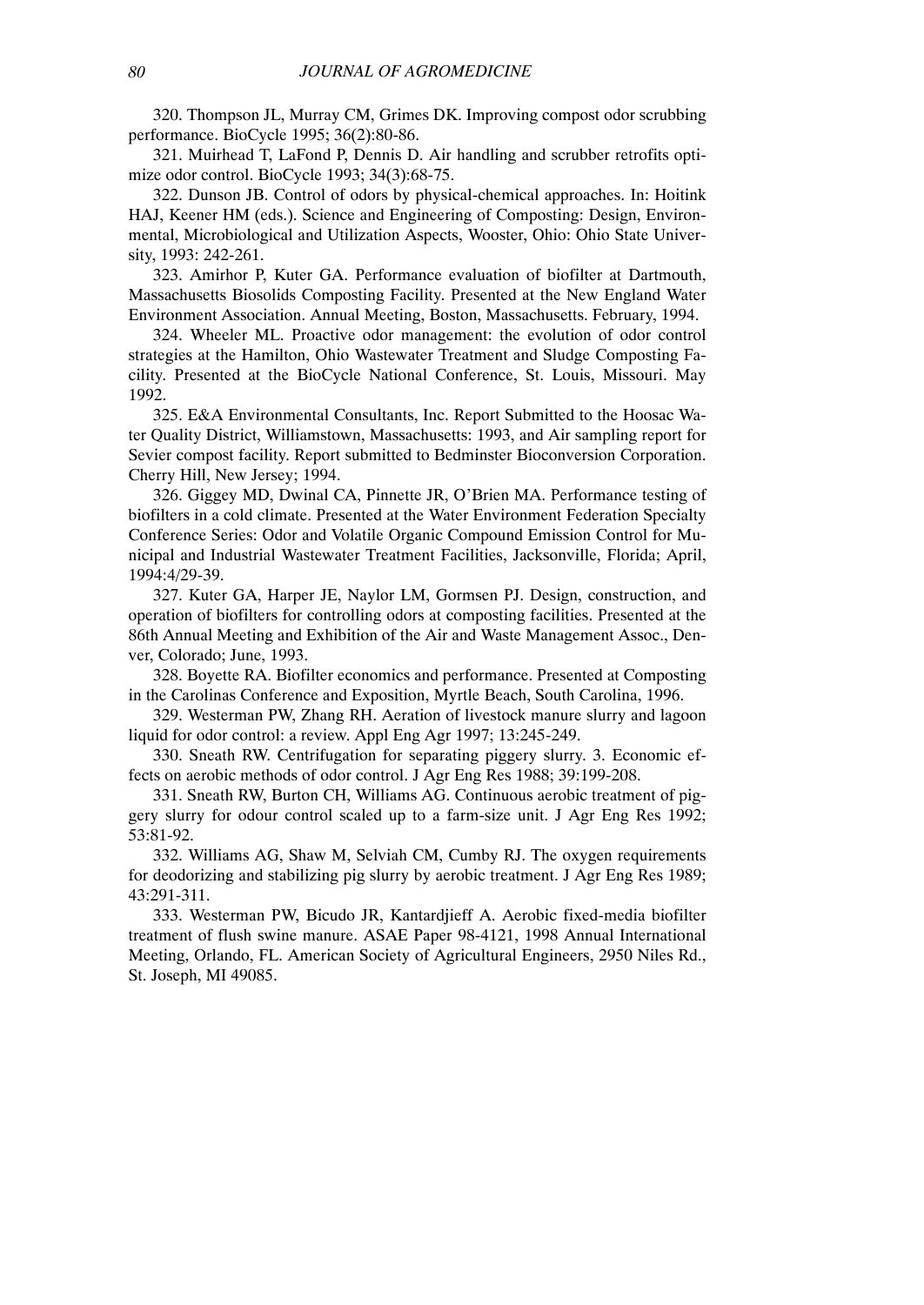320. Thompson JL, Murray CM, Grimes DK. Improving compost odor scrubbing performance. BioCycle 1995; 36(2):80-86.

321. Muirhead T, LaFond P, Dennis D. Air handling and scrubber retrofits optimize odor control. BioCycle 1993; 34(3):68-75.

322. Dunson JB. Control of odors by physical-chemical approaches. In: Hoitink HAJ, Keener HM (eds.). Science and Engineering of Composting: Design, Environmental, Microbiological and Utilization Aspects, Wooster, Ohio: Ohio State University, 1993: 242-261.

323. Amirhor P, Kuter GA. Performance evaluation of biofilter at Dartmouth, Massachusetts Biosolids Composting Facility. Presented at the New England Water Environment Association. Annual Meeting, Boston, Massachusetts. February, 1994.

324. Wheeler ML. Proactive odor management: the evolution of odor control strategies at the Hamilton, Ohio Wastewater Treatment and Sludge Composting Facility. Presented at the BioCycle National Conference, St. Louis, Missouri. May 1992.

325. E&A Environmental Consultants, Inc. Report Submitted to the Hoosac Water Quality District, Williamstown, Massachusetts: 1993, and Air sampling report for Sevier compost facility. Report submitted to Bedminster Bioconversion Corporation. Cherry Hill, New Jersey; 1994.

326. Giggey MD, Dwinal CA, Pinnette JR, O'Brien MA. Performance testing of biofilters in a cold climate. Presented at the Water Environment Federation Specialty Conference Series: Odor and Volatile Organic Compound Emission Control for Municipal and Industrial Wastewater Treatment Facilities, Jacksonville, Florida; April, 1994:4/29-39.

327. Kuter GA, Harper JE, Naylor LM, Gormsen PJ. Design, construction, and operation of biofilters for controlling odors at composting facilities. Presented at the 86th Annual Meeting and Exhibition of the Air and Waste Management Assoc., Denver, Colorado; June, 1993.

328. Boyette RA. Biofilter economics and performance. Presented at Composting in the Carolinas Conference and Exposition, Myrtle Beach, South Carolina, 1996.

329. Westerman PW, Zhang RH. Aeration of livestock manure slurry and lagoon liquid for odor control: a review. Appl Eng Agr 1997; 13:245-249.

330. Sneath RW. Centrifugation for separating piggery slurry. 3. Economic effects on aerobic methods of odor control. J Agr Eng Res 1988; 39:199-208.

331. Sneath RW, Burton CH, Williams AG. Continuous aerobic treatment of piggery slurry for odour control scaled up to a farm-size unit. J Agr Eng Res 1992; 53:81-92.

332. Williams AG, Shaw M, Selviah CM, Cumby RJ. The oxygen requirements for deodorizing and stabilizing pig slurry by aerobic treatment. J Agr Eng Res 1989; 43:291-311.

333. Westerman PW, Bicudo JR, Kantardjieff A. Aerobic fixed-media biofilter treatment of flush swine manure. ASAE Paper 98-4121, 1998 Annual International Meeting, Orlando, FL. American Society of Agricultural Engineers, 2950 Niles Rd., St. Joseph, MI 49085.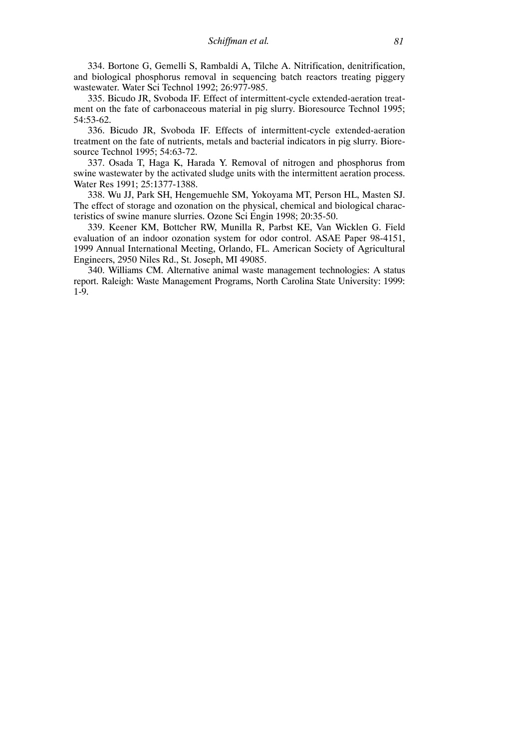334. Bortone G, Gemelli S, Rambaldi A, Tilche A. Nitrification, denitrification, and biological phosphorus removal in sequencing batch reactors treating piggery wastewater. Water Sci Technol 1992; 26:977-985.

335. Bicudo JR, Svoboda IF. Effect of intermittent-cycle extended-aeration treatment on the fate of carbonaceous material in pig slurry. Bioresource Technol 1995; 54:53-62.

336. Bicudo JR, Svoboda IF. Effects of intermittent-cycle extended-aeration treatment on the fate of nutrients, metals and bacterial indicators in pig slurry. Bioresource Technol 1995; 54:63-72.

337. Osada T, Haga K, Harada Y. Removal of nitrogen and phosphorus from swine wastewater by the activated sludge units with the intermittent aeration process. Water Res 1991; 25:1377-1388.

338. Wu JJ, Park SH, Hengemuehle SM, Yokoyama MT, Person HL, Masten SJ. The effect of storage and ozonation on the physical, chemical and biological characteristics of swine manure slurries. Ozone Sci Engin 1998; 20:35-50.

339. Keener KM, Bottcher RW, Munilla R, Parbst KE, Van Wicklen G. Field evaluation of an indoor ozonation system for odor control. ASAE Paper 98-4151, 1999 Annual International Meeting, Orlando, FL. American Society of Agricultural Engineers, 2950 Niles Rd., St. Joseph, MI 49085.

340. Williams CM. Alternative animal waste management technologies: A status report. Raleigh: Waste Management Programs, North Carolina State University: 1999: 1-9.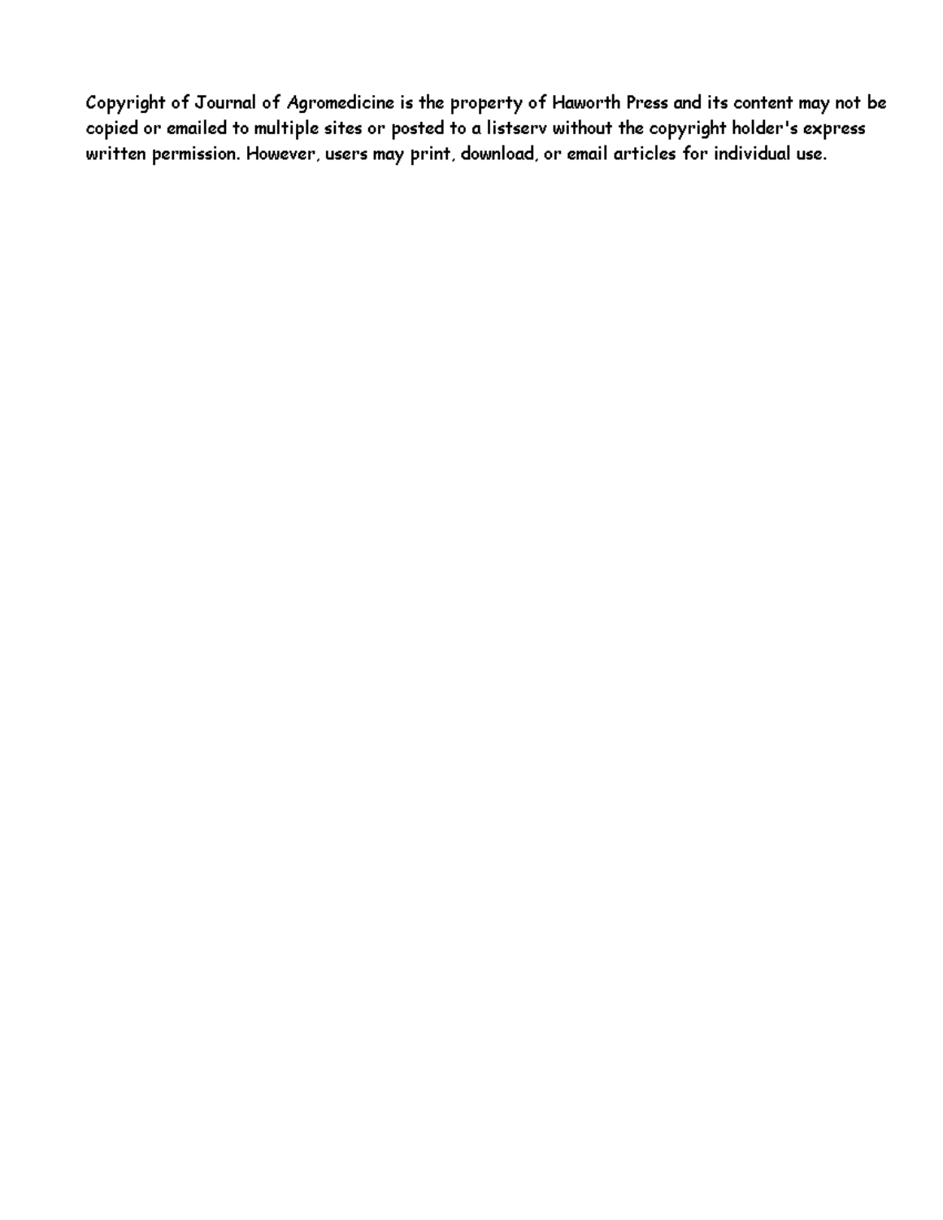Copyright of Journal of Agromedicine is the property of Haworth Press and its content may not be copied or emailed to multiple sites or posted to a listserv without the copyright holder's express written permission. However, users may print, download, or email articles for individual use.